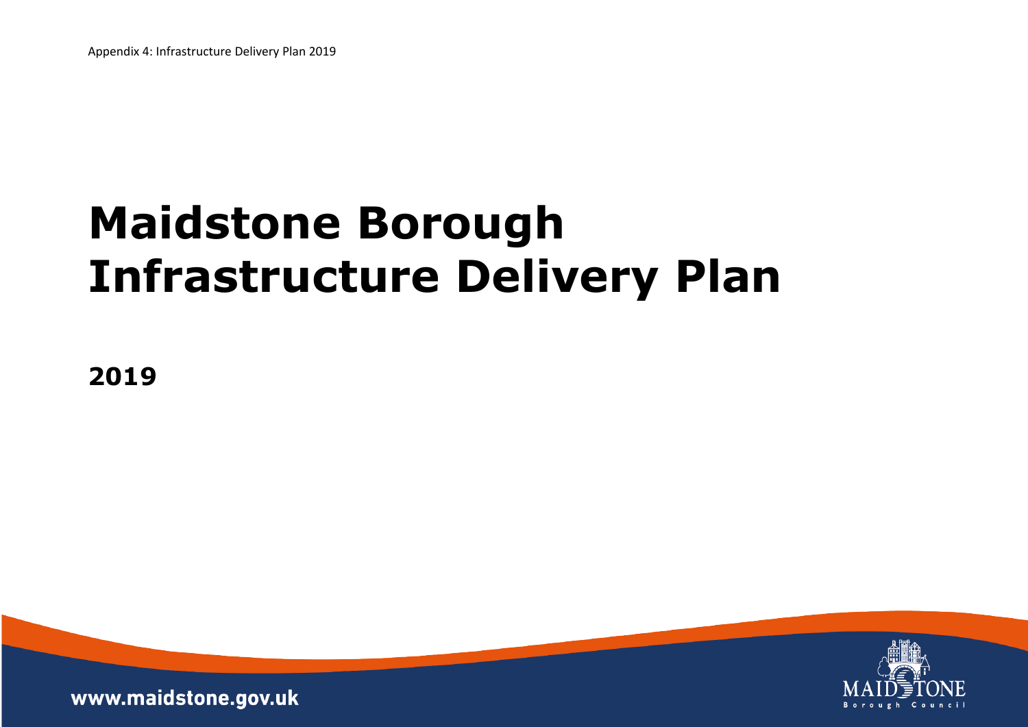Appendix 4: Infrastructure Delivery Plan 2019

# Maidstone Borough Infrastructure Delivery Plan

**2019**

www.maidstone.gov.uk

MAIDSTONE Borough Council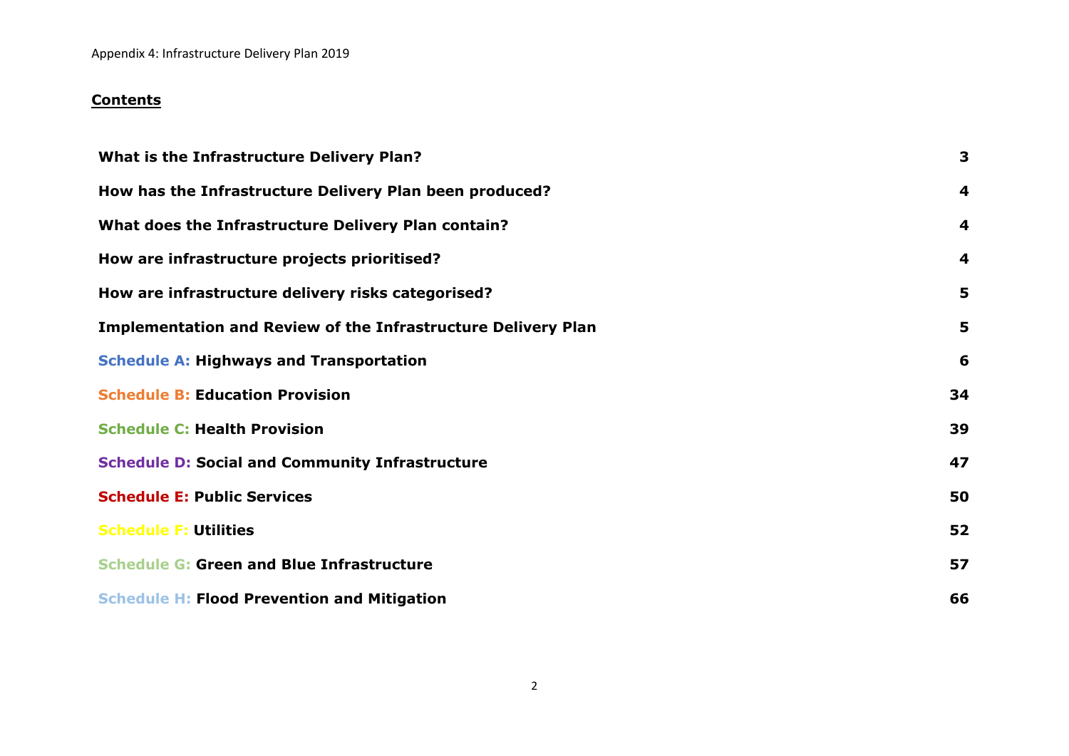## Contents

| | |
|---|---|
| **What is the Infrastructure Delivery Plan?** | **3** |
| **How has the Infrastructure Delivery Plan been produced?** | **4** |
| **What does the Infrastructure Delivery Plan contain?** | **4** |
| **How are infrastructure projects prioritised?** | **4** |
| **How are infrastructure delivery risks categorised?** | **5** |
| **Implementation and Review of the Infrastructure Delivery Plan** | **5** |
| **Schedule A: Highways and Transportation** | **6** |
| **Schedule B: Education Provision** | **34** |
| **Schedule C: Health Provision** | **39** |
| **Schedule D: Social and Community Infrastructure** | **47** |
| **Schedule E: Public Services** | **50** |
| **Schedule F: Utilities** | **52** |
| **Schedule G: Green and Blue Infrastructure** | **57** |
| **Schedule H: Flood Prevention and Mitigation** | **66** |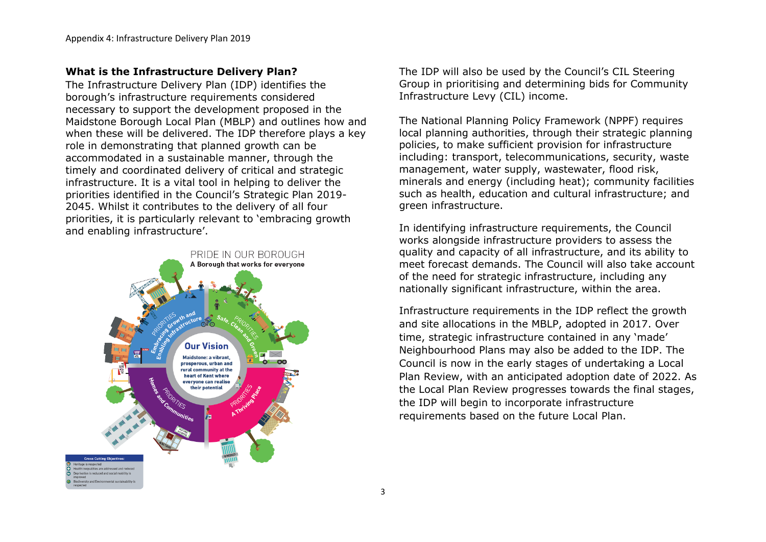## What is the Infrastructure Delivery Plan?

The Infrastructure Delivery Plan (IDP) identifies the borough's infrastructure requirements considered necessary to support the development proposed in the Maidstone Borough Local Plan (MBLP) and outlines how and when these will be delivered. The IDP therefore plays a key role in demonstrating that planned growth can be accommodated in a sustainable manner, through the timely and coordinated delivery of critical and strategic infrastructure. It is a vital tool in helping to deliver the priorities identified in the Council's Strategic Plan 2019-2045. Whilst it contributes to the delivery of all four priorities, it is particularly relevant to 'embracing growth and enabling infrastructure'.

The IDP will also be used by the Council's CIL Steering Group in prioritising and determining bids for Community Infrastructure Levy (CIL) income.

The National Planning Policy Framework (NPPF) requires local planning authorities, through their strategic planning policies, to make sufficient provision for infrastructure including: transport, telecommunications, security, waste management, water supply, wastewater, flood risk, minerals and energy (including heat); community facilities such as health, education and cultural infrastructure; and green infrastructure.

In identifying infrastructure requirements, the Council works alongside infrastructure providers to assess the quality and capacity of all infrastructure, and its ability to meet forecast demands. The Council will also take account of the need for strategic infrastructure, including any nationally significant infrastructure, within the area.

Infrastructure requirements in the IDP reflect the growth and site allocations in the MBLP, adopted in 2017. Over time, strategic infrastructure contained in any 'made' Neighbourhood Plans may also be added to the IDP. The Council is now in the early stages of undertaking a Local Plan Review, with an anticipated adoption date of 2022. As the Local Plan Review progresses towards the final stages, the IDP will begin to incorporate infrastructure requirements based on the future Local Plan.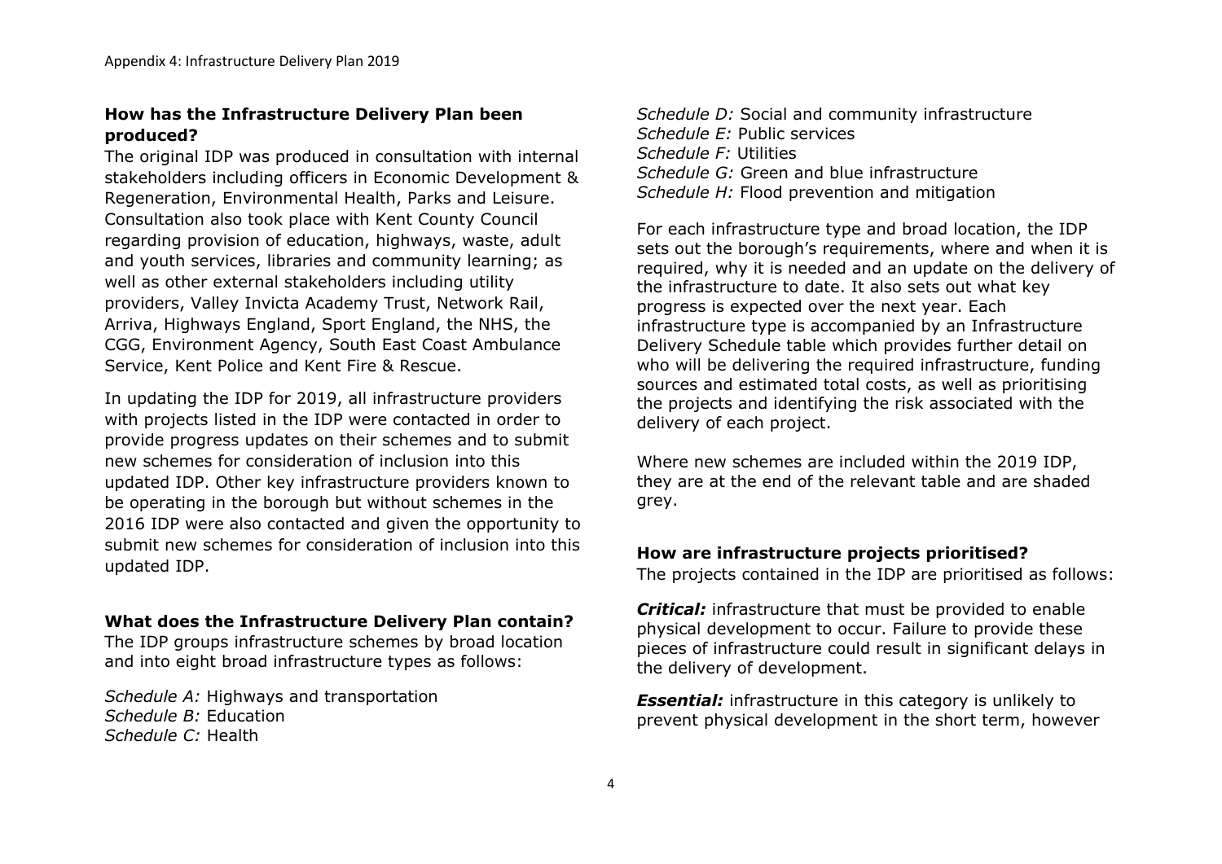## How has the Infrastructure Delivery Plan been produced?

The original IDP was produced in consultation with internal stakeholders including officers in Economic Development & Regeneration, Environmental Health, Parks and Leisure. Consultation also took place with Kent County Council regarding provision of education, highways, waste, adult and youth services, libraries and community learning; as well as other external stakeholders including utility providers, Valley Invicta Academy Trust, Network Rail, Arriva, Highways England, Sport England, the NHS, the CGG, Environment Agency, South East Coast Ambulance Service, Kent Police and Kent Fire & Rescue.

In updating the IDP for 2019, all infrastructure providers with projects listed in the IDP were contacted in order to provide progress updates on their schemes and to submit new schemes for consideration of inclusion into this updated IDP. Other key infrastructure providers known to be operating in the borough but without schemes in the 2016 IDP were also contacted and given the opportunity to submit new schemes for consideration of inclusion into this updated IDP.

## What does the Infrastructure Delivery Plan contain?

The IDP groups infrastructure schemes by broad location and into eight broad infrastructure types as follows:

*Schedule A:* Highways and transportation
*Schedule B:* Education
*Schedule C:* Health
*Schedule D:* Social and community infrastructure
*Schedule E:* Public services
*Schedule F:* Utilities
*Schedule G:* Green and blue infrastructure
*Schedule H:* Flood prevention and mitigation

For each infrastructure type and broad location, the IDP sets out the borough's requirements, where and when it is required, why it is needed and an update on the delivery of the infrastructure to date. It also sets out what key progress is expected over the next year. Each infrastructure type is accompanied by an Infrastructure Delivery Schedule table which provides further detail on who will be delivering the required infrastructure, funding sources and estimated total costs, as well as prioritising the projects and identifying the risk associated with the delivery of each project.

Where new schemes are included within the 2019 IDP, they are at the end of the relevant table and are shaded grey.

## How are infrastructure projects prioritised?

The projects contained in the IDP are prioritised as follows:

***Critical:*** infrastructure that must be provided to enable physical development to occur. Failure to provide these pieces of infrastructure could result in significant delays in the delivery of development.

***Essential:*** infrastructure in this category is unlikely to prevent physical development in the short term, however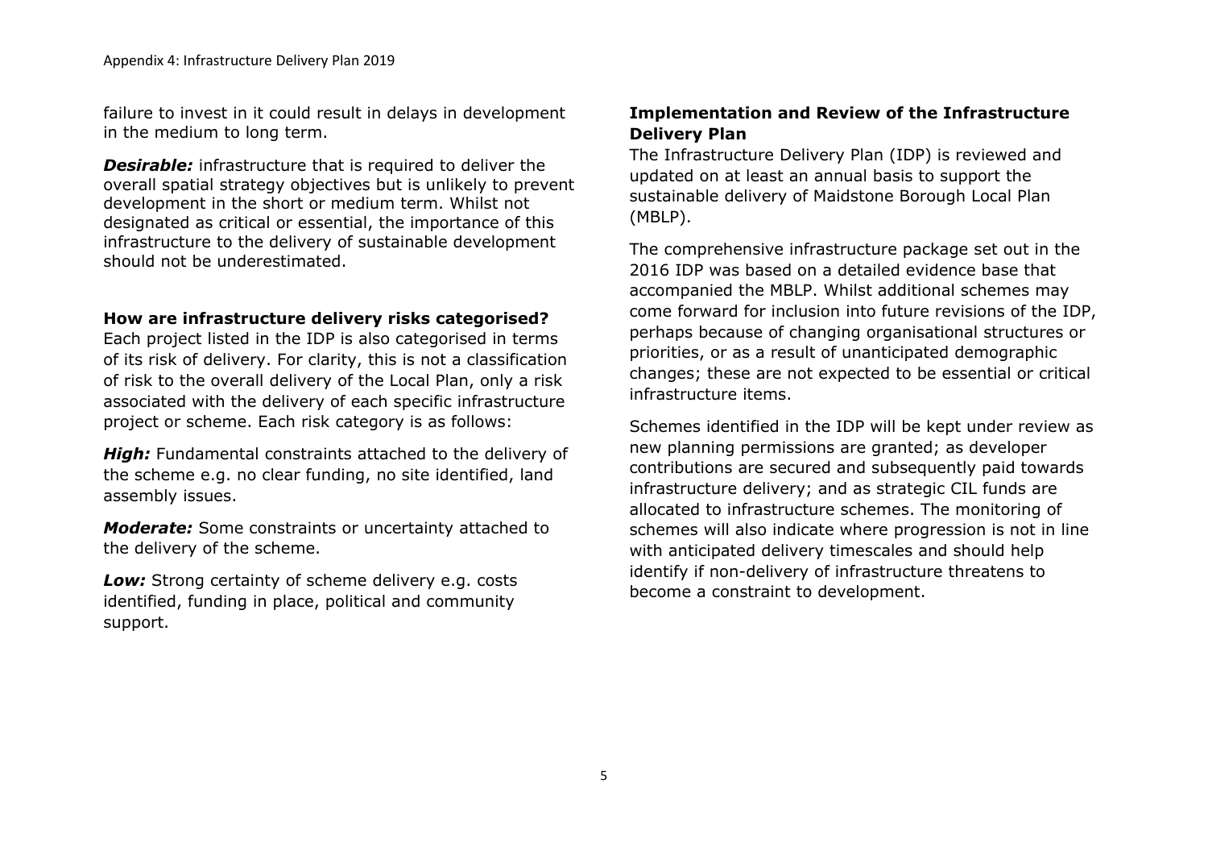failure to invest in it could result in delays in development in the medium to long term.

***Desirable:*** infrastructure that is required to deliver the overall spatial strategy objectives but is unlikely to prevent development in the short or medium term. Whilst not designated as critical or essential, the importance of this infrastructure to the delivery of sustainable development should not be underestimated.

**How are infrastructure delivery risks categorised?**

Each project listed in the IDP is also categorised in terms of its risk of delivery. For clarity, this is not a classification of risk to the overall delivery of the Local Plan, only a risk associated with the delivery of each specific infrastructure project or scheme. Each risk category is as follows:

***High:*** Fundamental constraints attached to the delivery of the scheme e.g. no clear funding, no site identified, land assembly issues.

***Moderate:*** Some constraints or uncertainty attached to the delivery of the scheme.

***Low:*** Strong certainty of scheme delivery e.g. costs identified, funding in place, political and community support.

**Implementation and Review of the Infrastructure Delivery Plan**

The Infrastructure Delivery Plan (IDP) is reviewed and updated on at least an annual basis to support the sustainable delivery of Maidstone Borough Local Plan (MBLP).

The comprehensive infrastructure package set out in the 2016 IDP was based on a detailed evidence base that accompanied the MBLP. Whilst additional schemes may come forward for inclusion into future revisions of the IDP, perhaps because of changing organisational structures or priorities, or as a result of unanticipated demographic changes; these are not expected to be essential or critical infrastructure items.

Schemes identified in the IDP will be kept under review as new planning permissions are granted; as developer contributions are secured and subsequently paid towards infrastructure delivery; and as strategic CIL funds are allocated to infrastructure schemes. The monitoring of schemes will also indicate where progression is not in line with anticipated delivery timescales and should help identify if non-delivery of infrastructure threatens to become a constraint to development.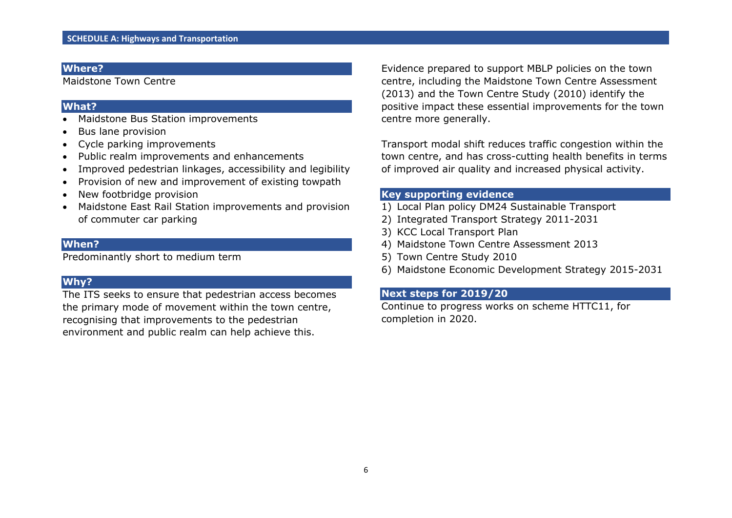## SCHEDULE A: Highways and Transportation

### Where?

Maidstone Town Centre

### What?

- Maidstone Bus Station improvements
- Bus lane provision
- Cycle parking improvements
- Public realm improvements and enhancements
- Improved pedestrian linkages, accessibility and legibility
- Provision of new and improvement of existing towpath
- New footbridge provision
- Maidstone East Rail Station improvements and provision of commuter car parking

### When?

Predominantly short to medium term

### Why?

The ITS seeks to ensure that pedestrian access becomes the primary mode of movement within the town centre, recognising that improvements to the pedestrian environment and public realm can help achieve this.

Evidence prepared to support MBLP policies on the town centre, including the Maidstone Town Centre Assessment (2013) and the Town Centre Study (2010) identify the positive impact these essential improvements for the town centre more generally.

Transport modal shift reduces traffic congestion within the town centre, and has cross-cutting health benefits in terms of improved air quality and increased physical activity.

### Key supporting evidence

1) Local Plan policy DM24 Sustainable Transport
2) Integrated Transport Strategy 2011-2031
3) KCC Local Transport Plan
4) Maidstone Town Centre Assessment 2013
5) Town Centre Study 2010
6) Maidstone Economic Development Strategy 2015-2031

### Next steps for 2019/20

Continue to progress works on scheme HTTC11, for completion in 2020.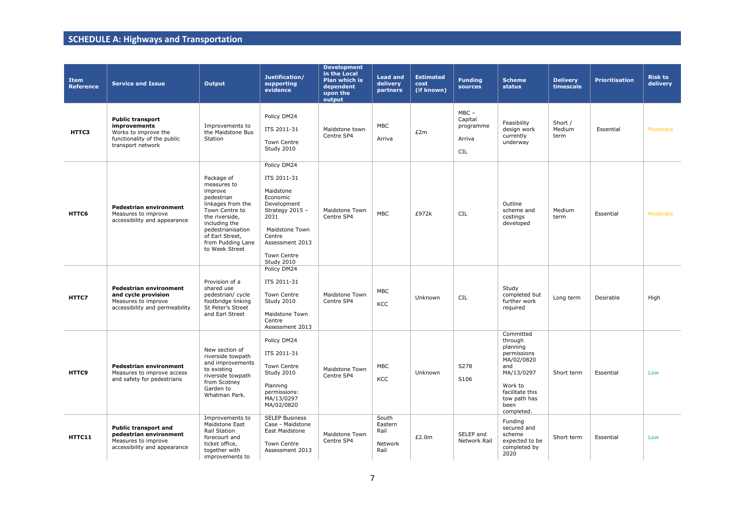## SCHEDULE A: Highways and Transportation

| Item Reference | Service and Issue | Output | Justification/ supporting evidence | Development in the Local Plan which is dependent upon the output | Lead and delivery partners | Estimated cost (if known) | Funding sources | Scheme status | Delivery timescale | Prioritisation | Risk to delivery |
|---|---|---|---|---|---|---|---|---|---|---|---|
| HTTC3 | **Public transport improvements** Works to improve the functionality of the public transport network | Improvements to the Maidstone Bus Station | Policy DM24<br><br>ITS 2011-31<br><br>Town Centre Study 2010 | Maidstone town Centre SP4 | MBC<br><br>Arriva | £2m | MBC – Capital programme<br><br>Arriva<br><br>CIL | Feasibility design work currently underway | Short / Medium term | Essential | Moderate |
| HTTC6 | **Pedestrian environment** Measures to improve accessibility and appearance | Package of measures to improve pedestrian linkages from the Town Centre to the riverside, including the pedestrianisation of Earl Street, from Pudding Lane to Week Street | Policy DM24<br><br>ITS 2011-31<br><br>Maidstone Economic Development Strategy 2015 – 2031<br><br>Maidstone Town Centre Assessment 2013<br><br>Town Centre Study 2010 | Maidstone Town Centre SP4 | MBC | £972k | CIL | Outline scheme and costings developed | Medium term | Essential | Moderate |
| HTTC7 | **Pedestrian environment and cycle provision** Measures to improve accessibility and permeability | Provision of a shared use pedestrian/ cycle footbridge linking St Peter's Street and Earl Street | Policy DM24<br><br>ITS 2011-31<br><br>Town Centre Study 2010<br><br>Maidstone Town Centre Assessment 2013 | Maidstone Town Centre SP4 | MBC<br><br>KCC | Unknown | CIL | Study completed but further work required | Long term | Desirable | High |
| HTTC9 | **Pedestrian environment** Measures to improve access and safety for pedestrians | New section of riverside towpath and improvements to existing riverside towpath from Scotney Garden to Whatman Park. | Policy DM24<br><br>ITS 2011-31<br><br>Town Centre Study 2010<br><br>Planning permissions: MA/13/0297 MA/02/0820 | Maidstone Town Centre SP4 | MBC<br><br>KCC | Unknown | S278<br><br>S106 | Committed through planning permissions MA/02/0820 and MA/13/0297<br><br>Work to facilitate this tow path has been completed. | Short term | Essential | Low |
| HTTC11 | **Public transport and pedestrian environment** Measures to improve accessibility and appearance | Improvements to Maidstone East Rail Station forecourt and ticket office, together with improvements to | SELEP Business Case - Maidstone East Maidstone<br><br>Town Centre Assessment 2013 | Maidstone Town Centre SP4 | South Eastern Rail<br><br>Network Rail | £2.0m | SELEP and Network Rail | Funding secured and scheme expected to be completed by 2020 | Short term | Essential | Low |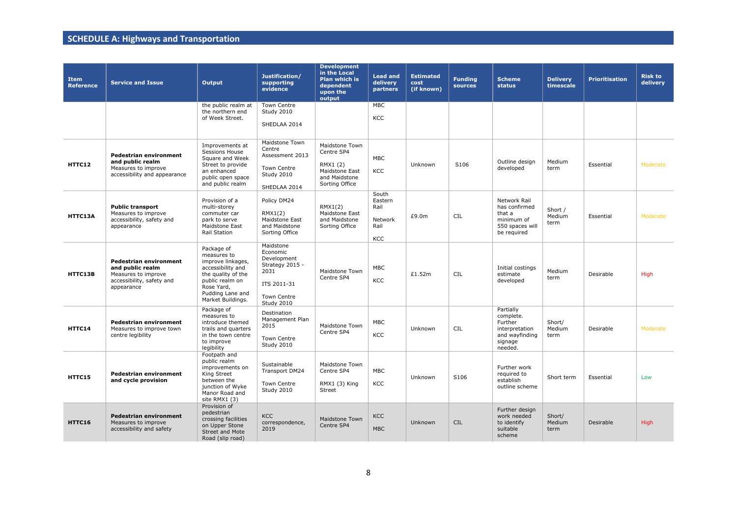## SCHEDULE A: Highways and Transportation

| Item Reference | Service and Issue | Output | Justification/ supporting evidence | Development in the Local Plan which is dependent upon the output | Lead and delivery partners | Estimated cost (if known) | Funding sources | Scheme status | Delivery timescale | Prioritisation | Risk to delivery |
|---|---|---|---|---|---|---|---|---|---|---|---|
| | | the public realm at the northern end of Week Street. | Town Centre Study 2010<br><br>SHEDLAA 2014 | | MBC<br><br>KCC | | | | | | |
| HTTC12 | **Pedestrian environment and public realm** Measures to improve accessibility and appearance | Improvements at Sessions House Square and Week Street to provide an enhanced public open space and public realm | Maidstone Town Centre Assessment 2013<br><br>Town Centre Study 2010<br><br>SHEDLAA 2014 | Maidstone Town Centre SP4<br><br>RMX1 (2) Maidstone East and Maidstone Sorting Office | MBC<br><br>KCC | Unknown | S106 | Outline design developed | Medium term | Essential | Moderate |
| HTTC13A | **Public transport** Measures to improve accessibility, safety and appearance | Provision of a multi-storey commuter car park to serve Maidstone East Rail Station | Policy DM24<br><br>RMX1(2) Maidstone East and Maidstone Sorting Office | RMX1(2) Maidstone East and Maidstone Sorting Office | South Eastern Rail<br><br>Network Rail<br><br>KCC | £9.0m | CIL | Network Rail has confirmed that a minimum of 550 spaces will be required | Short / Medium term | Essential | Moderate |
| HTTC13B | **Pedestrian environment and public realm** Measures to improve accessibility, safety and appearance | Package of measures to improve linkages, accessibility and the quality of the public realm on Rose Yard, Pudding Lane and Market Buildings. | Maidstone Economic Development Strategy 2015 - 2031<br><br>ITS 2011-31<br><br>Town Centre Study 2010 | Maidstone Town Centre SP4 | MBC<br><br>KCC | £1.52m | CIL | Initial costings estimate developed | Medium term | Desirable | High |
| HTTC14 | **Pedestrian environment** Measures to improve town centre legibility | Package of measures to introduce themed trails and quarters in the town centre to improve legibility | Destination Management Plan 2015<br><br>Town Centre Study 2010 | Maidstone Town Centre SP4 | MBC<br><br>KCC | Unknown | CIL | Partially complete. Further interpretation and wayfinding signage needed. | Short/ Medium term | Desirable | Moderate |
| HTTC15 | **Pedestrian environment and cycle provision** | Footpath and public realm improvements on King Street between the junction of Wyke Manor Road and site RMX1 (3) | Sustainable Transport DM24<br><br>Town Centre Study 2010 | Maidstone Town Centre SP4<br><br>RMX1 (3) King Street | MBC<br><br>KCC | Unknown | S106 | Further work required to establish outline scheme | Short term | Essential | Low |
| HTTC16 | **Pedestrian environment** Measures to improve accessibility and safety | Provision of pedestrian crossing facilities on Upper Stone Street and Mote Road (slip road) | KCC correspondence, 2019 | Maidstone Town Centre SP4 | KCC<br><br>MBC | Unknown | CIL | Further design work needed to identify suitable scheme | Short/ Medium term | Desirable | High |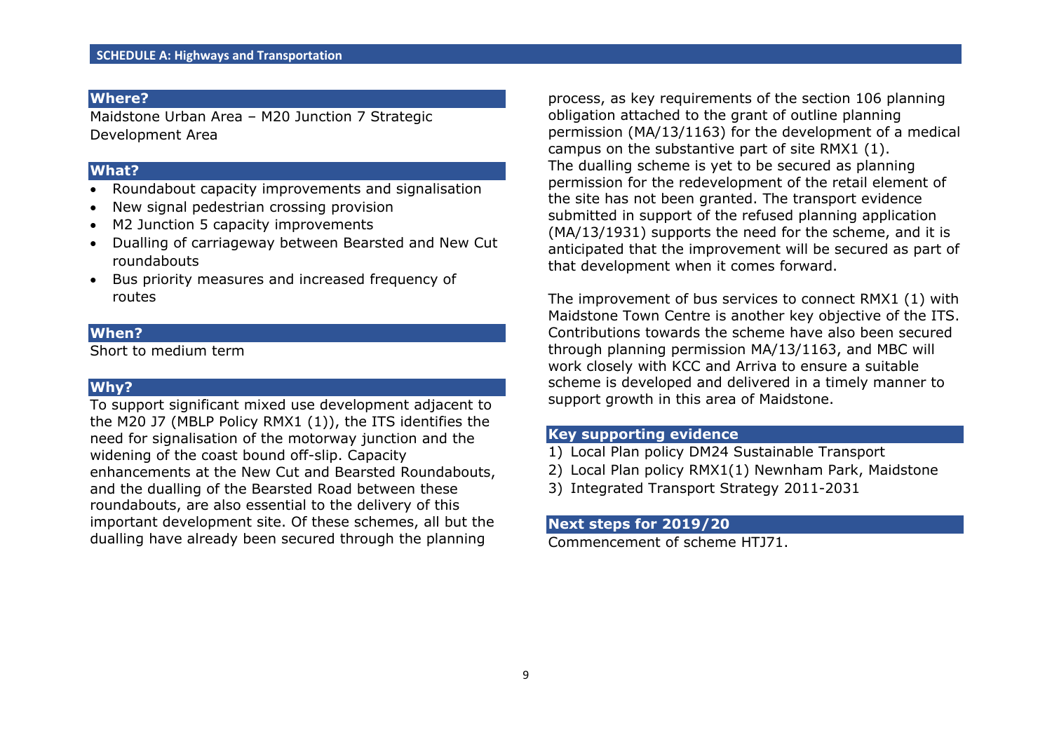**SCHEDULE A: Highways and Transportation**

## Where?

Maidstone Urban Area – M20 Junction 7 Strategic Development Area

## What?

- Roundabout capacity improvements and signalisation
- New signal pedestrian crossing provision
- M2 Junction 5 capacity improvements
- Dualling of carriageway between Bearsted and New Cut roundabouts
- Bus priority measures and increased frequency of routes

## When?

Short to medium term

## Why?

To support significant mixed use development adjacent to the M20 J7 (MBLP Policy RMX1 (1)), the ITS identifies the need for signalisation of the motorway junction and the widening of the coast bound off-slip. Capacity enhancements at the New Cut and Bearsted Roundabouts, and the dualling of the Bearsted Road between these roundabouts, are also essential to the delivery of this important development site. Of these schemes, all but the dualling have already been secured through the planning process, as key requirements of the section 106 planning obligation attached to the grant of outline planning permission (MA/13/1163) for the development of a medical campus on the substantive part of site RMX1 (1). The dualling scheme is yet to be secured as planning permission for the redevelopment of the retail element of the site has not been granted. The transport evidence submitted in support of the refused planning application (MA/13/1931) supports the need for the scheme, and it is anticipated that the improvement will be secured as part of that development when it comes forward.

The improvement of bus services to connect RMX1 (1) with Maidstone Town Centre is another key objective of the ITS. Contributions towards the scheme have also been secured through planning permission MA/13/1163, and MBC will work closely with KCC and Arriva to ensure a suitable scheme is developed and delivered in a timely manner to support growth in this area of Maidstone.

## Key supporting evidence

1) Local Plan policy DM24 Sustainable Transport
2) Local Plan policy RMX1(1) Newnham Park, Maidstone
3) Integrated Transport Strategy 2011-2031

## Next steps for 2019/20

Commencement of scheme HTJ71.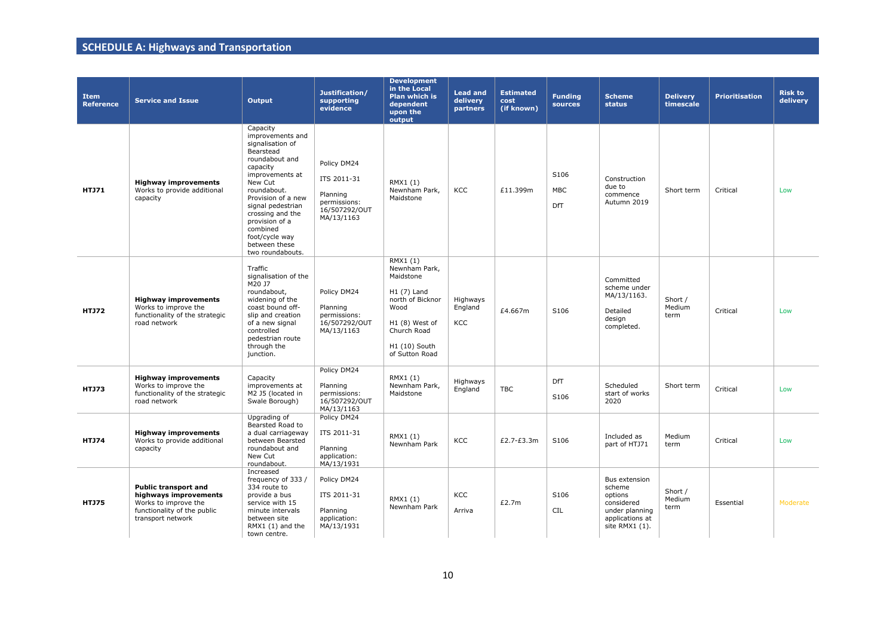## SCHEDULE A: Highways and Transportation

| Item Reference | Service and Issue | Output | Justification/ supporting evidence | Development in the Local Plan which is dependent upon the output | Lead and delivery partners | Estimated cost (if known) | Funding sources | Scheme status | Delivery timescale | Prioritisation | Risk to delivery |
|---|---|---|---|---|---|---|---|---|---|---|---|
| **HTJ71** | **Highway improvements** Works to provide additional capacity | Capacity improvements and signalisation of Bearstead roundabout and capacity improvements at New Cut roundabout. Provision of a new signal pedestrian crossing and the provision of a combined foot/cycle way between these two roundabouts. | Policy DM24<br><br>ITS 2011-31<br><br>Planning permissions: 16/507292/OUT MA/13/1163 | RMX1 (1) Newnham Park, Maidstone | KCC | £11.399m | S106<br><br>MBC<br><br>DfT | Construction due to commence Autumn 2019 | Short term | Critical | Low |
| **HTJ72** | **Highway improvements** Works to improve the functionality of the strategic road network | Traffic signalisation of the M20 J7 roundabout, widening of the coast bound off-slip and creation of a new signal controlled pedestrian route through the junction. | Policy DM24<br><br>Planning permissions: 16/507292/OUT MA/13/1163 | RMX1 (1) Newnham Park, Maidstone<br><br>H1 (7) Land north of Bicknor Wood<br><br>H1 (8) West of Church Road<br><br>H1 (10) South of Sutton Road | Highways England<br><br>KCC | £4.667m | S106 | Committed scheme under MA/13/1163.<br><br>Detailed design completed. | Short / Medium term | Critical | Low |
| **HTJ73** | **Highway improvements** Works to improve the functionality of the strategic road network | Capacity improvements at M2 J5 (located in Swale Borough) | Policy DM24<br><br>Planning permissions: 16/507292/OUT MA/13/1163 | RMX1 (1) Newnham Park, Maidstone | Highways England | TBC | DfT<br><br>S106 | Scheduled start of works 2020 | Short term | Critical | Low |
| **HTJ74** | **Highway improvements** Works to provide additional capacity | Upgrading of Bearsted Road to a dual carriageway between Bearsted roundabout and New Cut roundabout. | Policy DM24<br><br>ITS 2011-31<br><br>Planning application: MA/13/1931 | RMX1 (1) Newnham Park | KCC | £2.7-£3.3m | S106 | Included as part of HTJ71 | Medium term | Critical | Low |
| **HTJ75** | **Public transport and highways improvements** Works to improve the functionality of the public transport network | Increased frequency of 333 / 334 route to provide a bus service with 15 minute intervals between site RMX1 (1) and the town centre. | Policy DM24<br><br>ITS 2011-31<br><br>Planning application: MA/13/1931 | RMX1 (1) Newnham Park | KCC<br><br>Arriva | £2.7m | S106<br><br>CIL | Bus extension scheme options considered under planning applications at site RMX1 (1). | Short / Medium term | Essential | Moderate |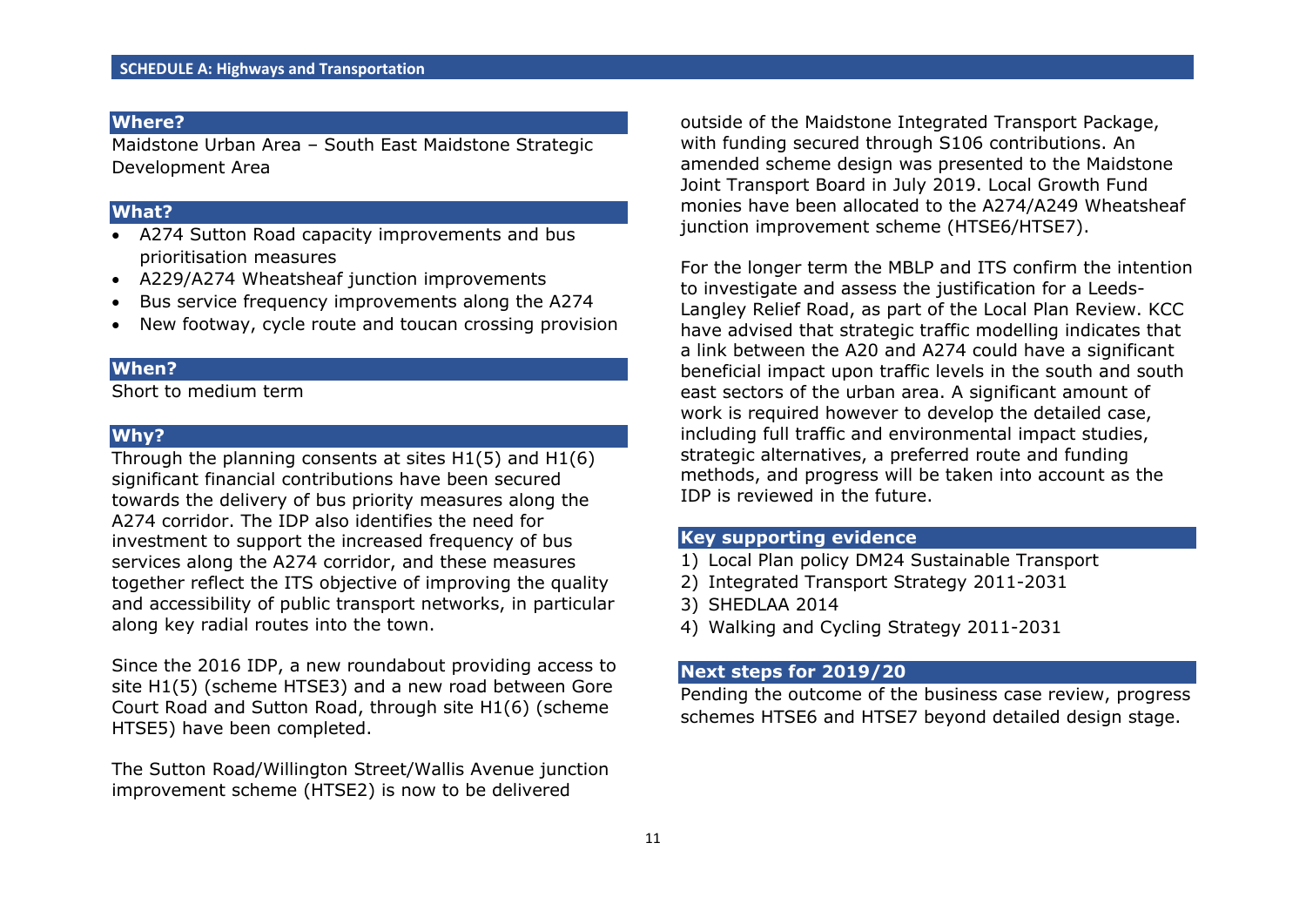## SCHEDULE A: Highways and Transportation

### Where?

Maidstone Urban Area – South East Maidstone Strategic Development Area

### What?

- A274 Sutton Road capacity improvements and bus prioritisation measures
- A229/A274 Wheatsheaf junction improvements
- Bus service frequency improvements along the A274
- New footway, cycle route and toucan crossing provision

### When?

Short to medium term

### Why?

Through the planning consents at sites H1(5) and H1(6) significant financial contributions have been secured towards the delivery of bus priority measures along the A274 corridor. The IDP also identifies the need for investment to support the increased frequency of bus services along the A274 corridor, and these measures together reflect the ITS objective of improving the quality and accessibility of public transport networks, in particular along key radial routes into the town.

Since the 2016 IDP, a new roundabout providing access to site H1(5) (scheme HTSE3) and a new road between Gore Court Road and Sutton Road, through site H1(6) (scheme HTSE5) have been completed.

The Sutton Road/Willington Street/Wallis Avenue junction improvement scheme (HTSE2) is now to be delivered outside of the Maidstone Integrated Transport Package, with funding secured through S106 contributions. An amended scheme design was presented to the Maidstone Joint Transport Board in July 2019. Local Growth Fund monies have been allocated to the A274/A249 Wheatsheaf junction improvement scheme (HTSE6/HTSE7).

For the longer term the MBLP and ITS confirm the intention to investigate and assess the justification for a Leeds-Langley Relief Road, as part of the Local Plan Review. KCC have advised that strategic traffic modelling indicates that a link between the A20 and A274 could have a significant beneficial impact upon traffic levels in the south and south east sectors of the urban area. A significant amount of work is required however to develop the detailed case, including full traffic and environmental impact studies, strategic alternatives, a preferred route and funding methods, and progress will be taken into account as the IDP is reviewed in the future.

### Key supporting evidence

1) Local Plan policy DM24 Sustainable Transport
2) Integrated Transport Strategy 2011-2031
3) SHEDLAA 2014
4) Walking and Cycling Strategy 2011-2031

### Next steps for 2019/20

Pending the outcome of the business case review, progress schemes HTSE6 and HTSE7 beyond detailed design stage.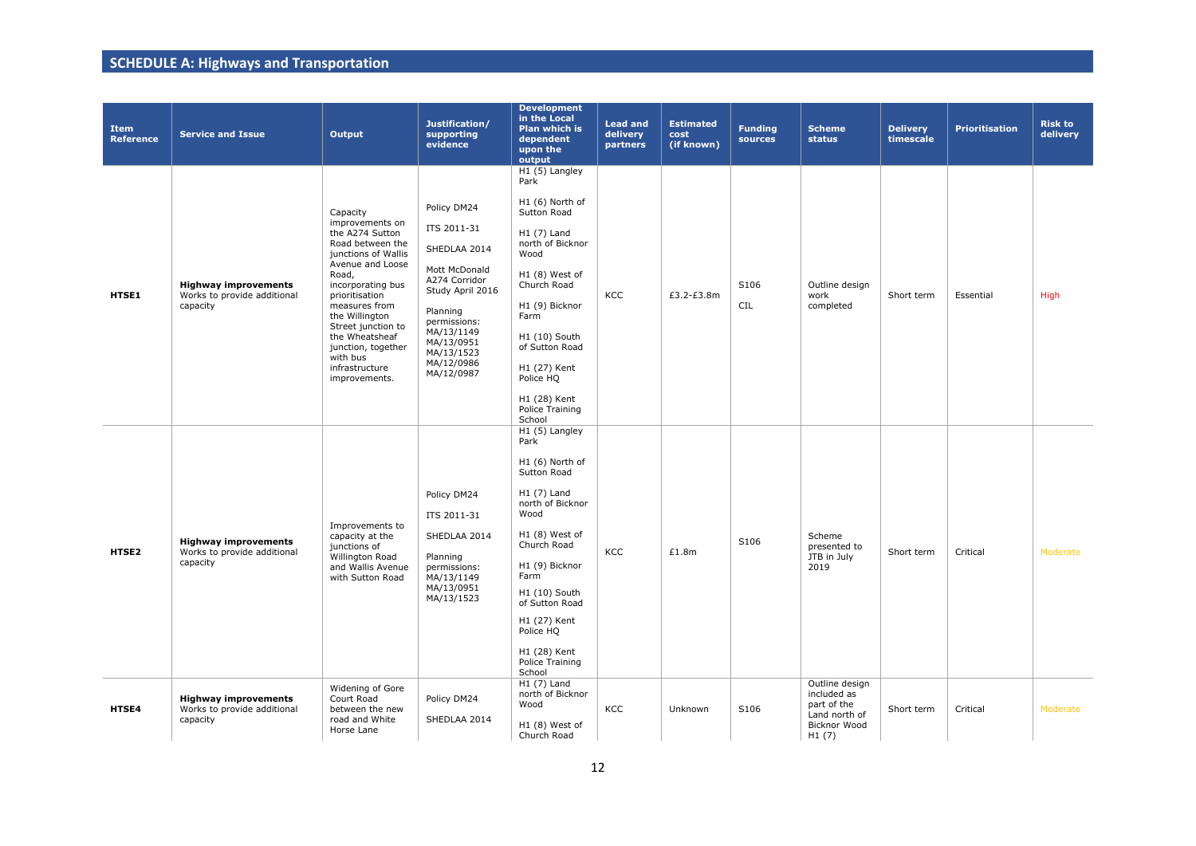## SCHEDULE A: Highways and Transportation

| Item Reference | Service and Issue | Output | Justification/ supporting evidence | Development in the Local Plan which is dependent upon the output | Lead and delivery partners | Estimated cost (if known) | Funding sources | Scheme status | Delivery timescale | Prioritisation | Risk to delivery |
|---|---|---|---|---|---|---|---|---|---|---|---|
| **HTSE1** | **Highway improvements** Works to provide additional capacity | Capacity improvements on the A274 Sutton Road between the junctions of Wallis Avenue and Loose Road, incorporating bus prioritisation measures from the Willington Street junction to the Wheatsheaf junction, together with bus infrastructure improvements. | Policy DM24<br><br>ITS 2011-31<br><br>SHEDLAA 2014<br><br>Mott McDonald A274 Corridor Study April 2016<br><br>Planning permissions: MA/13/1149 MA/13/0951 MA/13/1523 MA/12/0986 MA/12/0987 | H1 (5) Langley Park<br><br>H1 (6) North of Sutton Road<br><br>H1 (7) Land north of Bicknor Wood<br><br>H1 (8) West of Church Road<br><br>H1 (9) Bicknor Farm<br><br>H1 (10) South of Sutton Road<br><br>H1 (27) Kent Police HQ<br><br>H1 (28) Kent Police Training School | KCC | £3.2-£3.8m | S106<br><br>CIL | Outline design work completed | Short term | Essential | High |
| **HTSE2** | **Highway improvements** Works to provide additional capacity | Improvements to capacity at the junctions of Willington Road and Wallis Avenue with Sutton Road | Policy DM24<br><br>ITS 2011-31<br><br>SHEDLAA 2014<br><br>Planning permissions: MA/13/1149 MA/13/0951 MA/13/1523 | H1 (5) Langley Park<br><br>H1 (6) North of Sutton Road<br><br>H1 (7) Land north of Bicknor Wood<br><br>H1 (8) West of Church Road<br><br>H1 (9) Bicknor Farm<br><br>H1 (10) South of Sutton Road<br><br>H1 (27) Kent Police HQ<br><br>H1 (28) Kent Police Training School | KCC | £1.8m | S106 | Scheme presented to JTB in July 2019 | Short term | Critical | Moderate |
| **HTSE4** | **Highway improvements** Works to provide additional capacity | Widening of Gore Court Road between the new road and White Horse Lane | Policy DM24<br><br>SHEDLAA 2014 | H1 (7) Land north of Bicknor Wood<br><br>H1 (8) West of Church Road | KCC | Unknown | S106 | Outline design included as part of the Land north of Bicknor Wood H1 (7) | Short term | Critical | Moderate |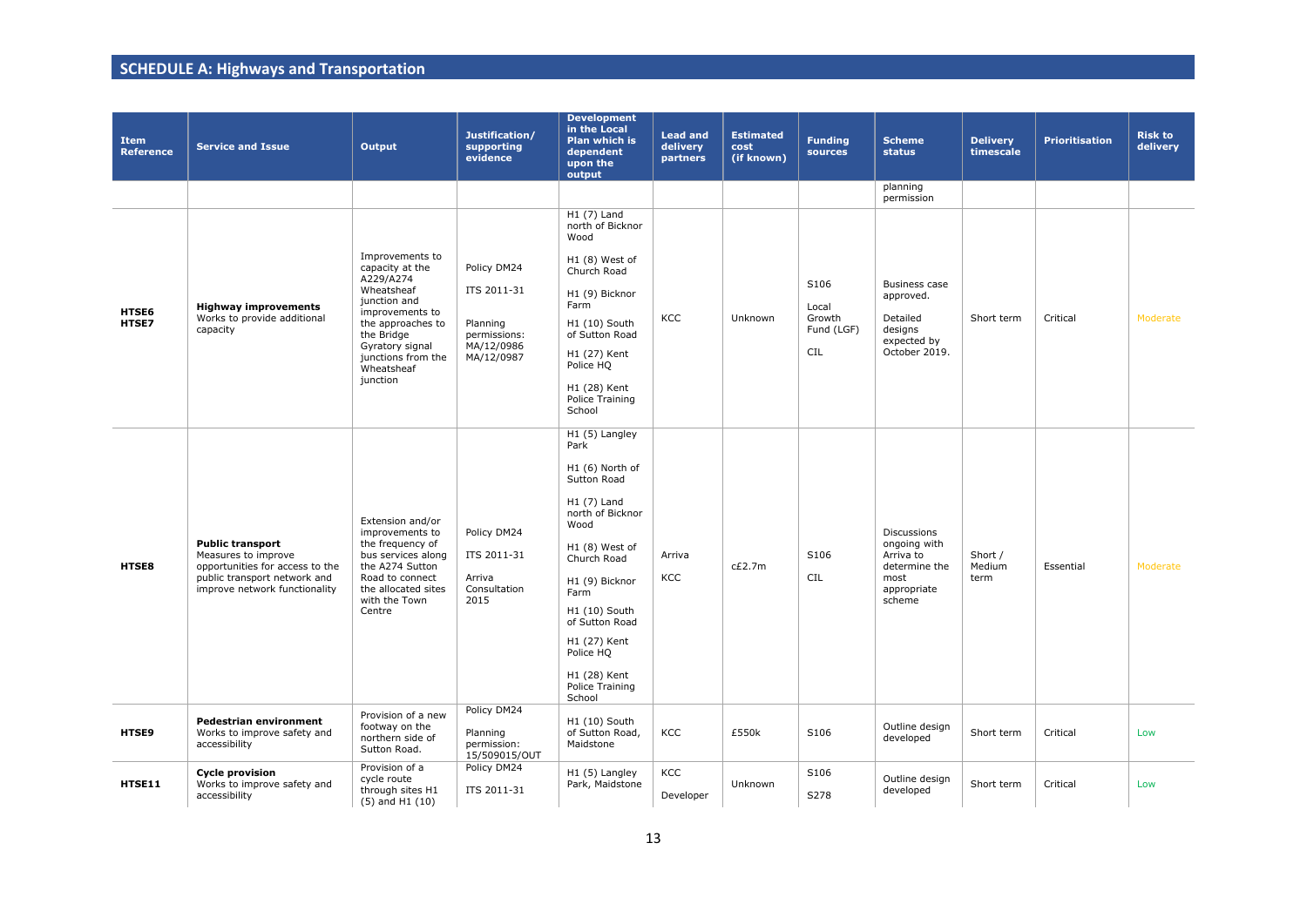## SCHEDULE A: Highways and Transportation

| Item Reference | Service and Issue | Output | Justification/ supporting evidence | Development in the Local Plan which is dependent upon the output | Lead and delivery partners | Estimated cost (if known) | Funding sources | Scheme status | Delivery timescale | Prioritisation | Risk to delivery |
|---|---|---|---|---|---|---|---|---|---|---|---|
| | | | | | | | | planning permission | | | |
| HTSE6 HTSE7 | **Highway improvements** Works to provide additional capacity | Improvements to capacity at the A229/A274 Wheatsheaf junction and improvements to the approaches to the Bridge Gyratory signal junctions from the Wheatsheaf junction | Policy DM24<br><br>ITS 2011-31<br><br>Planning permissions: MA/12/0986 MA/12/0987 | H1 (7) Land north of Bicknor Wood<br><br>H1 (8) West of Church Road<br><br>H1 (9) Bicknor Farm<br><br>H1 (10) South of Sutton Road<br><br>H1 (27) Kent Police HQ<br><br>H1 (28) Kent Police Training School | KCC | Unknown | S106<br><br>Local Growth Fund (LGF)<br><br>CIL | Business case approved.<br><br>Detailed designs expected by October 2019. | Short term | Critical | Moderate |
| HTSE8 | **Public transport** Measures to improve opportunities for access to the public transport network and improve network functionality | Extension and/or improvements to the frequency of bus services along the A274 Sutton Road to connect the allocated sites with the Town Centre | Policy DM24<br><br>ITS 2011-31<br><br>Arriva Consultation 2015 | H1 (5) Langley Park<br><br>H1 (6) North of Sutton Road<br><br>H1 (7) Land north of Bicknor Wood<br><br>H1 (8) West of Church Road<br><br>H1 (9) Bicknor Farm<br><br>H1 (10) South of Sutton Road<br><br>H1 (27) Kent Police HQ<br><br>H1 (28) Kent Police Training School | Arriva<br><br>KCC | c£2.7m | S106<br><br>CIL | Discussions ongoing with Arriva to determine the most appropriate scheme | Short / Medium term | Essential | Moderate |
| HTSE9 | **Pedestrian environment** Works to improve safety and accessibility | Provision of a new footway on the northern side of Sutton Road. | Policy DM24<br><br>Planning permission: 15/509015/OUT | H1 (10) South of Sutton Road, Maidstone | KCC | £550k | S106 | Outline design developed | Short term | Critical | Low |
| HTSE11 | **Cycle provision** Works to improve safety and accessibility | Provision of a cycle route through sites H1 (5) and H1 (10) | Policy DM24<br><br>ITS 2011-31 | H1 (5) Langley Park, Maidstone | KCC<br><br>Developer | Unknown | S106<br><br>S278 | Outline design developed | Short term | Critical | Low |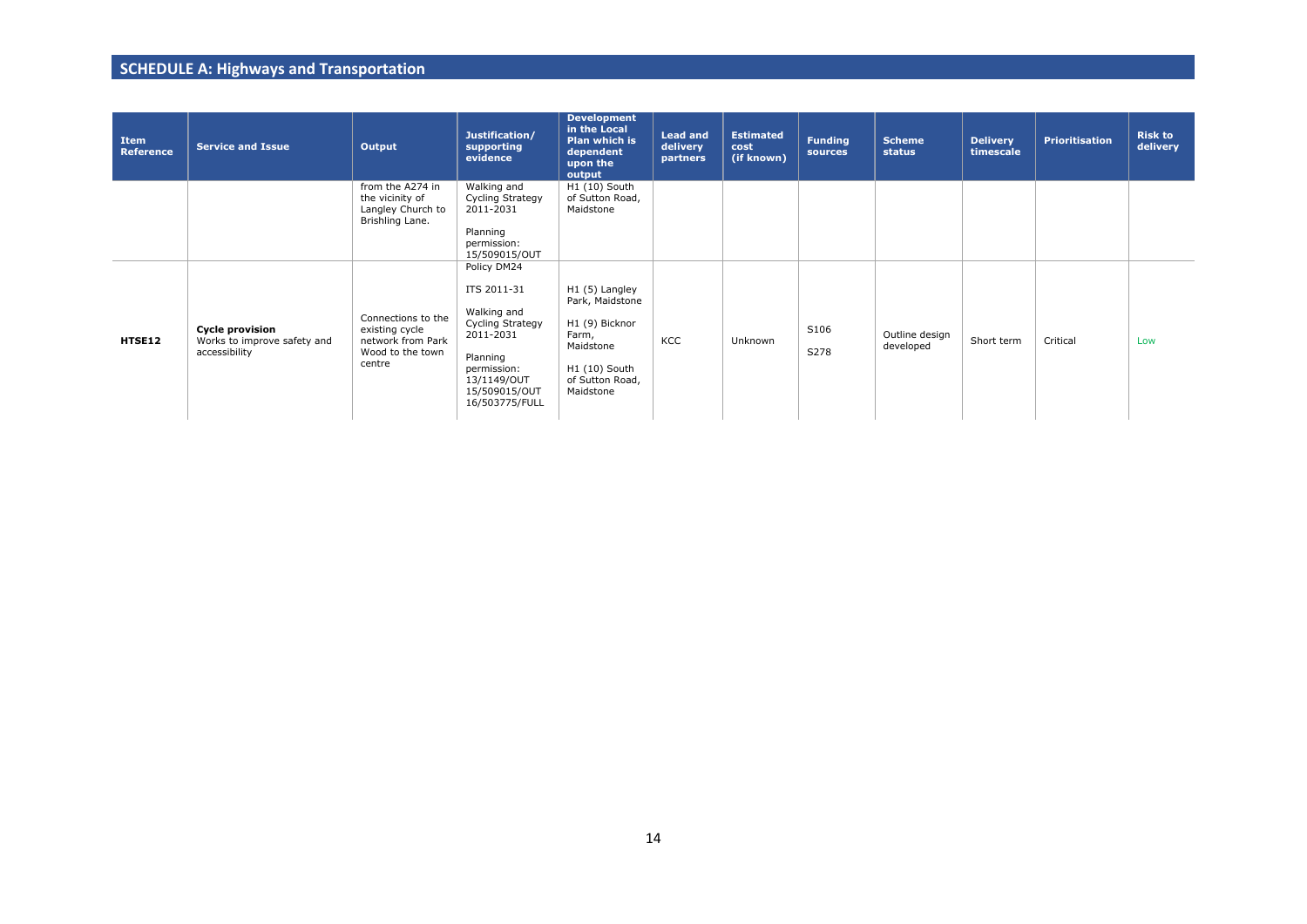## SCHEDULE A: Highways and Transportation

| Item Reference | Service and Issue | Output | Justification/ supporting evidence | Development in the Local Plan which is dependent upon the output | Lead and delivery partners | Estimated cost (if known) | Funding sources | Scheme status | Delivery timescale | Prioritisation | Risk to delivery |
|---|---|---|---|---|---|---|---|---|---|---|---|
| | | from the A274 in the vicinity of Langley Church to Brishling Lane. | Walking and Cycling Strategy 2011-2031<br><br>Planning permission: 15/509015/OUT | H1 (10) South of Sutton Road, Maidstone | | | | | | | |
| **HTSE12** | **Cycle provision**<br>Works to improve safety and accessibility | Connections to the existing cycle network from Park Wood to the town centre | Policy DM24<br><br>ITS 2011-31<br><br>Walking and Cycling Strategy 2011-2031<br><br>Planning permission: 13/1149/OUT 15/509015/OUT 16/503775/FULL | H1 (5) Langley Park, Maidstone<br><br>H1 (9) Bicknor Farm, Maidstone<br><br>H1 (10) South of Sutton Road, Maidstone | KCC | Unknown | S106<br><br>S278 | Outline design developed | Short term | Critical | Low |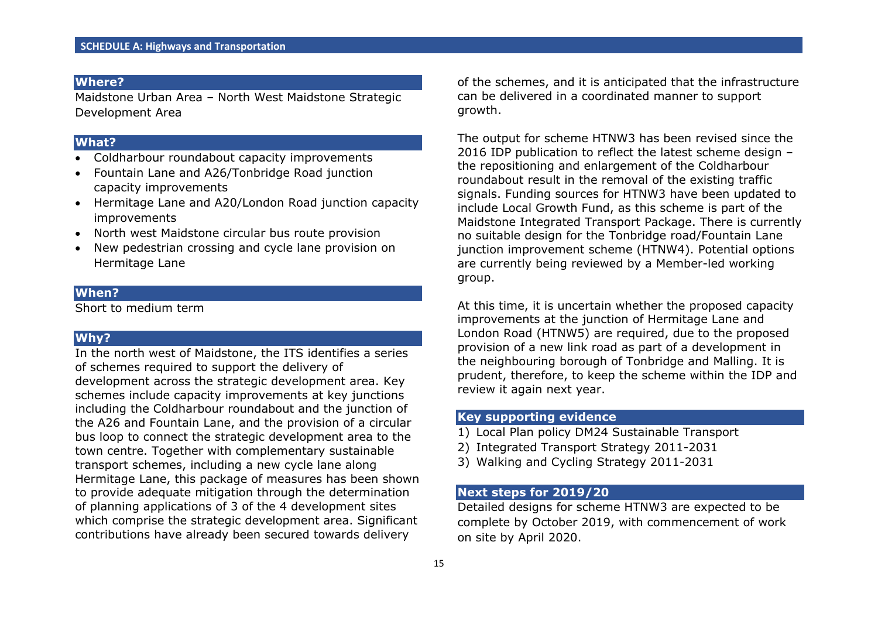## SCHEDULE A: Highways and Transportation

### Where?

Maidstone Urban Area – North West Maidstone Strategic Development Area

### What?

- Coldharbour roundabout capacity improvements
- Fountain Lane and A26/Tonbridge Road junction capacity improvements
- Hermitage Lane and A20/London Road junction capacity improvements
- North west Maidstone circular bus route provision
- New pedestrian crossing and cycle lane provision on Hermitage Lane

### When?

Short to medium term

### Why?

In the north west of Maidstone, the ITS identifies a series of schemes required to support the delivery of development across the strategic development area. Key schemes include capacity improvements at key junctions including the Coldharbour roundabout and the junction of the A26 and Fountain Lane, and the provision of a circular bus loop to connect the strategic development area to the town centre. Together with complementary sustainable transport schemes, including a new cycle lane along Hermitage Lane, this package of measures has been shown to provide adequate mitigation through the determination of planning applications of 3 of the 4 development sites which comprise the strategic development area. Significant contributions have already been secured towards delivery of the schemes, and it is anticipated that the infrastructure can be delivered in a coordinated manner to support growth.

The output for scheme HTNW3 has been revised since the 2016 IDP publication to reflect the latest scheme design – the repositioning and enlargement of the Coldharbour roundabout result in the removal of the existing traffic signals. Funding sources for HTNW3 have been updated to include Local Growth Fund, as this scheme is part of the Maidstone Integrated Transport Package. There is currently no suitable design for the Tonbridge road/Fountain Lane junction improvement scheme (HTNW4). Potential options are currently being reviewed by a Member-led working group.

At this time, it is uncertain whether the proposed capacity improvements at the junction of Hermitage Lane and London Road (HTNW5) are required, due to the proposed provision of a new link road as part of a development in the neighbouring borough of Tonbridge and Malling. It is prudent, therefore, to keep the scheme within the IDP and review it again next year.

### Key supporting evidence

1) Local Plan policy DM24 Sustainable Transport
2) Integrated Transport Strategy 2011-2031
3) Walking and Cycling Strategy 2011-2031

### Next steps for 2019/20

Detailed designs for scheme HTNW3 are expected to be complete by October 2019, with commencement of work on site by April 2020.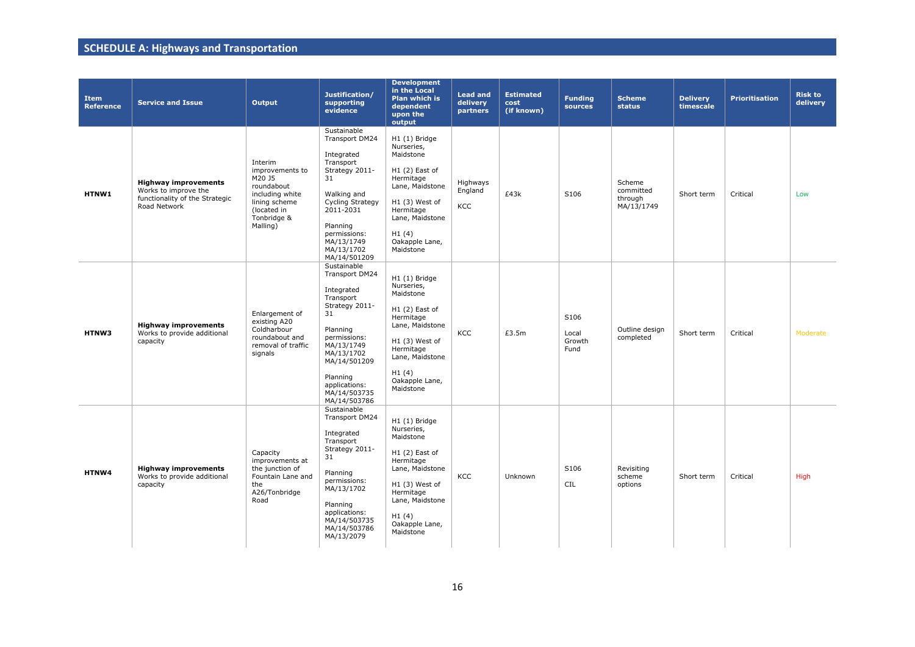## SCHEDULE A: Highways and Transportation

| Item Reference | Service and Issue | Output | Justification/ supporting evidence | Development in the Local Plan which is dependent upon the output | Lead and delivery partners | Estimated cost (if known) | Funding sources | Scheme status | Delivery timescale | Prioritisation | Risk to delivery |
|---|---|---|---|---|---|---|---|---|---|---|---|
| **HTNW1** | **Highway improvements** Works to improve the functionality of the Strategic Road Network | Interim improvements to M20 J5 roundabout including white lining scheme (located in Tonbridge & Malling) | Sustainable Transport DM24<br><br>Integrated Transport Strategy 2011-31<br><br>Walking and Cycling Strategy 2011-2031<br><br>Planning permissions: MA/13/1749 MA/13/1702 MA/14/501209 | H1 (1) Bridge Nurseries, Maidstone<br><br>H1 (2) East of Hermitage Lane, Maidstone<br><br>H1 (3) West of Hermitage Lane, Maidstone<br><br>H1 (4) Oakapple Lane, Maidstone | Highways England<br><br>KCC | £43k | S106 | Scheme committed through MA/13/1749 | Short term | Critical | Low |
| **HTNW3** | **Highway improvements** Works to provide additional capacity | Enlargement of existing A20 Coldharbour roundabout and removal of traffic signals | Sustainable Transport DM24<br><br>Integrated Transport Strategy 2011-31<br><br>Planning permissions: MA/13/1749 MA/13/1702 MA/14/501209<br><br>Planning applications: MA/14/503735 MA/14/503786 | H1 (1) Bridge Nurseries, Maidstone<br><br>H1 (2) East of Hermitage Lane, Maidstone<br><br>H1 (3) West of Hermitage Lane, Maidstone<br><br>H1 (4) Oakapple Lane, Maidstone | KCC | £3.5m | S106<br><br>Local Growth Fund | Outline design completed | Short term | Critical | Moderate |
| **HTNW4** | **Highway improvements** Works to provide additional capacity | Capacity improvements at the junction of Fountain Lane and the A26/Tonbridge Road | Sustainable Transport DM24<br><br>Integrated Transport Strategy 2011-31<br><br>Planning permissions: MA/13/1702<br><br>Planning applications: MA/14/503735 MA/14/503786 MA/13/2079 | H1 (1) Bridge Nurseries, Maidstone<br><br>H1 (2) East of Hermitage Lane, Maidstone<br><br>H1 (3) West of Hermitage Lane, Maidstone<br><br>H1 (4) Oakapple Lane, Maidstone | KCC | Unknown | S106<br><br>CIL | Revisiting scheme options | Short term | Critical | High |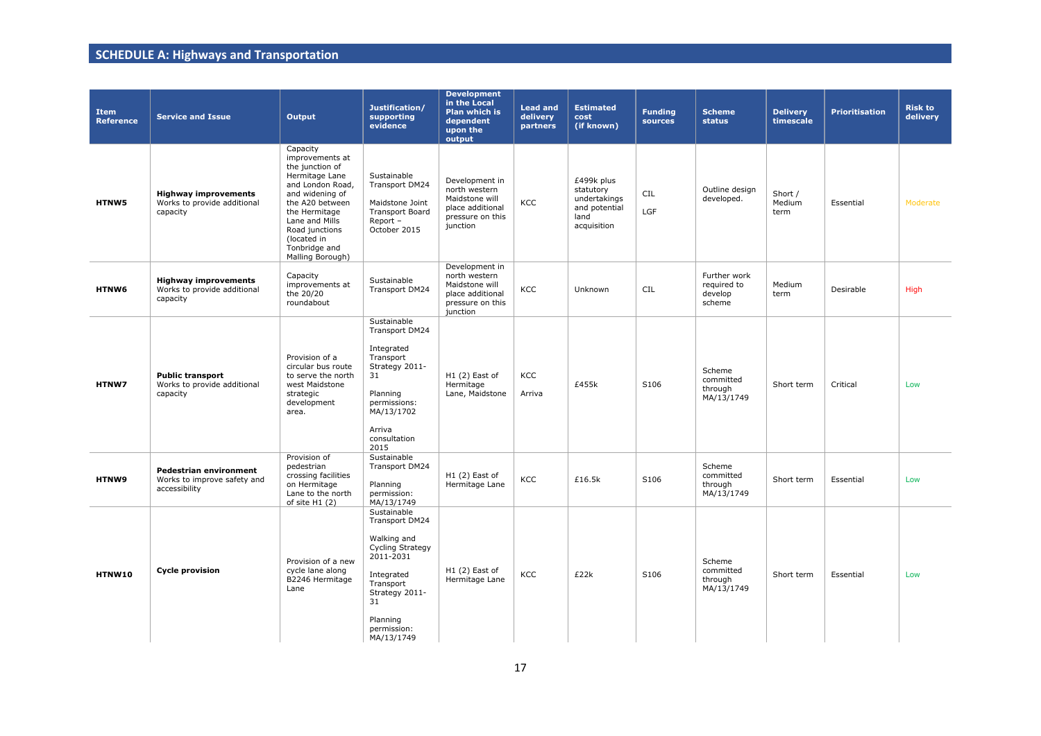## SCHEDULE A: Highways and Transportation

| Item Reference | Service and Issue | Output | Justification/ supporting evidence | Development in the Local Plan which is dependent upon the output | Lead and delivery partners | Estimated cost (if known) | Funding sources | Scheme status | Delivery timescale | Prioritisation | Risk to delivery |
|---|---|---|---|---|---|---|---|---|---|---|---|
| HTNW5 | **Highway improvements** Works to provide additional capacity | Capacity improvements at the junction of Hermitage Lane and London Road, and widening of the A20 between the Hermitage Lane and Mills Road junctions (located in Tonbridge and Malling Borough) | Sustainable Transport DM24<br><br>Maidstone Joint Transport Board Report – October 2015 | Development in north western Maidstone will place additional pressure on this junction | KCC | £499k plus statutory undertakings and potential land acquisition | CIL<br><br>LGF | Outline design developed. | Short / Medium term | Essential | Moderate |
| HTNW6 | **Highway improvements** Works to provide additional capacity | Capacity improvements at the 20/20 roundabout | Sustainable Transport DM24 | Development in north western Maidstone will place additional pressure on this junction | KCC | Unknown | CIL | Further work required to develop scheme | Medium term | Desirable | High |
| HTNW7 | **Public transport** Works to provide additional capacity | Provision of a circular bus route to serve the north west Maidstone strategic development area. | Sustainable Transport DM24<br><br>Integrated Transport Strategy 2011-31<br><br>Planning permissions: MA/13/1702<br><br>Arriva consultation 2015 | H1 (2) East of Hermitage Lane, Maidstone | KCC<br><br>Arriva | £455k | S106 | Scheme committed through MA/13/1749 | Short term | Critical | Low |
| HTNW9 | **Pedestrian environment** Works to improve safety and accessibility | Provision of pedestrian crossing facilities on Hermitage Lane to the north of site H1 (2) | Sustainable Transport DM24<br><br>Planning permission: MA/13/1749 | H1 (2) East of Hermitage Lane | KCC | £16.5k | S106 | Scheme committed through MA/13/1749 | Short term | Essential | Low |
| HTNW10 | **Cycle provision** | Provision of a new cycle lane along B2246 Hermitage Lane | Sustainable Transport DM24<br><br>Walking and Cycling Strategy 2011-2031<br><br>Integrated Transport Strategy 2011-31<br><br>Planning permission: MA/13/1749 | H1 (2) East of Hermitage Lane | KCC | £22k | S106 | Scheme committed through MA/13/1749 | Short term | Essential | Low |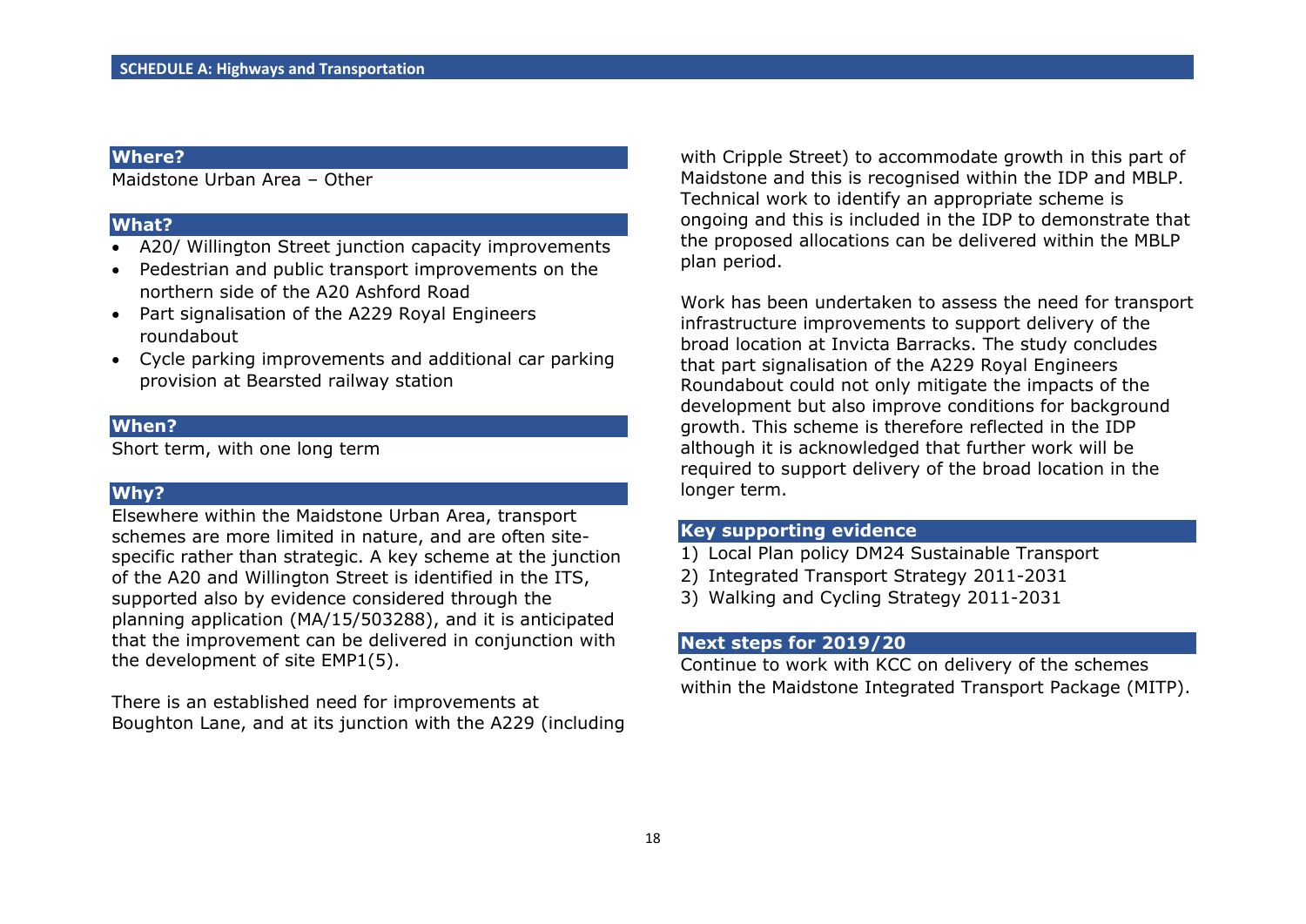## SCHEDULE A: Highways and Transportation

### Where?

Maidstone Urban Area – Other

### What?

- A20/ Willington Street junction capacity improvements
- Pedestrian and public transport improvements on the northern side of the A20 Ashford Road
- Part signalisation of the A229 Royal Engineers roundabout
- Cycle parking improvements and additional car parking provision at Bearsted railway station

### When?

Short term, with one long term

### Why?

Elsewhere within the Maidstone Urban Area, transport schemes are more limited in nature, and are often site-specific rather than strategic. A key scheme at the junction of the A20 and Willington Street is identified in the ITS, supported also by evidence considered through the planning application (MA/15/503288), and it is anticipated that the improvement can be delivered in conjunction with the development of site EMP1(5).

There is an established need for improvements at Boughton Lane, and at its junction with the A229 (including with Cripple Street) to accommodate growth in this part of Maidstone and this is recognised within the IDP and MBLP. Technical work to identify an appropriate scheme is ongoing and this is included in the IDP to demonstrate that the proposed allocations can be delivered within the MBLP plan period.

Work has been undertaken to assess the need for transport infrastructure improvements to support delivery of the broad location at Invicta Barracks. The study concludes that part signalisation of the A229 Royal Engineers Roundabout could not only mitigate the impacts of the development but also improve conditions for background growth. This scheme is therefore reflected in the IDP although it is acknowledged that further work will be required to support delivery of the broad location in the longer term.

### Key supporting evidence

1) Local Plan policy DM24 Sustainable Transport
2) Integrated Transport Strategy 2011-2031
3) Walking and Cycling Strategy 2011-2031

### Next steps for 2019/20

Continue to work with KCC on delivery of the schemes within the Maidstone Integrated Transport Package (MITP).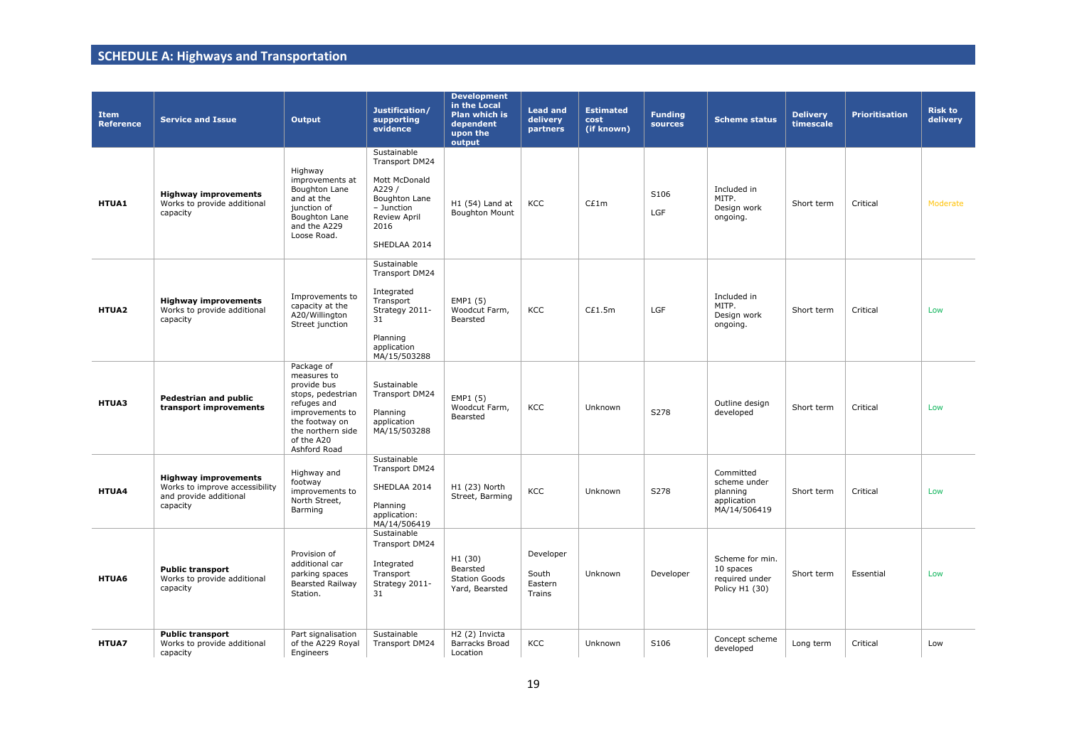## SCHEDULE A: Highways and Transportation

| Item Reference | Service and Issue | Output | Justification/ supporting evidence | Development in the Local Plan which is dependent upon the output | Lead and delivery partners | Estimated cost (if known) | Funding sources | Scheme status | Delivery timescale | Prioritisation | Risk to delivery |
|---|---|---|---|---|---|---|---|---|---|---|---|
| **HTUA1** | **Highway improvements** Works to provide additional capacity | Highway improvements at Boughton Lane and at the junction of Boughton Lane and the A229 Loose Road. | Sustainable Transport DM24<br><br>Mott McDonald A229 / Boughton Lane – Junction Review April 2016<br><br>SHEDLAA 2014 | H1 (54) Land at Boughton Mount | KCC | C£1m | S106<br><br>LGF | Included in MITP. Design work ongoing. | Short term | Critical | Moderate |
| **HTUA2** | **Highway improvements** Works to provide additional capacity | Improvements to capacity at the A20/Willington Street junction | Sustainable Transport DM24<br><br>Integrated Transport Strategy 2011-31<br><br>Planning application MA/15/503288 | EMP1 (5) Woodcut Farm, Bearsted | KCC | C£1.5m | LGF | Included in MITP. Design work ongoing. | Short term | Critical | Low |
| **HTUA3** | **Pedestrian and public transport improvements** | Package of measures to provide bus stops, pedestrian refuges and improvements to the footway on the northern side of the A20 Ashford Road | Sustainable Transport DM24<br><br>Planning application MA/15/503288 | EMP1 (5) Woodcut Farm, Bearsted | KCC | Unknown | S278 | Outline design developed | Short term | Critical | Low |
| **HTUA4** | **Highway improvements** Works to improve accessibility and provide additional capacity | Highway and footway improvements to North Street, Barming | Sustainable Transport DM24<br><br>SHEDLAA 2014<br><br>Planning application: MA/14/506419 | H1 (23) North Street, Barming | KCC | Unknown | S278 | Committed scheme under planning application MA/14/506419 | Short term | Critical | Low |
| **HTUA6** | **Public transport** Works to provide additional capacity | Provision of additional car parking spaces Bearsted Railway Station. | Sustainable Transport DM24<br><br>Integrated Transport Strategy 2011-31 | H1 (30) Bearsted Station Goods Yard, Bearsted | Developer<br><br>South Eastern Trains | Unknown | Developer | Scheme for min. 10 spaces required under Policy H1 (30) | Short term | Essential | Low |
| **HTUA7** | **Public transport** Works to provide additional capacity | Part signalisation of the A229 Royal Engineers | Sustainable Transport DM24 | H2 (2) Invicta Barracks Broad Location | KCC | Unknown | S106 | Concept scheme developed | Long term | Critical | Low |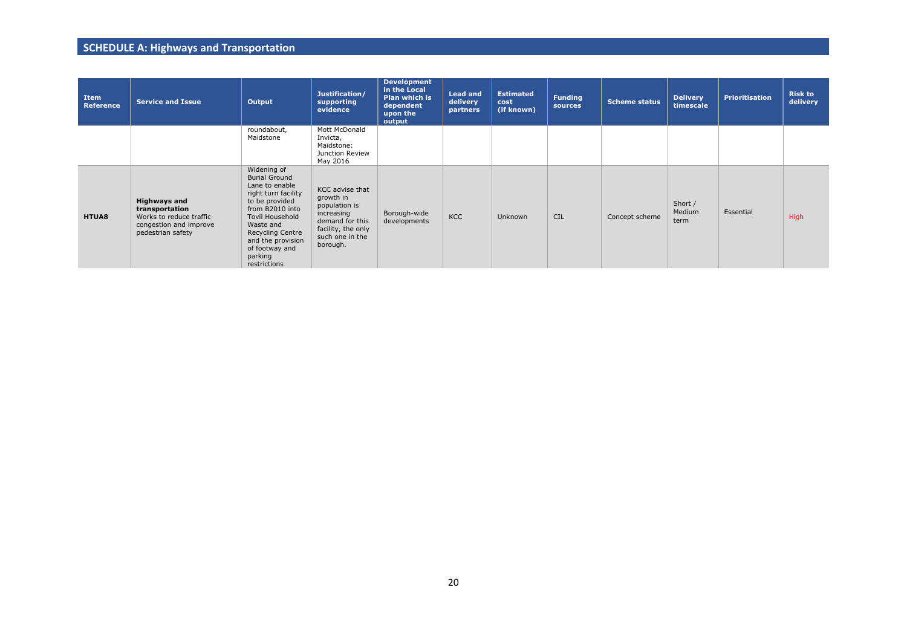## SCHEDULE A: Highways and Transportation

| Item Reference | Service and Issue | Output | Justification/ supporting evidence | Development in the Local Plan which is dependent upon the output | Lead and delivery partners | Estimated cost (if known) | Funding sources | Scheme status | Delivery timescale | Prioritisation | Risk to delivery |
|---|---|---|---|---|---|---|---|---|---|---|---|
| | | roundabout, Maidstone | Mott McDonald Invicta, Maidstone: Junction Review May 2016 | | | | | | | | |
| **HTUA8** | **Highways and transportation** Works to reduce traffic congestion and improve pedestrian safety | Widening of Burial Ground Lane to enable right turn facility to be provided from B2010 into Tovil Household Waste and Recycling Centre and the provision of footway and parking restrictions | KCC advise that growth in population is increasing demand for this facility, the only such one in the borough. | Borough-wide developments | KCC | Unknown | CIL | Concept scheme | Short / Medium term | Essential | High |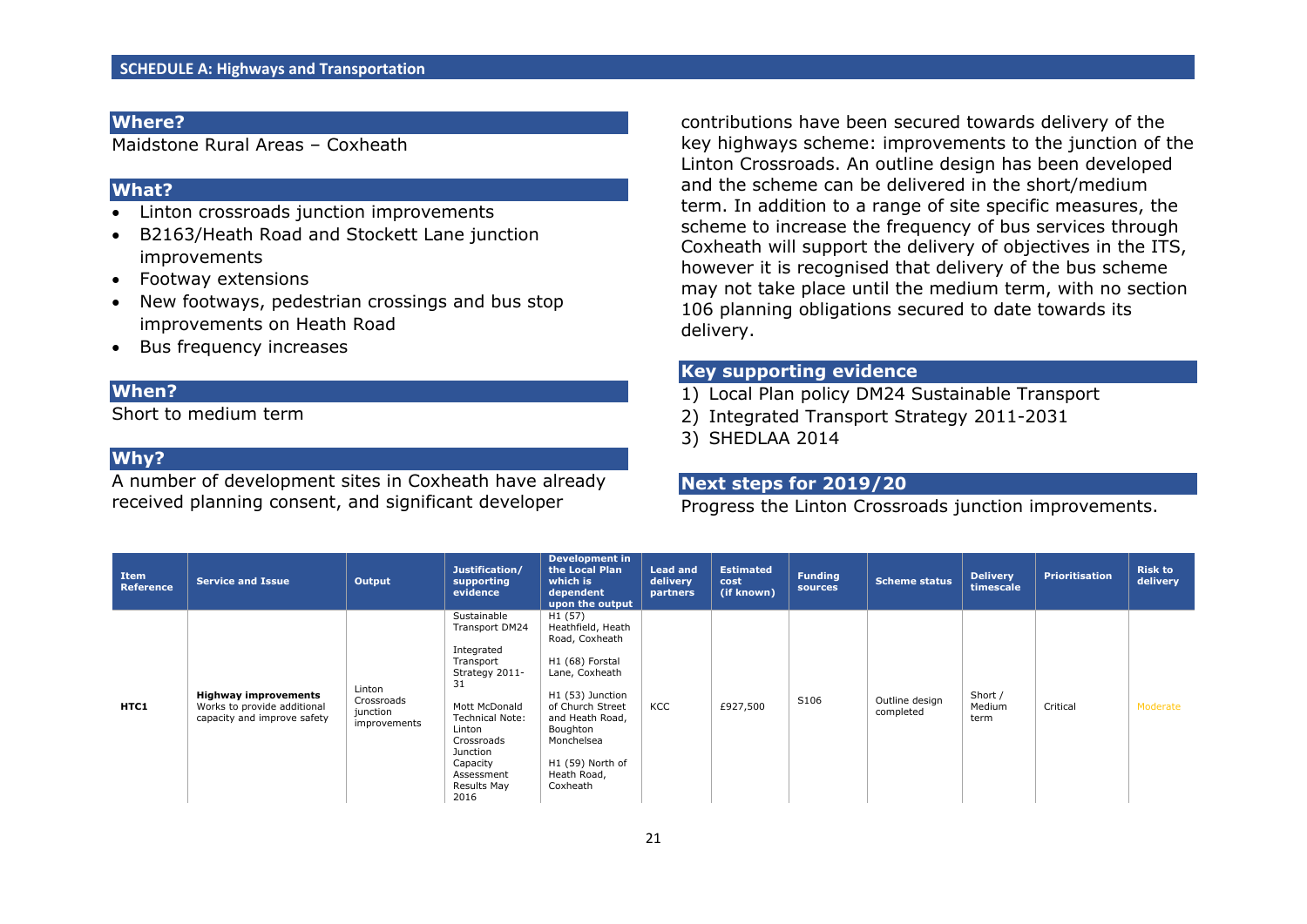## SCHEDULE A: Highways and Transportation

### Where?

Maidstone Rural Areas – Coxheath

### What?

- Linton crossroads junction improvements
- B2163/Heath Road and Stockett Lane junction improvements
- Footway extensions
- New footways, pedestrian crossings and bus stop improvements on Heath Road
- Bus frequency increases

### When?

Short to medium term

### Why?

A number of development sites in Coxheath have already received planning consent, and significant developer contributions have been secured towards delivery of the key highways scheme: improvements to the junction of the Linton Crossroads. An outline design has been developed and the scheme can be delivered in the short/medium term. In addition to a range of site specific measures, the scheme to increase the frequency of bus services through Coxheath will support the delivery of objectives in the ITS, however it is recognised that delivery of the bus scheme may not take place until the medium term, with no section 106 planning obligations secured to date towards its delivery.

### Key supporting evidence

1) Local Plan policy DM24 Sustainable Transport
2) Integrated Transport Strategy 2011-2031
3) SHEDLAA 2014

### Next steps for 2019/20

Progress the Linton Crossroads junction improvements.

| Item Reference | Service and Issue | Output | Justification/ supporting evidence | Development in the Local Plan which is dependent upon the output | Lead and delivery partners | Estimated cost (if known) | Funding sources | Scheme status | Delivery timescale | Prioritisation | Risk to delivery |
|---|---|---|---|---|---|---|---|---|---|---|---|
| HTC1 | **Highway improvements** Works to provide additional capacity and improve safety | Linton Crossroads junction improvements | Sustainable Transport DM24<br><br>Integrated Transport Strategy 2011-31<br><br>Mott McDonald Technical Note: Linton Crossroads Junction Capacity Assessment Results May 2016 | H1 (57) Heathfield, Heath Road, Coxheath<br><br>H1 (68) Forstal Lane, Coxheath<br><br>H1 (53) Junction of Church Street and Heath Road, Boughton Monchelsea<br><br>H1 (59) North of Heath Road, Coxheath | KCC | £927,500 | S106 | Outline design completed | Short / Medium term | Critical | Moderate |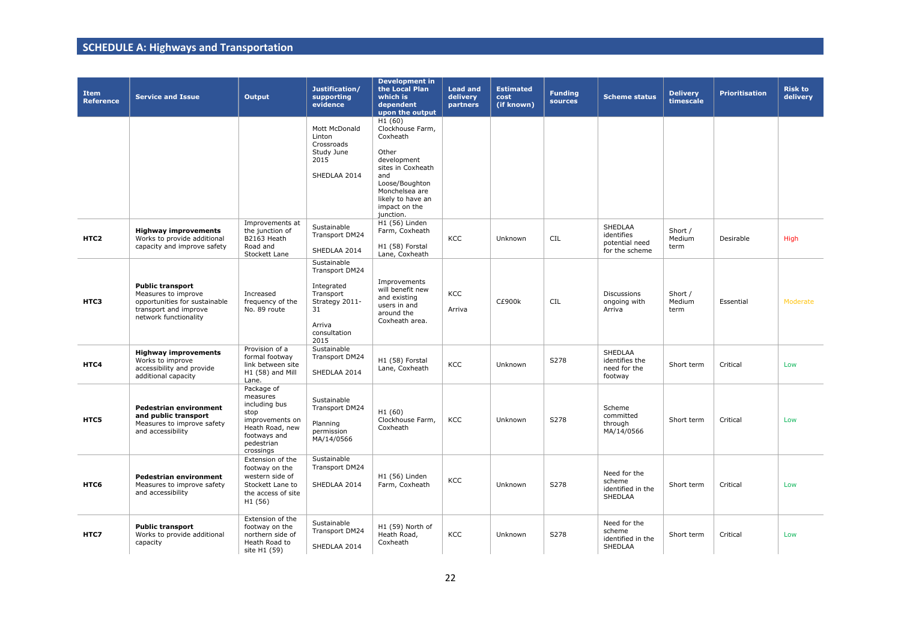## SCHEDULE A: Highways and Transportation

| Item Reference | Service and Issue | Output | Justification/ supporting evidence | Development in the Local Plan which is dependent upon the output | Lead and delivery partners | Estimated cost (if known) | Funding sources | Scheme status | Delivery timescale | Prioritisation | Risk to delivery |
|---|---|---|---|---|---|---|---|---|---|---|---|
| | | | Mott McDonald Linton Crossroads Study June 2015<br><br>SHEDLAA 2014 | H1 (60) Clockhouse Farm, Coxheath<br><br>Other development sites in Coxheath and Loose/Boughton Monchelsea are likely to have an impact on the junction. | | | | | | | |
| HTC2 | **Highway improvements** Works to provide additional capacity and improve safety | Improvements at the junction of B2163 Heath Road and Stockett Lane | Sustainable Transport DM24<br><br>SHEDLAA 2014 | H1 (56) Linden Farm, Coxheath<br><br>H1 (58) Forstal Lane, Coxheath | KCC | Unknown | CIL | SHEDLAA identifies potential need for the scheme | Short / Medium term | Desirable | High |
| HTC3 | **Public transport** Measures to improve opportunities for sustainable transport and improve network functionality | Increased frequency of the No. 89 route | Sustainable Transport DM24<br><br>Integrated Transport Strategy 2011-31<br><br>Arriva consultation 2015 | Improvements will benefit new and existing users in and around the Coxheath area. | KCC<br><br>Arriva | C£900k | CIL | Discussions ongoing with Arriva | Short / Medium term | Essential | Moderate |
| HTC4 | **Highway improvements** Works to improve accessibility and provide additional capacity | Provision of a formal footway link between site H1 (58) and Mill Lane. | Sustainable Transport DM24<br><br>SHEDLAA 2014 | H1 (58) Forstal Lane, Coxheath | KCC | Unknown | S278 | SHEDLAA identifies the need for the footway | Short term | Critical | Low |
| HTC5 | **Pedestrian environment and public transport** Measures to improve safety and accessibility | Package of measures including bus stop improvements on Heath Road, new footways and pedestrian crossings | Sustainable Transport DM24<br><br>Planning permission MA/14/0566 | H1 (60) Clockhouse Farm, Coxheath | KCC | Unknown | S278 | Scheme committed through MA/14/0566 | Short term | Critical | Low |
| HTC6 | **Pedestrian environment** Measures to improve safety and accessibility | Extension of the footway on the western side of Stockett Lane to the access of site H1 (56) | Sustainable Transport DM24<br><br>SHEDLAA 2014 | H1 (56) Linden Farm, Coxheath | KCC | Unknown | S278 | Need for the scheme identified in the SHEDLAA | Short term | Critical | Low |
| HTC7 | **Public transport** Works to provide additional capacity | Extension of the footway on the northern side of Heath Road to site H1 (59) | Sustainable Transport DM24<br><br>SHEDLAA 2014 | H1 (59) North of Heath Road, Coxheath | KCC | Unknown | S278 | Need for the scheme identified in the SHEDLAA | Short term | Critical | Low |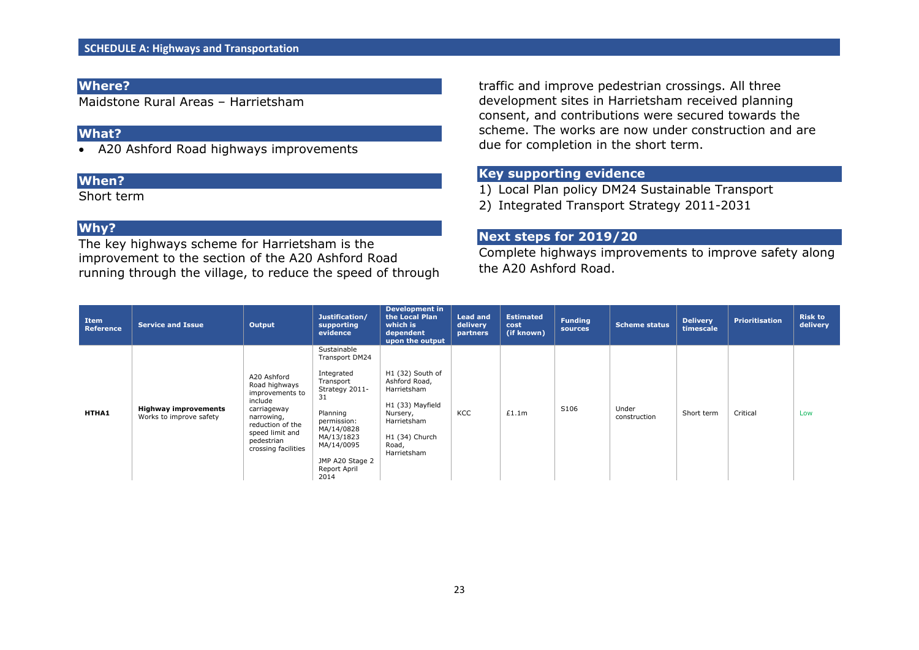## SCHEDULE A: Highways and Transportation

### Where?

Maidstone Rural Areas – Harrietsham

### What?

- A20 Ashford Road highways improvements

### When?

Short term

### Why?

The key highways scheme for Harrietsham is the improvement to the section of the A20 Ashford Road running through the village, to reduce the speed of through traffic and improve pedestrian crossings. All three development sites in Harrietsham received planning consent, and contributions were secured towards the scheme. The works are now under construction and are due for completion in the short term.

### Key supporting evidence

1) Local Plan policy DM24 Sustainable Transport
2) Integrated Transport Strategy 2011-2031

### Next steps for 2019/20

Complete highways improvements to improve safety along the A20 Ashford Road.

| Item Reference | Service and Issue | Output | Justification/ supporting evidence | Development in the Local Plan which is dependent upon the output | Lead and delivery partners | Estimated cost (if known) | Funding sources | Scheme status | Delivery timescale | Prioritisation | Risk to delivery |
|---|---|---|---|---|---|---|---|---|---|---|---|
| HTHA1 | **Highway improvements** Works to improve safety | A20 Ashford Road highways improvements to include carriageway narrowing, reduction of the speed limit and pedestrian crossing facilities | Sustainable Transport DM24<br><br>Integrated Transport Strategy 2011-31<br><br>Planning permission: MA/14/0828 MA/13/1823 MA/14/0095<br><br>JMP A20 Stage 2 Report April 2014 | H1 (32) South of Ashford Road, Harrietsham<br><br>H1 (33) Mayfield Nursery, Harrietsham<br><br>H1 (34) Church Road, Harrietsham | KCC | £1.1m | S106 | Under construction | Short term | Critical | Low |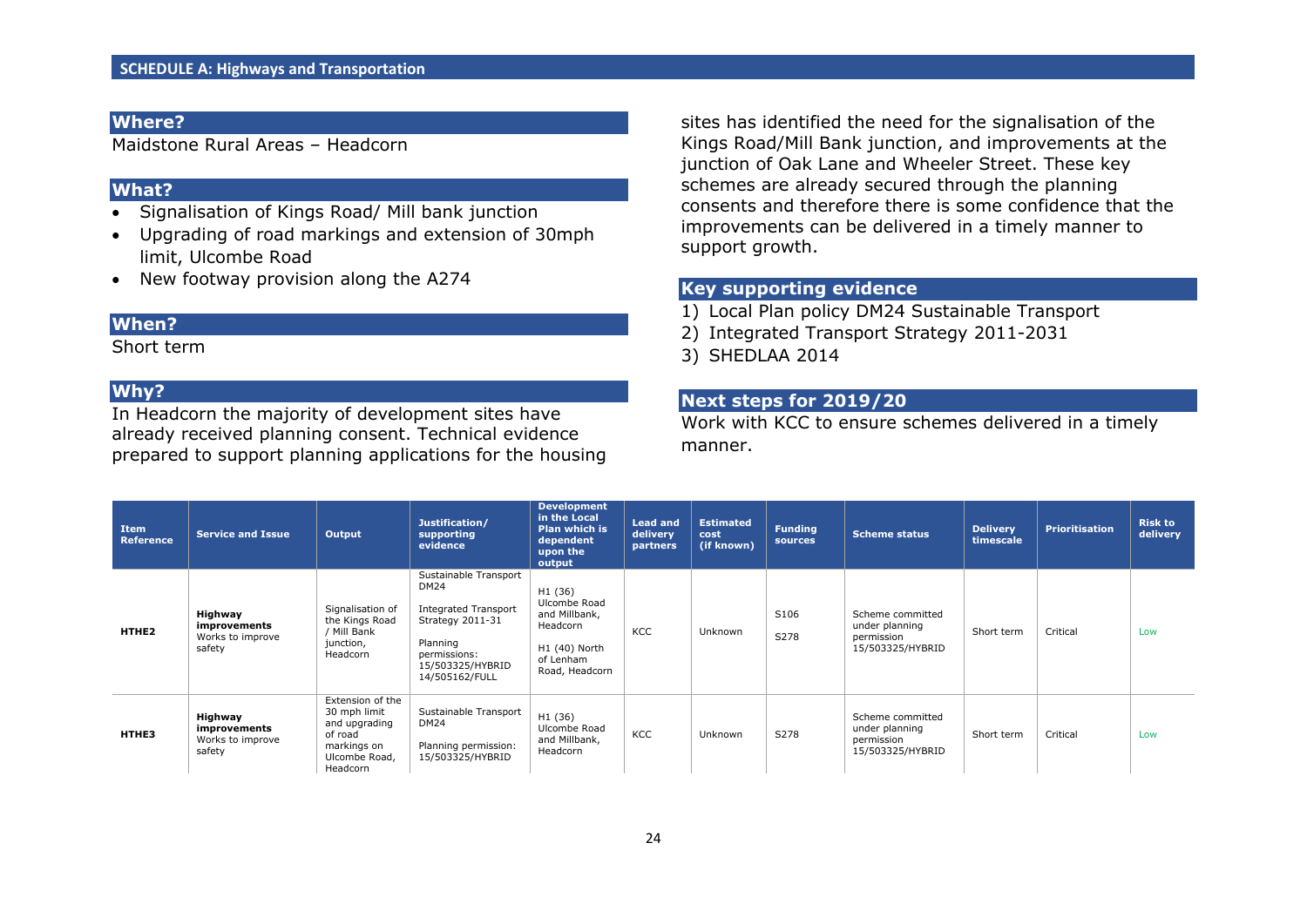## SCHEDULE A: Highways and Transportation

### Where?

Maidstone Rural Areas – Headcorn

### What?

- Signalisation of Kings Road/ Mill bank junction
- Upgrading of road markings and extension of 30mph limit, Ulcombe Road
- New footway provision along the A274

### When?

Short term

### Why?

In Headcorn the majority of development sites have already received planning consent. Technical evidence prepared to support planning applications for the housing sites has identified the need for the signalisation of the Kings Road/Mill Bank junction, and improvements at the junction of Oak Lane and Wheeler Street. These key schemes are already secured through the planning consents and therefore there is some confidence that the improvements can be delivered in a timely manner to support growth.

### Key supporting evidence

1) Local Plan policy DM24 Sustainable Transport
2) Integrated Transport Strategy 2011-2031
3) SHEDLAA 2014

### Next steps for 2019/20

Work with KCC to ensure schemes delivered in a timely manner.

| Item Reference | Service and Issue | Output | Justification/ supporting evidence | Development in the Local Plan which is dependent upon the output | Lead and delivery partners | Estimated cost (if known) | Funding sources | Scheme status | Delivery timescale | Prioritisation | Risk to delivery |
|---|---|---|---|---|---|---|---|---|---|---|---|
| **HTHE2** | **Highway improvements** Works to improve safety | Signalisation of the Kings Road / Mill Bank junction, Headcorn | Sustainable Transport DM24<br><br>Integrated Transport Strategy 2011-31<br><br>Planning permissions: 15/503325/HYBRID 14/505162/FULL | H1 (36) Ulcombe Road and Millbank, Headcorn<br><br>H1 (40) North of Lenham Road, Headcorn | KCC | Unknown | S106<br><br>S278 | Scheme committed under planning permission 15/503325/HYBRID | Short term | Critical | Low |
| **HTHE3** | **Highway improvements** Works to improve safety | Extension of the 30 mph limit and upgrading of road markings on Ulcombe Road, Headcorn | Sustainable Transport DM24<br><br>Planning permission: 15/503325/HYBRID | H1 (36) Ulcombe Road and Millbank, Headcorn | KCC | Unknown | S278 | Scheme committed under planning permission 15/503325/HYBRID | Short term | Critical | Low |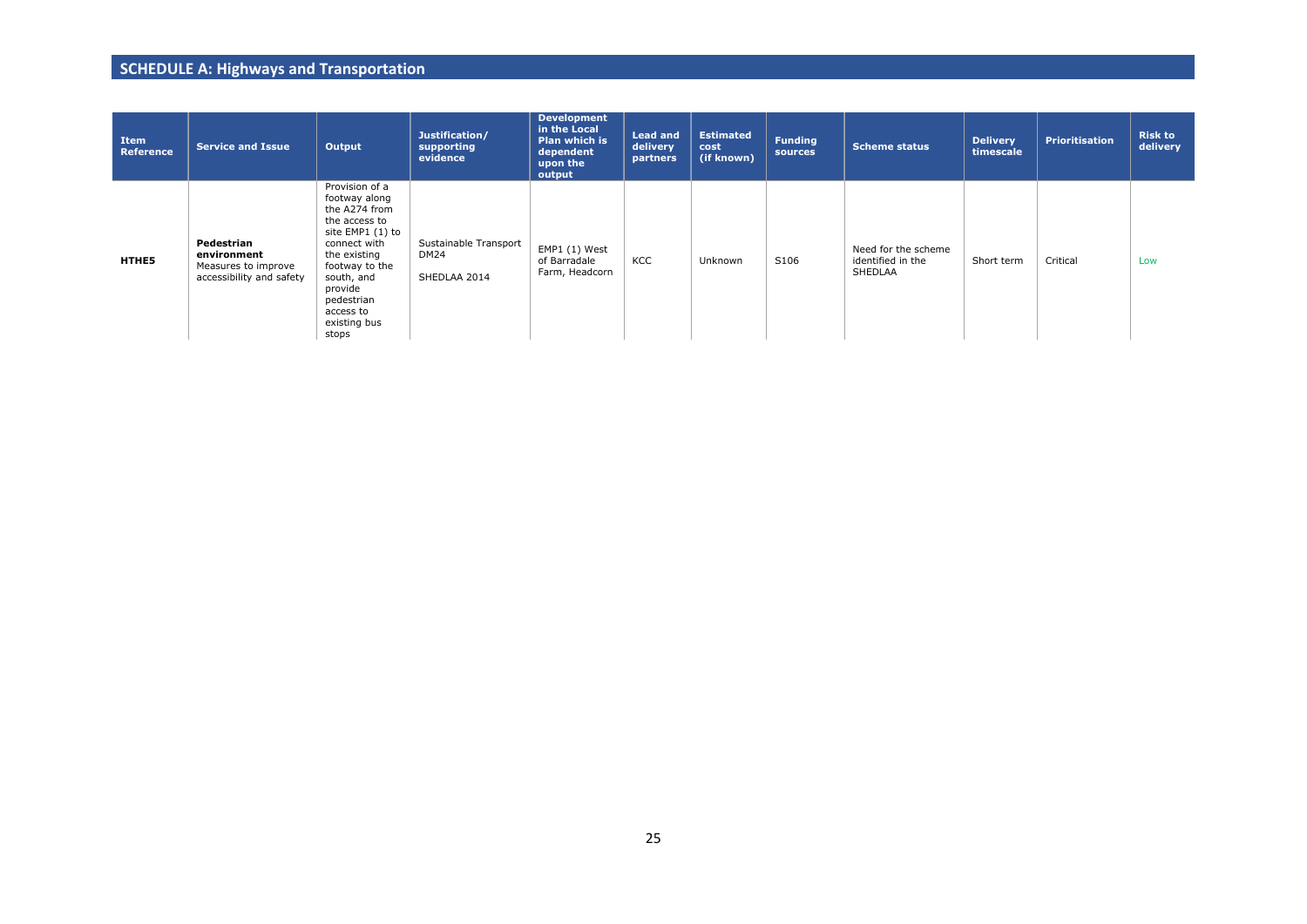## SCHEDULE A: Highways and Transportation

| Item Reference | Service and Issue | Output | Justification/ supporting evidence | Development in the Local Plan which is dependent upon the output | Lead and delivery partners | Estimated cost (if known) | Funding sources | Scheme status | Delivery timescale | Prioritisation | Risk to delivery |
|---|---|---|---|---|---|---|---|---|---|---|---|
| **HTHE5** | **Pedestrian environment** Measures to improve accessibility and safety | Provision of a footway along the A274 from the access to site EMP1 (1) to connect with the existing footway to the south, and provide pedestrian access to existing bus stops | Sustainable Transport DM24<br><br>SHEDLAA 2014 | EMP1 (1) West of Barradale Farm, Headcorn | KCC | Unknown | S106 | Need for the scheme identified in the SHEDLAA | Short term | Critical | Low |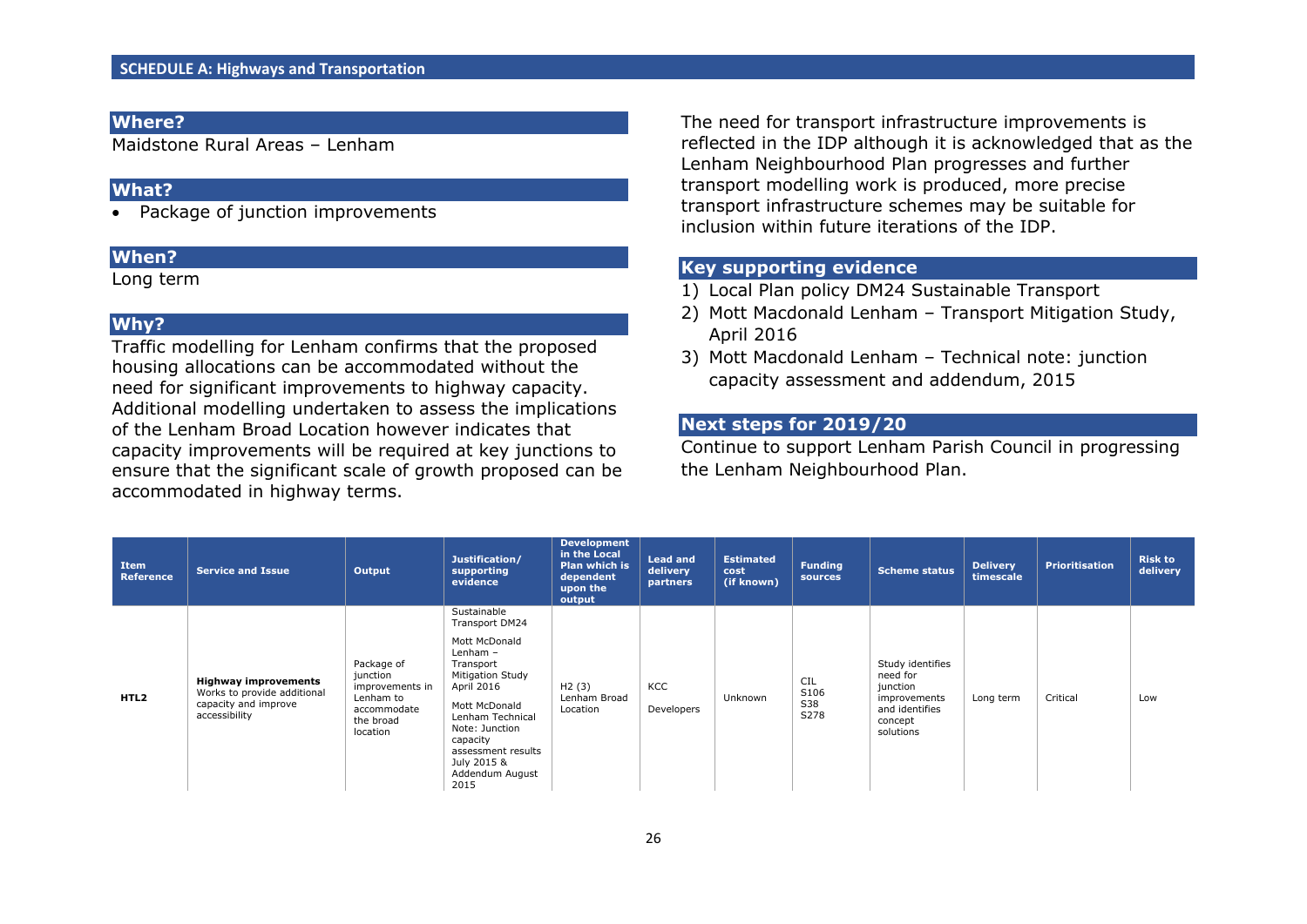## SCHEDULE A: Highways and Transportation

### Where?

Maldstone Rural Areas – Lenham

### What?

- Package of junction improvements

### When?

Long term

### Why?

Traffic modelling for Lenham confirms that the proposed housing allocations can be accommodated without the need for significant improvements to highway capacity. Additional modelling undertaken to assess the implications of the Lenham Broad Location however indicates that capacity improvements will be required at key junctions to ensure that the significant scale of growth proposed can be accommodated in highway terms.

The need for transport infrastructure improvements is reflected in the IDP although it is acknowledged that as the Lenham Neighbourhood Plan progresses and further transport modelling work is produced, more precise transport infrastructure schemes may be suitable for inclusion within future iterations of the IDP.

### Key supporting evidence

1) Local Plan policy DM24 Sustainable Transport
2) Mott Macdonald Lenham – Transport Mitigation Study, April 2016
3) Mott Macdonald Lenham – Technical note: junction capacity assessment and addendum, 2015

### Next steps for 2019/20

Continue to support Lenham Parish Council in progressing the Lenham Neighbourhood Plan.

| Item Reference | Service and Issue | Output | Justification/ supporting evidence | Development in the Local Plan which is dependent upon the output | Lead and delivery partners | Estimated cost (if known) | Funding sources | Scheme status | Delivery timescale | Prioritisation | Risk to delivery |
|---|---|---|---|---|---|---|---|---|---|---|---|
| **HTL2** | **Highway improvements** Works to provide additional capacity and improve accessibility | Package of junction improvements in Lenham to accommodate the broad location | Sustainable Transport DM24<br><br>Mott McDonald Lenham – Transport Mitigation Study April 2016<br><br>Mott McDonald Lenham Technical Note: Junction capacity assessment results July 2015 & Addendum August 2015 | H2 (3) Lenham Broad Location | KCC<br><br>Developers | Unknown | CIL<br>S106<br>S38<br>S278 | Study identifies need for junction improvements and identifies concept solutions | Long term | Critical | Low |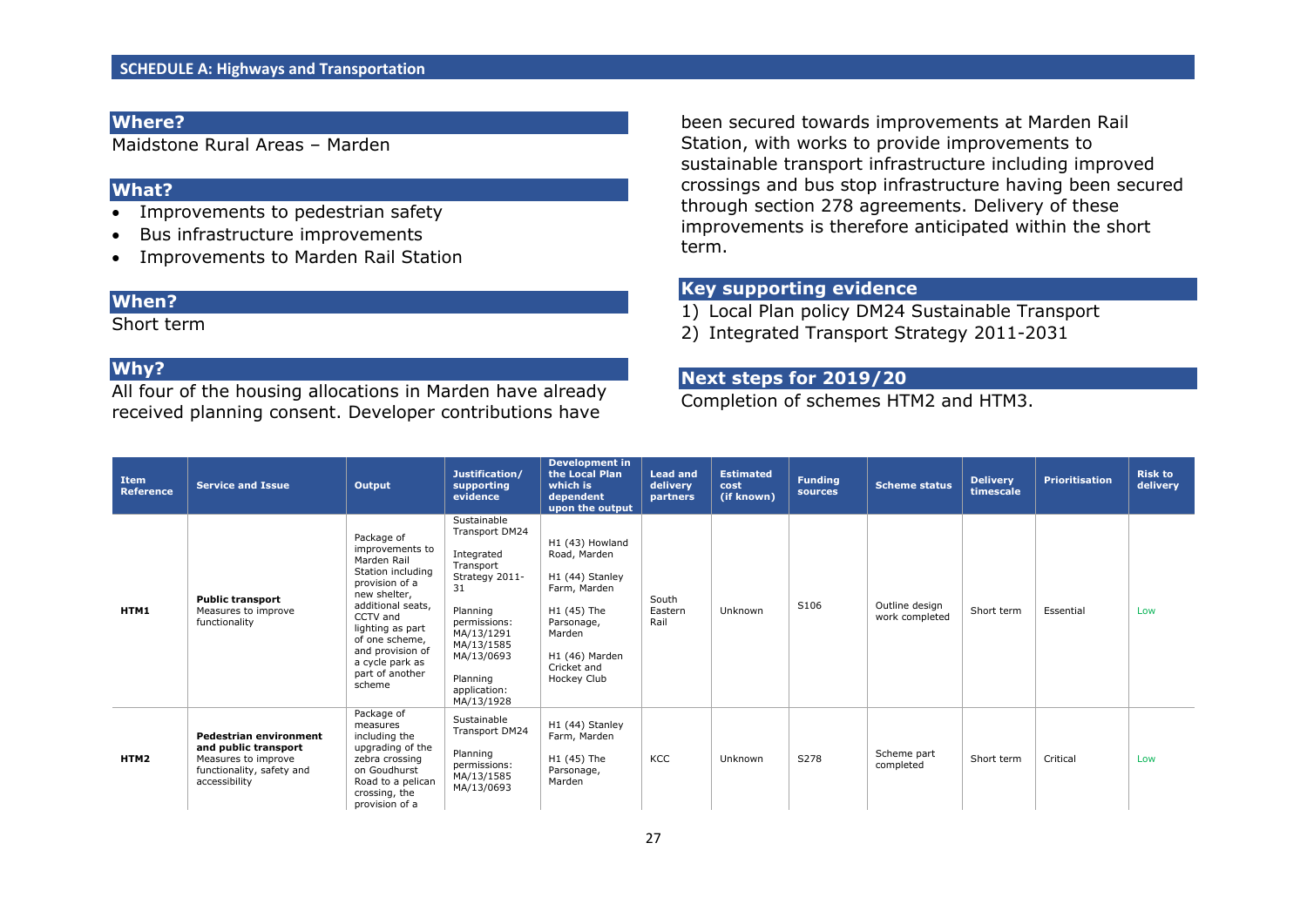## SCHEDULE A: Highways and Transportation

### Where?

Maidstone Rural Areas – Marden

### What?

- Improvements to pedestrian safety
- Bus infrastructure improvements
- Improvements to Marden Rail Station

### When?

Short term

### Why?

All four of the housing allocations in Marden have already received planning consent. Developer contributions have been secured towards improvements at Marden Rail Station, with works to provide improvements to sustainable transport infrastructure including improved crossings and bus stop infrastructure having been secured through section 278 agreements. Delivery of these improvements is therefore anticipated within the short term.

### Key supporting evidence

1) Local Plan policy DM24 Sustainable Transport
2) Integrated Transport Strategy 2011-2031

### Next steps for 2019/20

Completion of schemes HTM2 and HTM3.

| Item Reference | Service and Issue | Output | Justification/ supporting evidence | Development in the Local Plan which is dependent upon the output | Lead and delivery partners | Estimated cost (if known) | Funding sources | Scheme status | Delivery timescale | Prioritisation | Risk to delivery |
|---|---|---|---|---|---|---|---|---|---|---|---|
| **HTM1** | **Public transport** Measures to improve functionality | Package of improvements to Marden Rail Station including provision of a new shelter, additional seats, CCTV and lighting as part of one scheme, and provision of a cycle park as part of another scheme | Sustainable Transport DM24<br><br>Integrated Transport Strategy 2011-31<br><br>Planning permissions: MA/13/1291 MA/13/1585 MA/13/0693<br><br>Planning application: MA/13/1928 | H1 (43) Howland Road, Marden<br><br>H1 (44) Stanley Farm, Marden<br><br>H1 (45) The Parsonage, Marden<br><br>H1 (46) Marden Cricket and Hockey Club | South Eastern Rail | Unknown | S106 | Outline design work completed | Short term | Essential | Low |
| **HTM2** | **Pedestrian environment and public transport** Measures to improve functionality, safety and accessibility | Package of measures including the upgrading of the zebra crossing on Goudhurst Road to a pelican crossing, the provision of a | Sustainable Transport DM24<br><br>Planning permissions: MA/13/1585 MA/13/0693 | H1 (44) Stanley Farm, Marden<br><br>H1 (45) The Parsonage, Marden | KCC | Unknown | S278 | Scheme part completed | Short term | Critical | Low |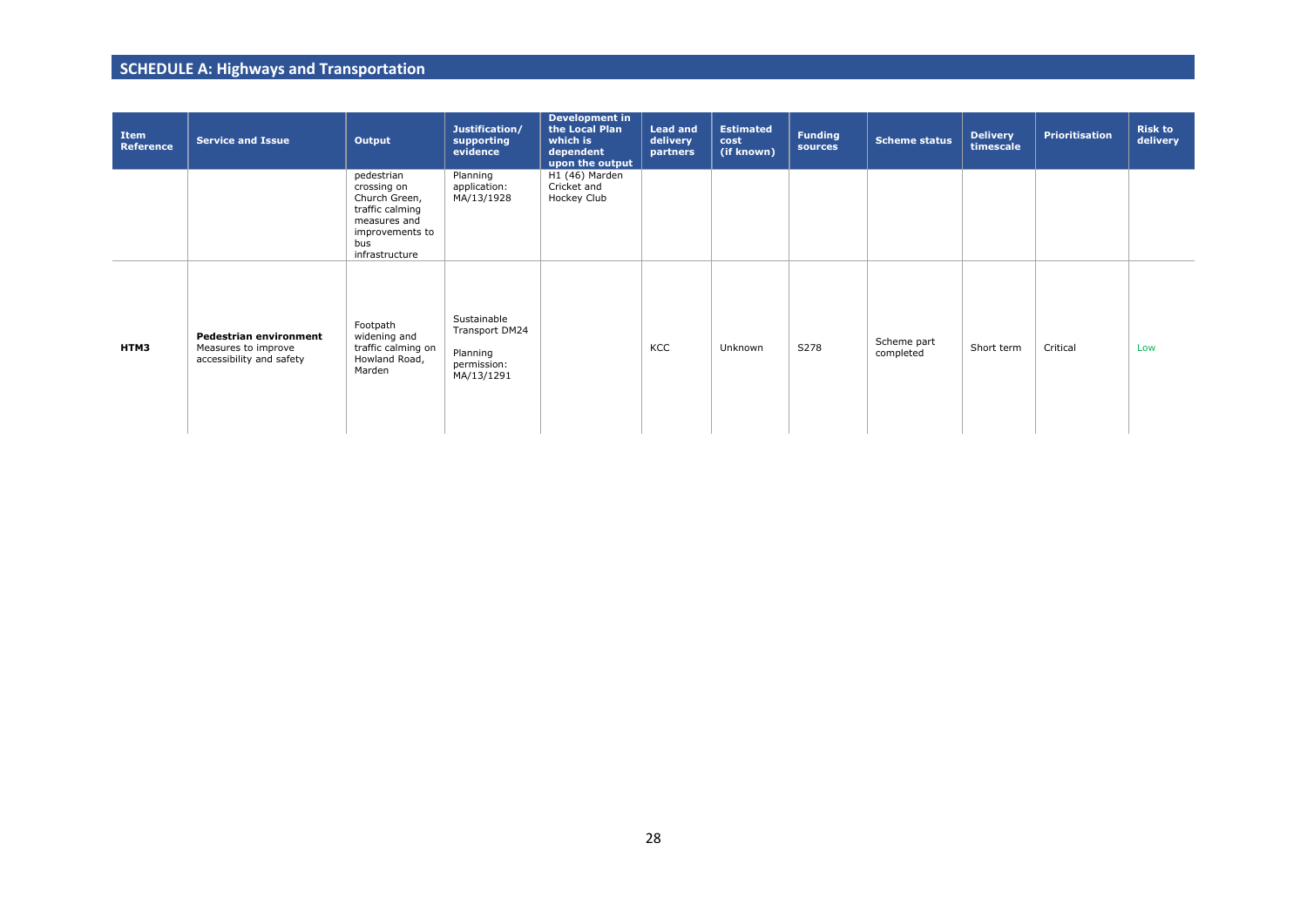## SCHEDULE A: Highways and Transportation

| Item Reference | Service and Issue | Output | Justification/ supporting evidence | Development in the Local Plan which is dependent upon the output | Lead and delivery partners | Estimated cost (if known) | Funding sources | Scheme status | Delivery timescale | Prioritisation | Risk to delivery |
|---|---|---|---|---|---|---|---|---|---|---|---|
| | | pedestrian crossing on Church Green, traffic calming measures and improvements to bus infrastructure | Planning application: MA/13/1928 | H1 (46) Marden Cricket and Hockey Club | | | | | | | |
| **HTM3** | **Pedestrian environment** Measures to improve accessibility and safety | Footpath widening and traffic calming on Howland Road, Marden | Sustainable Transport DM24<br><br>Planning permission: MA/13/1291 | | KCC | Unknown | S278 | Scheme part completed | Short term | Critical | Low |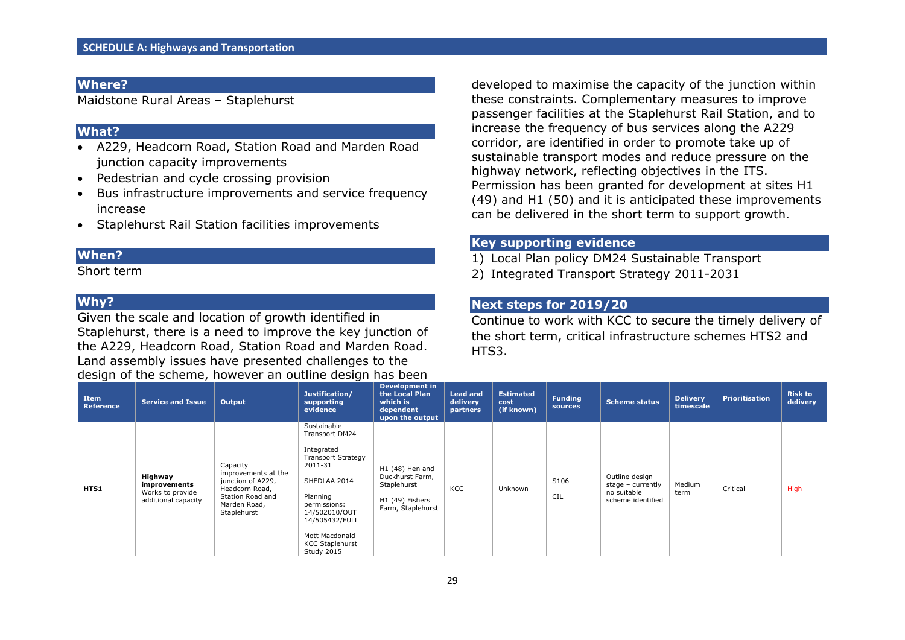## SCHEDULE A: Highways and Transportation

### Where?

Maidstone Rural Areas – Staplehurst

### What?

- A229, Headcorn Road, Station Road and Marden Road junction capacity improvements
- Pedestrian and cycle crossing provision
- Bus infrastructure improvements and service frequency increase
- Staplehurst Rail Station facilities improvements

### When?

Short term

### Why?

Given the scale and location of growth identified in Staplehurst, there is a need to improve the key junction of the A229, Headcorn Road, Station Road and Marden Road. Land assembly issues have presented challenges to the design of the scheme, however an outline design has been developed to maximise the capacity of the junction within these constraints. Complementary measures to improve passenger facilities at the Staplehurst Rail Station, and to increase the frequency of bus services along the A229 corridor, are identified in order to promote take up of sustainable transport modes and reduce pressure on the highway network, reflecting objectives in the ITS. Permission has been granted for development at sites H1 (49) and H1 (50) and it is anticipated these improvements can be delivered in the short term to support growth.

### Key supporting evidence

1) Local Plan policy DM24 Sustainable Transport
2) Integrated Transport Strategy 2011-2031

### Next steps for 2019/20

Continue to work with KCC to secure the timely delivery of the short term, critical infrastructure schemes HTS2 and HTS3.

| Item Reference | Service and Issue | Output | Justification/ supporting evidence | Development in the Local Plan which is dependent upon the output | Lead and delivery partners | Estimated cost (if known) | Funding sources | Scheme status | Delivery timescale | Prioritisation | Risk to delivery |
|---|---|---|---|---|---|---|---|---|---|---|---|
| HTS1 | **Highway improvements** Works to provide additional capacity | Capacity improvements at the junction of A229, Headcorn Road, Station Road and Marden Road, Staplehurst | Sustainable Transport DM24<br><br>Integrated Transport Strategy 2011-31<br><br>SHEDLAA 2014<br><br>Planning permissions: 14/502010/OUT 14/505432/FULL<br><br>Mott Macdonald KCC Staplehurst Study 2015 | H1 (48) Hen and Duckhurst Farm, Staplehurst<br><br>H1 (49) Fishers Farm, Staplehurst | KCC | Unknown | S106<br><br>CIL | Outline design stage – currently no suitable scheme identified | Medium term | Critical | High |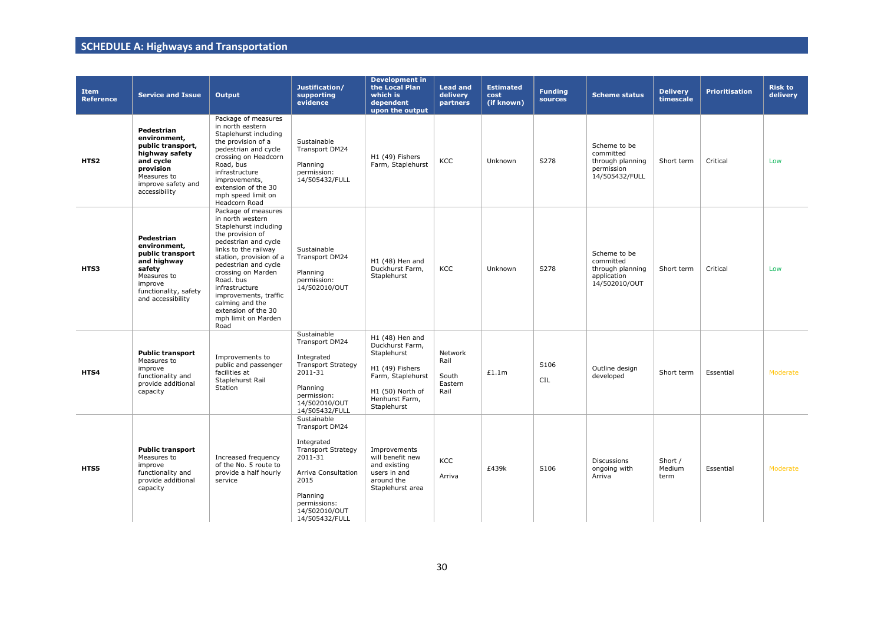## SCHEDULE A: Highways and Transportation

| Item Reference | Service and Issue | Output | Justification/ supporting evidence | Development in the Local Plan which is dependent upon the output | Lead and delivery partners | Estimated cost (if known) | Funding sources | Scheme status | Delivery timescale | Prioritisation | Risk to delivery |
|---|---|---|---|---|---|---|---|---|---|---|---|
| **HTS2** | **Pedestrian environment, public transport, highway safety and cycle provision** Measures to improve safety and accessibility | Package of measures in north eastern Staplehurst including the provision of a pedestrian and cycle crossing on Headcorn Road, bus infrastructure improvements, extension of the 30 mph speed limit on Headcorn Road | Sustainable Transport DM24<br><br>Planning permission: 14/505432/FULL | H1 (49) Fishers Farm, Staplehurst | KCC | Unknown | S278 | Scheme to be committed through planning permission 14/505432/FULL | Short term | Critical | Low |
| **HTS3** | **Pedestrian environment, public transport and highway safety** Measures to improve functionality, safety and accessibility | Package of measures in north western Staplehurst including the provision of pedestrian and cycle links to the railway station, provision of a pedestrian and cycle crossing on Marden Road. bus infrastructure improvements, traffic calming and the extension of the 30 mph limit on Marden Road | Sustainable Transport DM24<br><br>Planning permission: 14/502010/OUT | H1 (48) Hen and Duckhurst Farm, Staplehurst | KCC | Unknown | S278 | Scheme to be committed through planning application 14/502010/OUT | Short term | Critical | Low |
| **HTS4** | **Public transport** Measures to improve functionality and provide additional capacity | Improvements to public and passenger facilities at Staplehurst Rail Station | Sustainable Transport DM24<br><br>Integrated Transport Strategy 2011-31<br><br>Planning permission: 14/502010/OUT 14/505432/FULL | H1 (48) Hen and Duckhurst Farm, Staplehurst<br><br>H1 (49) Fishers Farm, Staplehurst<br><br>H1 (50) North of Henhurst Farm, Staplehurst | Network Rail<br><br>South Eastern Rail | £1.1m | S106<br><br>CIL | Outline design developed | Short term | Essential | Moderate |
| **HTS5** | **Public transport** Measures to improve functionality and provide additional capacity | Increased frequency of the No. 5 route to provide a half hourly service | Sustainable Transport DM24<br><br>Integrated Transport Strategy 2011-31<br><br>Arriva Consultation 2015<br><br>Planning permissions: 14/502010/OUT 14/505432/FULL | Improvements will benefit new and existing users in and around the Staplehurst area | KCC<br><br>Arriva | £439k | S106 | Discussions ongoing with Arriva | Short / Medium term | Essential | Moderate |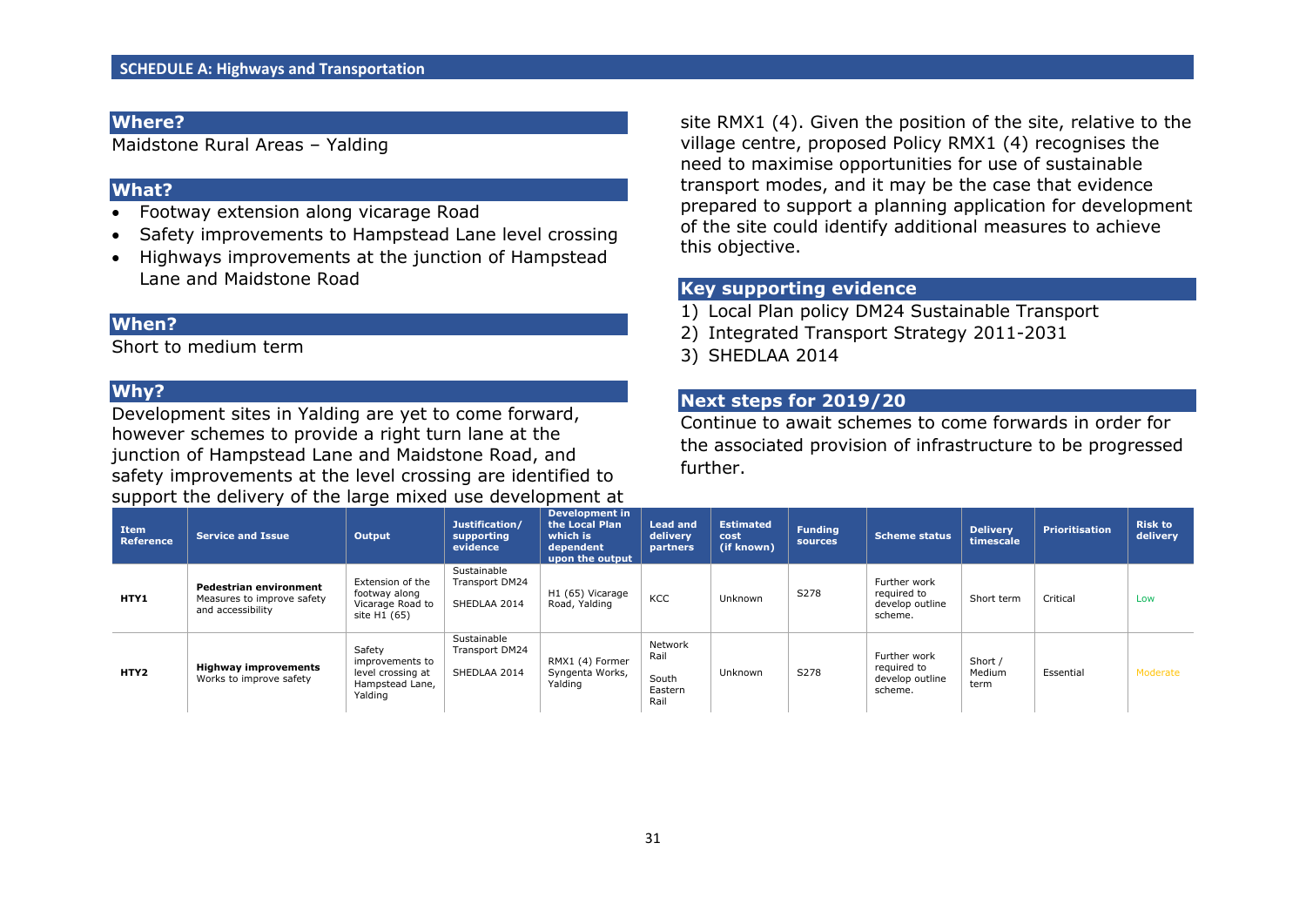## SCHEDULE A: Highways and Transportation

### Where?

Maidstone Rural Areas – Yalding

### What?

- Footway extension along vicarage Road
- Safety improvements to Hampstead Lane level crossing
- Highways improvements at the junction of Hampstead Lane and Maidstone Road

### When?

Short to medium term

### Why?

Development sites in Yalding are yet to come forward, however schemes to provide a right turn lane at the junction of Hampstead Lane and Maidstone Road, and safety improvements at the level crossing are identified to support the delivery of the large mixed use development at site RMX1 (4). Given the position of the site, relative to the village centre, proposed Policy RMX1 (4) recognises the need to maximise opportunities for use of sustainable transport modes, and it may be the case that evidence prepared to support a planning application for development of the site could identify additional measures to achieve this objective.

### Key supporting evidence

1) Local Plan policy DM24 Sustainable Transport
2) Integrated Transport Strategy 2011-2031
3) SHEDLAA 2014

### Next steps for 2019/20

Continue to await schemes to come forwards in order for the associated provision of infrastructure to be progressed further.

| Item Reference | Service and Issue | Output | Justification/ supporting evidence | Development in the Local Plan which is dependent upon the output | Lead and delivery partners | Estimated cost (if known) | Funding sources | Scheme status | Delivery timescale | Prioritisation | Risk to delivery |
|---|---|---|---|---|---|---|---|---|---|---|---|
| HTY1 | **Pedestrian environment** Measures to improve safety and accessibility | Extension of the footway along Vicarage Road to site H1 (65) | Sustainable Transport DM24<br><br>SHEDLAA 2014 | H1 (65) Vicarage Road, Yalding | KCC | Unknown | S278 | Further work required to develop outline scheme. | Short term | Critical | Low |
| HTY2 | **Highway improvements** Works to improve safety | Safety improvements to level crossing at Hampstead Lane, Yalding | Sustainable Transport DM24<br><br>SHEDLAA 2014 | RMX1 (4) Former Syngenta Works, Yalding | Network Rail<br><br>South Eastern Rail | Unknown | S278 | Further work required to develop outline scheme. | Short / Medium term | Essential | Moderate |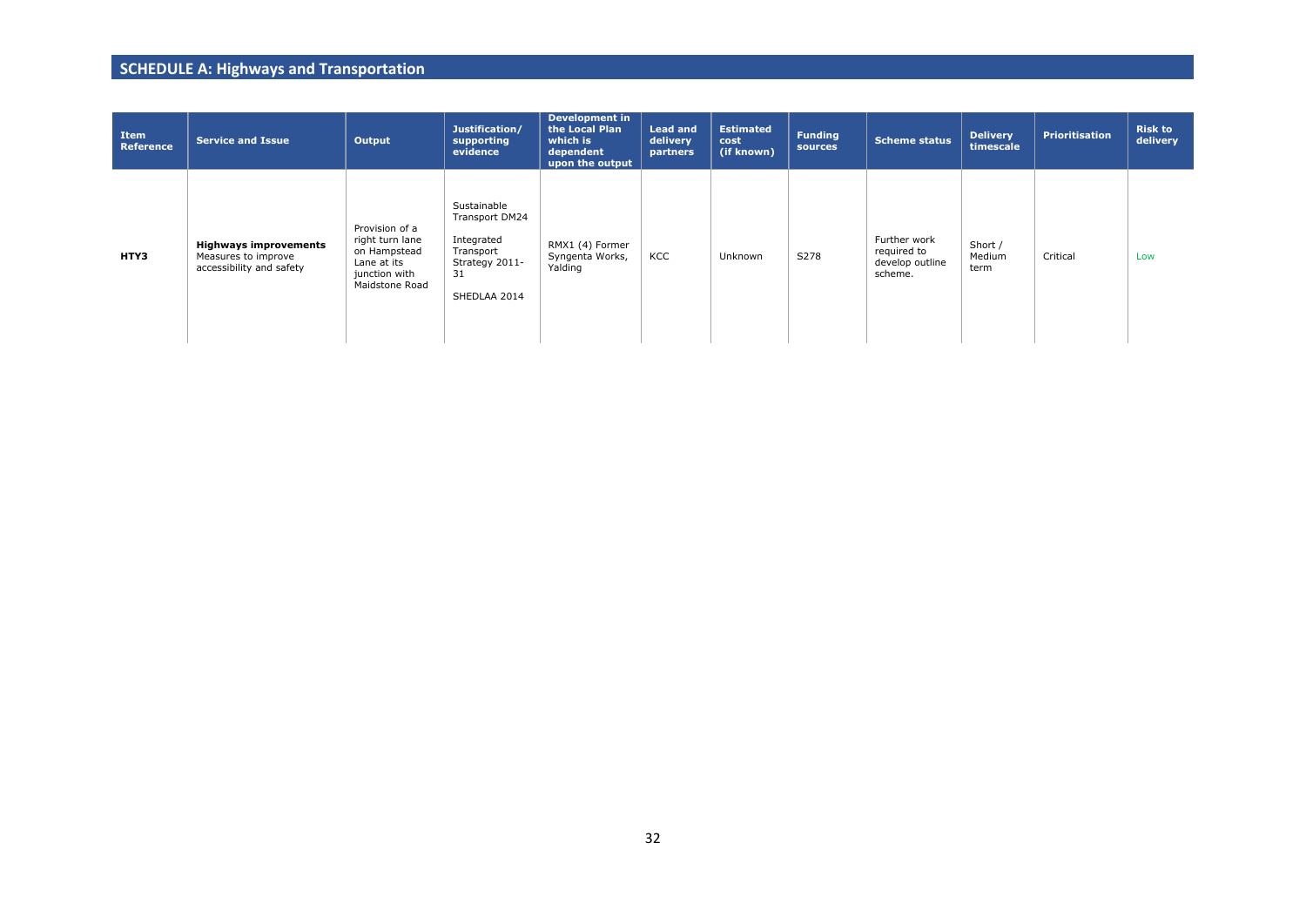## SCHEDULE A: Highways and Transportation

| Item Reference | Service and Issue | Output | Justification/ supporting evidence | Development in the Local Plan which is dependent upon the output | Lead and delivery partners | Estimated cost (if known) | Funding sources | Scheme status | Delivery timescale | Prioritisation | Risk to delivery |
|---|---|---|---|---|---|---|---|---|---|---|---|
| **HTY3** | **Highways improvements** Measures to improve accessibility and safety | Provision of a right turn lane on Hampstead Lane at its junction with Maidstone Road | Sustainable Transport DM24<br><br>Integrated Transport Strategy 2011-31<br><br>SHEDLAA 2014 | RMX1 (4) Former Syngenta Works, Yalding | KCC | Unknown | S278 | Further work required to develop outline scheme. | Short / Medium term | Critical | Low |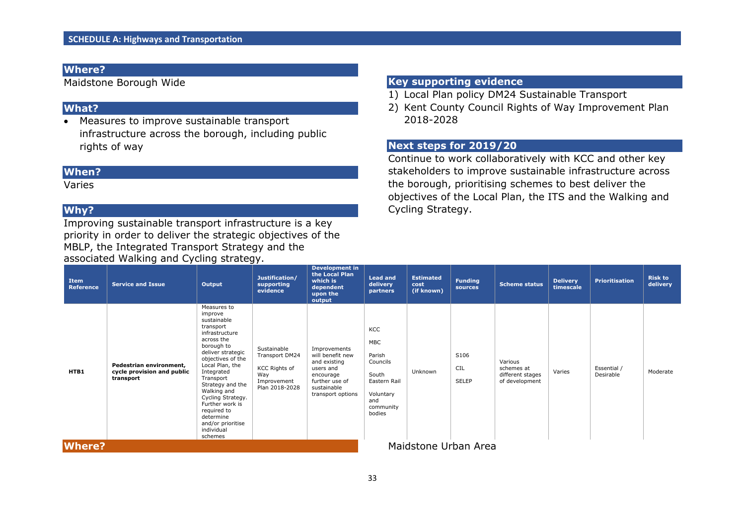## SCHEDULE A: Highways and Transportation

### Where?

Maidstone Borough Wide

### What?

- Measures to improve sustainable transport infrastructure across the borough, including public rights of way

### When?

Varies

### Why?

Improving sustainable transport infrastructure is a key priority in order to deliver the strategic objectives of the MBLP, the Integrated Transport Strategy and the associated Walking and Cycling strategy.

### Key supporting evidence

1) Local Plan policy DM24 Sustainable Transport
2) Kent County Council Rights of Way Improvement Plan 2018-2028

### Next steps for 2019/20

Continue to work collaboratively with KCC and other key stakeholders to improve sustainable infrastructure across the borough, prioritising schemes to best deliver the objectives of the Local Plan, the ITS and the Walking and Cycling Strategy.

| Item Reference | Service and Issue | Output | Justification/ supporting evidence | Development in the Local Plan which is dependent upon the output | Lead and delivery partners | Estimated cost (if known) | Funding sources | Scheme status | Delivery timescale | Prioritisation | Risk to delivery |
|---|---|---|---|---|---|---|---|---|---|---|---|
| **HTB1** | **Pedestrian environment, cycle provision and public transport** | Measures to improve sustainable transport infrastructure across the borough to deliver strategic objectives of the Local Plan, the Integrated Transport Strategy and the Walking and Cycling Strategy. Further work is required to determine and/or prioritise individual schemes | Sustainable Transport DM24<br><br>KCC Rights of Way Improvement Plan 2018-2028 | Improvements will benefit new and existing users and encourage further use of sustainable transport options | KCC<br><br>MBC<br><br>Parish Councils<br><br>South Eastern Rail<br><br>Voluntary and community bodies | Unknown | S106<br><br>CIL<br><br>SELEP | Various schemes at different stages of development | Varies | Essential / Desirable | Moderate |

### Where?

Maidstone Urban Area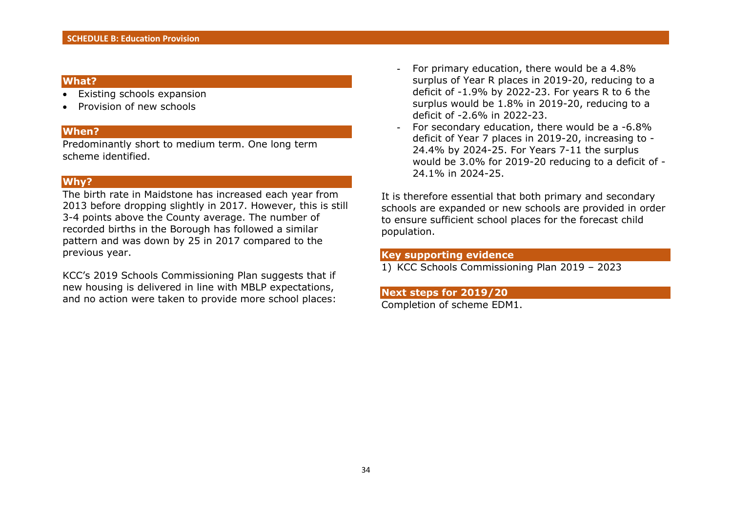## SCHEDULE B: Education Provision

### What?

- Existing schools expansion
- Provision of new schools

### When?

Predominantly short to medium term. One long term scheme identified.

### Why?

The birth rate in Maidstone has increased each year from 2013 before dropping slightly in 2017. However, this is still 3-4 points above the County average. The number of recorded births in the Borough has followed a similar pattern and was down by 25 in 2017 compared to the previous year.

KCC's 2019 Schools Commissioning Plan suggests that if new housing is delivered in line with MBLP expectations, and no action were taken to provide more school places:

- For primary education, there would be a 4.8% surplus of Year R places in 2019-20, reducing to a deficit of -1.9% by 2022-23. For years R to 6 the surplus would be 1.8% in 2019-20, reducing to a deficit of -2.6% in 2022-23.
- For secondary education, there would be a -6.8% deficit of Year 7 places in 2019-20, increasing to -24.4% by 2024-25. For Years 7-11 the surplus would be 3.0% for 2019-20 reducing to a deficit of -24.1% in 2024-25.

It is therefore essential that both primary and secondary schools are expanded or new schools are provided in order to ensure sufficient school places for the forecast child population.

### Key supporting evidence

1) KCC Schools Commissioning Plan 2019 – 2023

### Next steps for 2019/20

Completion of scheme EDM1.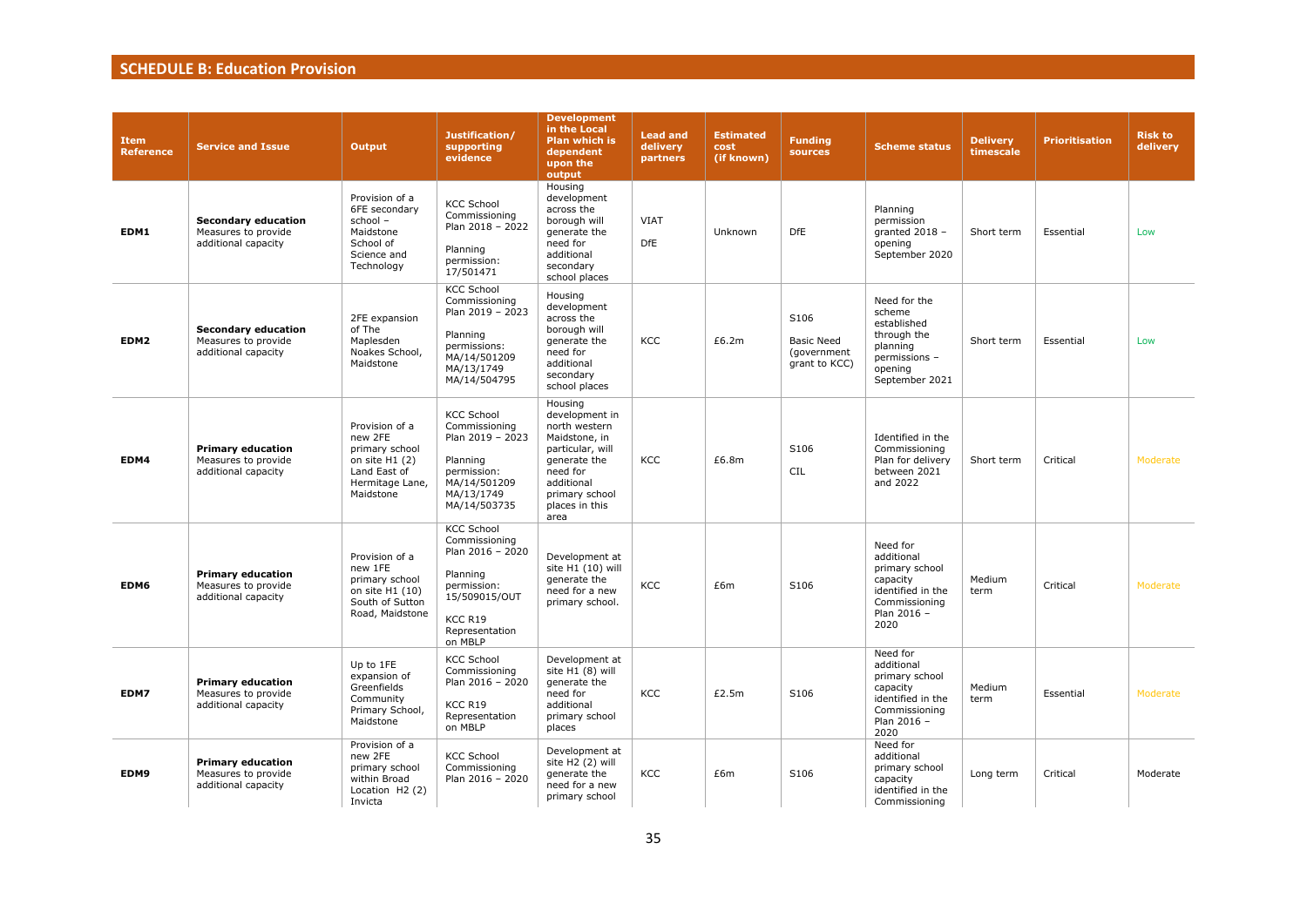## SCHEDULE B: Education Provision

| Item Reference | Service and Issue | Output | Justification/ supporting evidence | Development in the Local Plan which is dependent upon the output | Lead and delivery partners | Estimated cost (if known) | Funding sources | Scheme status | Delivery timescale | Prioritisation | Risk to delivery |
|---|---|---|---|---|---|---|---|---|---|---|---|
| **EDM1** | **Secondary education** Measures to provide additional capacity | Provision of a 6FE secondary school – Maidstone School of Science and Technology | KCC School Commissioning Plan 2018 – 2022<br><br>Planning permission: 17/501471 | Housing development across the borough will generate the need for additional secondary school places | VIAT<br><br>DfE | Unknown | DfE | Planning permission granted 2018 – opening September 2020 | Short term | Essential | Low |
| **EDM2** | **Secondary education** Measures to provide additional capacity | 2FE expansion of The Maplesden Noakes School, Maidstone | KCC School Commissioning Plan 2019 – 2023<br><br>Planning permissions: MA/14/501209 MA/13/1749 MA/14/504795 | Housing development across the borough will generate the need for additional secondary school places | KCC | £6.2m | S106<br><br>Basic Need (government grant to KCC) | Need for the scheme established through the planning permissions – opening September 2021 | Short term | Essential | Low |
| **EDM4** | **Primary education** Measures to provide additional capacity | Provision of a new 2FE primary school on site H1 (2) Land East of Hermitage Lane, Maidstone | KCC School Commissioning Plan 2019 – 2023<br><br>Planning permission: MA/14/501209 MA/13/1749 MA/14/503735 | Housing development in north western Maidstone, in particular, will generate the need for additional primary school places in this area | KCC | £6.8m | S106<br><br>CIL | Identified in the Commissioning Plan for delivery between 2021 and 2022 | Short term | Critical | Moderate |
| **EDM6** | **Primary education** Measures to provide additional capacity | Provision of a new 1FE primary school on site H1 (10) South of Sutton Road, Maidstone | KCC School Commissioning Plan 2016 – 2020<br><br>Planning permission: 15/509015/OUT<br><br>KCC R19 Representation on MBLP | Development at site H1 (10) will generate the need for a new primary school. | KCC | £6m | S106 | Need for additional primary school capacity identified in the Commissioning Plan 2016 – 2020 | Medium term | Critical | Moderate |
| **EDM7** | **Primary education** Measures to provide additional capacity | Up to 1FE expansion of Greenfields Community Primary School, Maidstone | KCC School Commissioning Plan 2016 – 2020<br><br>KCC R19 Representation on MBLP | Development at site H1 (8) will generate the need for additional primary school places | KCC | £2.5m | S106 | Need for additional primary school capacity identified in the Commissioning Plan 2016 – 2020 | Medium term | Essential | Moderate |
| **EDM9** | **Primary education** Measures to provide additional capacity | Provision of a new 2FE primary school within Broad Location H2 (2) Invicta | KCC School Commissioning Plan 2016 – 2020 | Development at site H2 (2) will generate the need for a new primary school | KCC | £6m | S106 | Need for additional primary school capacity identified in the Commissioning | Long term | Critical | Moderate |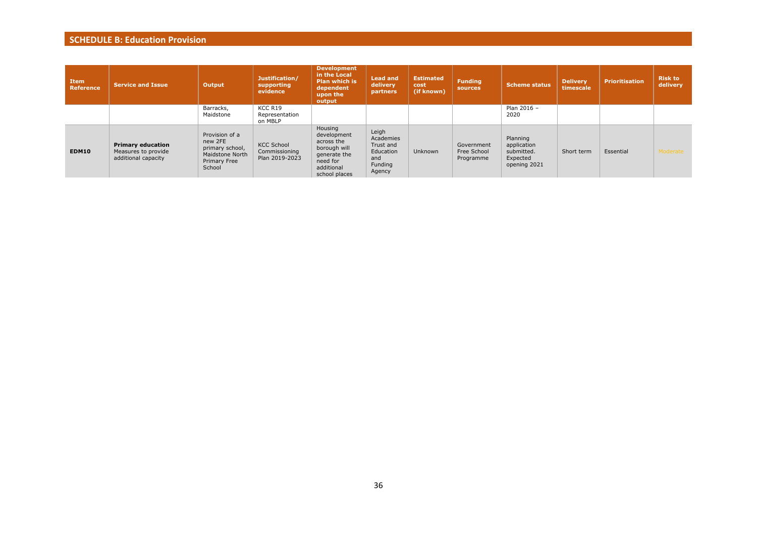## SCHEDULE B: Education Provision

| Item Reference | Service and Issue | Output | Justification/ supporting evidence | Development in the Local Plan which is dependent upon the output | Lead and delivery partners | Estimated cost (if known) | Funding sources | Scheme status | Delivery timescale | Prioritisation | Risk to delivery |
|---|---|---|---|---|---|---|---|---|---|---|---|
| | | Barracks, Maidstone | KCC R19 Representation on MBLP | | | | | Plan 2016 – 2020 | | | |
| **EDM10** | **Primary education** Measures to provide additional capacity | Provision of a new 2FE primary school, Maidstone North Primary Free School | KCC School Commissioning Plan 2019-2023 | Housing development across the borough will generate the need for additional school places | Leigh Academies Trust and Education and Funding Agency | Unknown | Government Free School Programme | Planning application submitted. Expected opening 2021 | Short term | Essential | Moderate |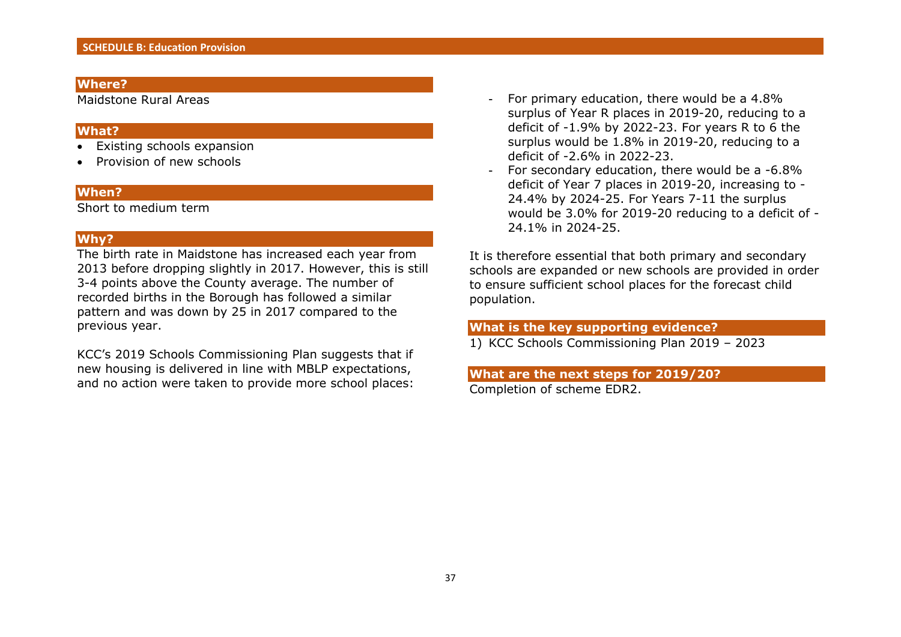## SCHEDULE B: Education Provision

### Where?

Maidstone Rural Areas

### What?

- Existing schools expansion
- Provision of new schools

### When?

Short to medium term

### Why?

The birth rate in Maidstone has increased each year from 2013 before dropping slightly in 2017. However, this is still 3-4 points above the County average. The number of recorded births in the Borough has followed a similar pattern and was down by 25 in 2017 compared to the previous year.

KCC's 2019 Schools Commissioning Plan suggests that if new housing is delivered in line with MBLP expectations, and no action were taken to provide more school places:

- For primary education, there would be a 4.8% surplus of Year R places in 2019-20, reducing to a deficit of -1.9% by 2022-23. For years R to 6 the surplus would be 1.8% in 2019-20, reducing to a deficit of -2.6% in 2022-23.
- For secondary education, there would be a -6.8% deficit of Year 7 places in 2019-20, increasing to -24.4% by 2024-25. For Years 7-11 the surplus would be 3.0% for 2019-20 reducing to a deficit of -24.1% in 2024-25.

It is therefore essential that both primary and secondary schools are expanded or new schools are provided in order to ensure sufficient school places for the forecast child population.

### What is the key supporting evidence?

1) KCC Schools Commissioning Plan 2019 – 2023

### What are the next steps for 2019/20?

Completion of scheme EDR2.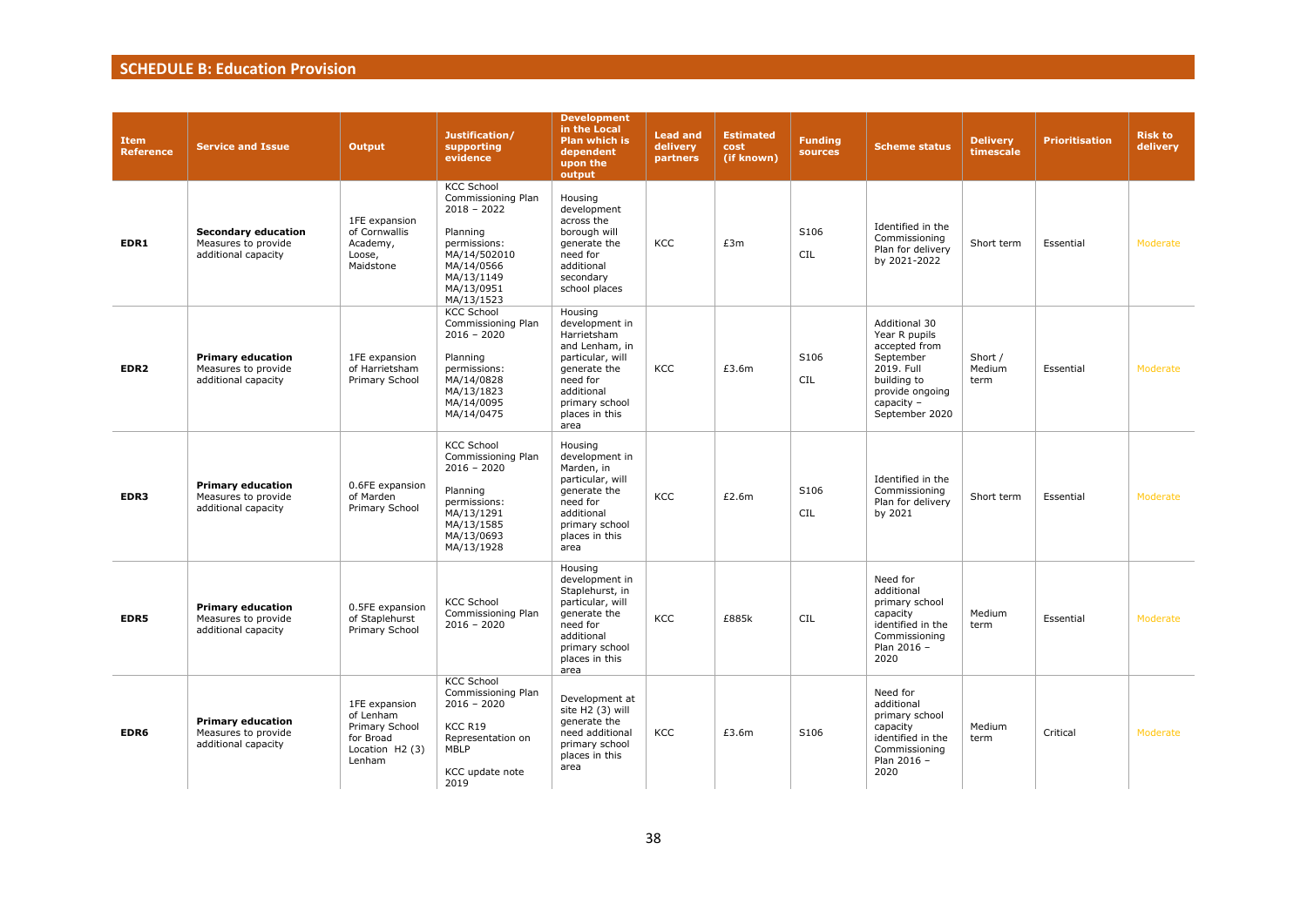## SCHEDULE B: Education Provision

| Item Reference | Service and Issue | Output | Justification/ supporting evidence | Development in the Local Plan which is dependent upon the output | Lead and delivery partners | Estimated cost (if known) | Funding sources | Scheme status | Delivery timescale | Prioritisation | Risk to delivery |
|---|---|---|---|---|---|---|---|---|---|---|---|
| **EDR1** | **Secondary education** Measures to provide additional capacity | 1FE expansion of Cornwallis Academy, Loose, Maidstone | KCC School Commissioning Plan 2018 – 2022<br><br>Planning permissions: MA/14/502010 MA/14/0566 MA/13/1149 MA/13/0951 MA/13/1523 | Housing development across the borough will generate the need for additional secondary school places | KCC | £3m | S106<br><br>CIL | Identified in the Commissioning Plan for delivery by 2021-2022 | Short term | Essential | Moderate |
| **EDR2** | **Primary education** Measures to provide additional capacity | 1FE expansion of Harrietsham Primary School | KCC School Commissioning Plan 2016 – 2020<br><br>Planning permissions: MA/14/0828 MA/13/1823 MA/14/0095 MA/14/0475 | Housing development in Harrietsham and Lenham, in particular, will generate the need for additional primary school places in this area | KCC | £3.6m | S106<br><br>CIL | Additional 30 Year R pupils accepted from September 2019. Full building to provide ongoing capacity – September 2020 | Short / Medium term | Essential | Moderate |
| **EDR3** | **Primary education** Measures to provide additional capacity | 0.6FE expansion of Marden Primary School | KCC School Commissioning Plan 2016 – 2020<br><br>Planning permissions: MA/13/1291 MA/13/1585 MA/13/0693 MA/13/1928 | Housing development in Marden, in particular, will generate the need for additional primary school places in this area | KCC | £2.6m | S106<br><br>CIL | Identified in the Commissioning Plan for delivery by 2021 | Short term | Essential | Moderate |
| **EDR5** | **Primary education** Measures to provide additional capacity | 0.5FE expansion of Staplehurst Primary School | KCC School Commissioning Plan 2016 – 2020 | Housing development in Staplehurst, in particular, will generate the need for additional primary school places in this area | KCC | £885k | CIL | Need for additional primary school capacity identified in the Commissioning Plan 2016 – 2020 | Medium term | Essential | Moderate |
| **EDR6** | **Primary education** Measures to provide additional capacity | 1FE expansion of Lenham Primary School for Broad Location H2 (3) Lenham | KCC School Commissioning Plan 2016 – 2020<br><br>KCC R19 Representation on MBLP<br><br>KCC update note 2019 | Development at site H2 (3) will generate the need additional primary school places in this area | KCC | £3.6m | S106 | Need for additional primary school capacity identified in the Commissioning Plan 2016 – 2020 | Medium term | Critical | Moderate |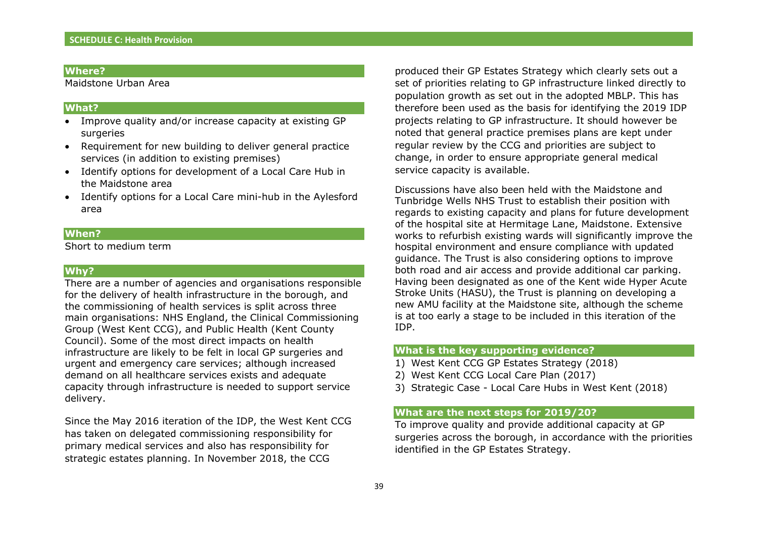## SCHEDULE C: Health Provision

### Where?

Maidstone Urban Area

### What?

- Improve quality and/or increase capacity at existing GP surgeries
- Requirement for new building to deliver general practice services (in addition to existing premises)
- Identify options for development of a Local Care Hub in the Maidstone area
- Identify options for a Local Care mini-hub in the Aylesford area

### When?

Short to medium term

### Why?

There are a number of agencies and organisations responsible for the delivery of health infrastructure in the borough, and the commissioning of health services is split across three main organisations: NHS England, the Clinical Commissioning Group (West Kent CCG), and Public Health (Kent County Council). Some of the most direct impacts on health infrastructure are likely to be felt in local GP surgeries and urgent and emergency care services; although increased demand on all healthcare services exists and adequate capacity through infrastructure is needed to support service delivery.

Since the May 2016 iteration of the IDP, the West Kent CCG has taken on delegated commissioning responsibility for primary medical services and also has responsibility for strategic estates planning. In November 2018, the CCG produced their GP Estates Strategy which clearly sets out a set of priorities relating to GP infrastructure linked directly to population growth as set out in the adopted MBLP. This has therefore been used as the basis for identifying the 2019 IDP projects relating to GP infrastructure. It should however be noted that general practice premises plans are kept under regular review by the CCG and priorities are subject to change, in order to ensure appropriate general medical service capacity is available.

Discussions have also been held with the Maidstone and Tunbridge Wells NHS Trust to establish their position with regards to existing capacity and plans for future development of the hospital site at Hermitage Lane, Maidstone. Extensive works to refurbish existing wards will significantly improve the hospital environment and ensure compliance with updated guidance. The Trust is also considering options to improve both road and air access and provide additional car parking. Having been designated as one of the Kent wide Hyper Acute Stroke Units (HASU), the Trust is planning on developing a new AMU facility at the Maidstone site, although the scheme is at too early a stage to be included in this iteration of the IDP.

### What is the key supporting evidence?

1) West Kent CCG GP Estates Strategy (2018)
2) West Kent CCG Local Care Plan (2017)
3) Strategic Case - Local Care Hubs in West Kent (2018)

### What are the next steps for 2019/20?

To improve quality and provide additional capacity at GP surgeries across the borough, in accordance with the priorities identified in the GP Estates Strategy.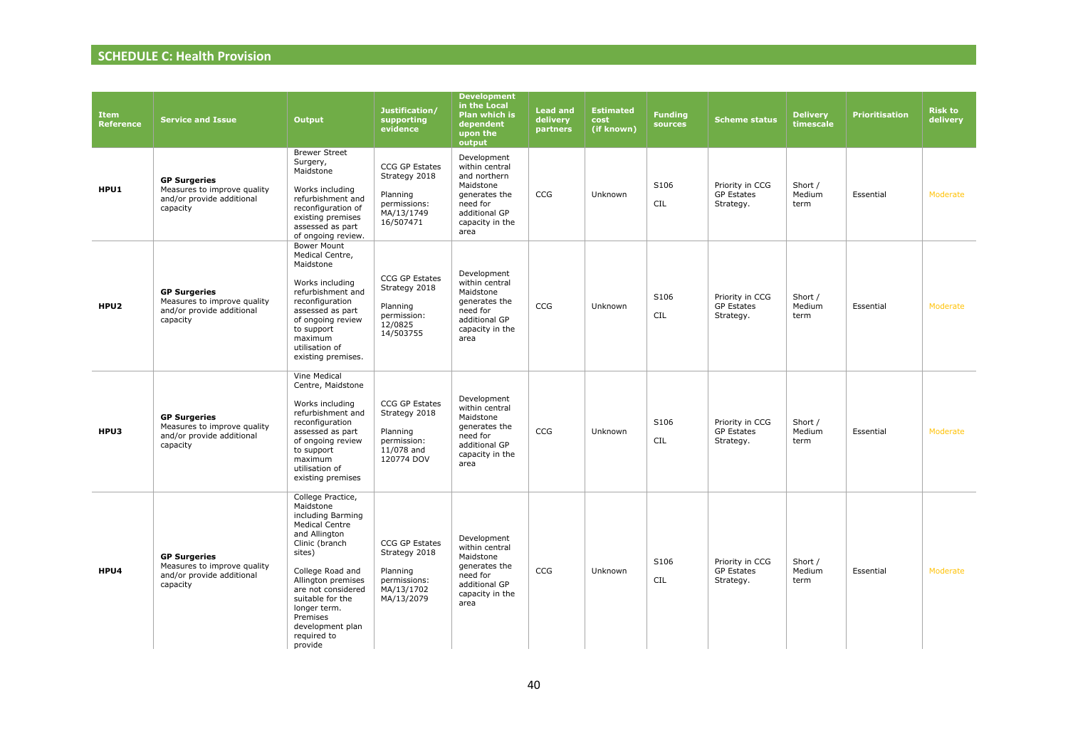## SCHEDULE C: Health Provision

| Item Reference | Service and Issue | Output | Justification/ supporting evidence | Development in the Local Plan which is dependent upon the output | Lead and delivery partners | Estimated cost (if known) | Funding sources | Scheme status | Delivery timescale | Prioritisation | Risk to delivery |
|---|---|---|---|---|---|---|---|---|---|---|---|
| HPU1 | **GP Surgeries** Measures to improve quality and/or provide additional capacity | Brewer Street Surgery, Maidstone<br><br>Works including refurbishment and reconfiguration of existing premises assessed as part of ongoing review. | CCG GP Estates Strategy 2018<br><br>Planning permissions: MA/13/1749 16/507471 | Development within central and northern Maidstone generates the need for additional GP capacity in the area | CCG | Unknown | S106<br><br>CIL | Priority in CCG GP Estates Strategy. | Short / Medium term | Essential | Moderate |
| HPU2 | **GP Surgeries** Measures to improve quality and/or provide additional capacity | Bower Mount Medical Centre, Maidstone<br><br>Works including refurbishment and reconfiguration assessed as part of ongoing review to support maximum utilisation of existing premises. | CCG GP Estates Strategy 2018<br><br>Planning permission: 12/0825 14/503755 | Development within central Maidstone generates the need for additional GP capacity in the area | CCG | Unknown | S106<br><br>CIL | Priority in CCG GP Estates Strategy. | Short / Medium term | Essential | Moderate |
| HPU3 | **GP Surgeries** Measures to improve quality and/or provide additional capacity | Vine Medical Centre, Maidstone<br><br>Works including refurbishment and reconfiguration assessed as part of ongoing review to support maximum utilisation of existing premises | CCG GP Estates Strategy 2018<br><br>Planning permission: 11/078 and 120774 DOV | Development within central Maidstone generates the need for additional GP capacity in the area | CCG | Unknown | S106<br><br>CIL | Priority in CCG GP Estates Strategy. | Short / Medium term | Essential | Moderate |
| HPU4 | **GP Surgeries** Measures to improve quality and/or provide additional capacity | College Practice, Maidstone including Barming Medical Centre and Allington Clinic (branch sites)<br><br>College Road and Allington premises are not considered suitable for the longer term. Premises development plan required to provide | CCG GP Estates Strategy 2018<br><br>Planning permissions: MA/13/1702 MA/13/2079 | Development within central Maidstone generates the need for additional GP capacity in the area | CCG | Unknown | S106<br><br>CIL | Priority in CCG GP Estates Strategy. | Short / Medium term | Essential | Moderate |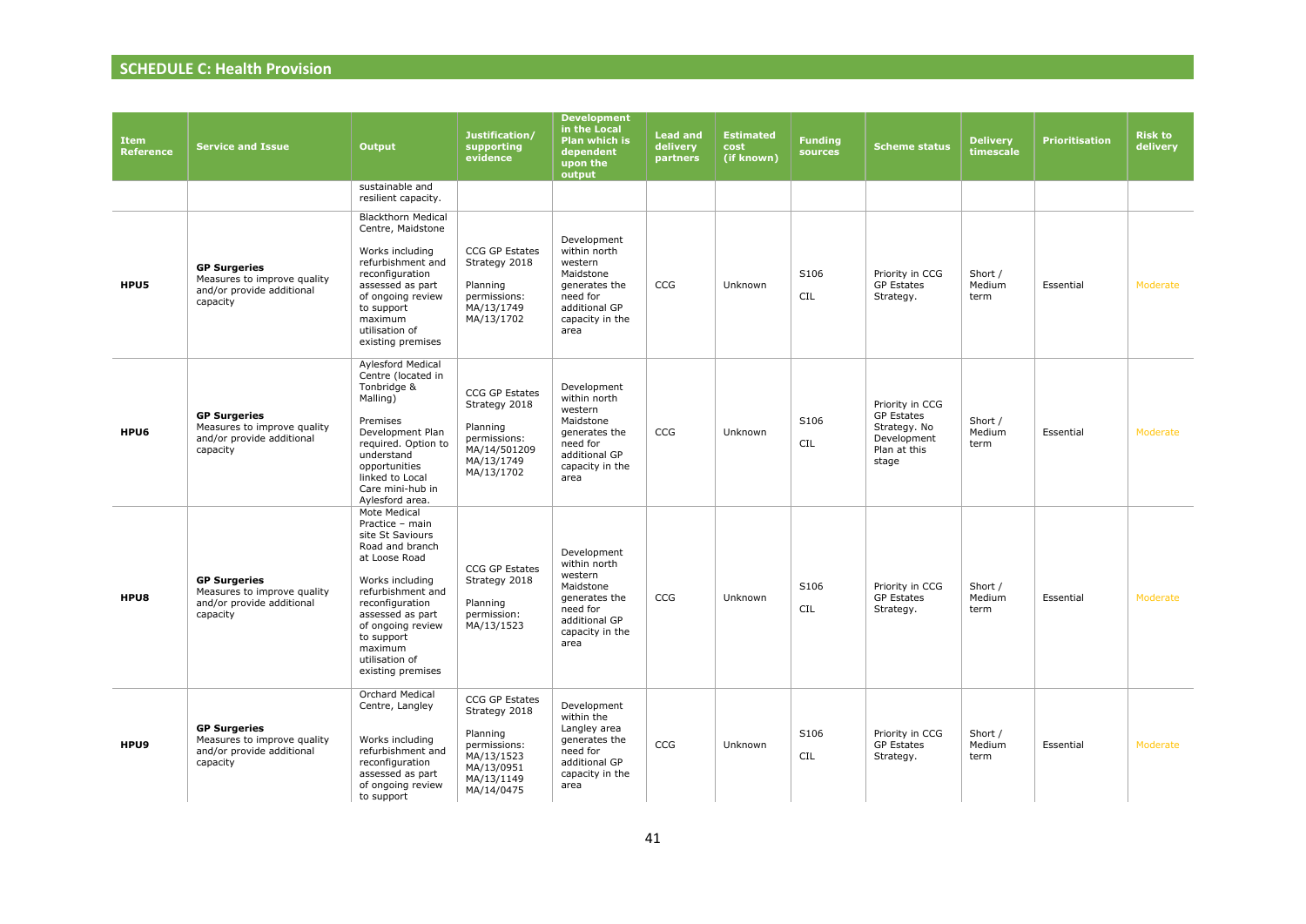## SCHEDULE C: Health Provision

| Item Reference | Service and Issue | Output | Justification/ supporting evidence | Development in the Local Plan which is dependent upon the output | Lead and delivery partners | Estimated cost (if known) | Funding sources | Scheme status | Delivery timescale | Prioritisation | Risk to delivery |
|---|---|---|---|---|---|---|---|---|---|---|---|
| | | sustainable and resilient capacity. | | | | | | | | | |
| HPU5 | **GP Surgeries** Measures to improve quality and/or provide additional capacity | Blackthorn Medical Centre, Maidstone<br><br>Works including refurbishment and reconfiguration assessed as part of ongoing review to support maximum utilisation of existing premises | CCG GP Estates Strategy 2018<br><br>Planning permissions: MA/13/1749 MA/13/1702 | Development within north western Maidstone generates the need for additional GP capacity in the area | CCG | Unknown | S106<br><br>CIL | Priority in CCG GP Estates Strategy. | Short / Medium term | Essential | Moderate |
| HPU6 | **GP Surgeries** Measures to improve quality and/or provide additional capacity | Aylesford Medical Centre (located in Tonbridge & Malling)<br><br>Premises Development Plan required. Option to understand opportunities linked to Local Care mini-hub in Aylesford area. | CCG GP Estates Strategy 2018<br><br>Planning permissions: MA/14/501209 MA/13/1749 MA/13/1702 | Development within north western Maidstone generates the need for additional GP capacity in the area | CCG | Unknown | S106<br><br>CIL | Priority in CCG GP Estates Strategy. No Development Plan at this stage | Short / Medium term | Essential | Moderate |
| HPU8 | **GP Surgeries** Measures to improve quality and/or provide additional capacity | Mote Medical Practice – main site St Saviours Road and branch at Loose Road<br><br>Works including refurbishment and reconfiguration assessed as part of ongoing review to support maximum utilisation of existing premises | CCG GP Estates Strategy 2018<br><br>Planning permission: MA/13/1523 | Development within north western Maidstone generates the need for additional GP capacity in the area | CCG | Unknown | S106<br><br>CIL | Priority in CCG GP Estates Strategy. | Short / Medium term | Essential | Moderate |
| HPU9 | **GP Surgeries** Measures to improve quality and/or provide additional capacity | Orchard Medical Centre, Langley<br><br>Works including refurbishment and reconfiguration assessed as part of ongoing review to support | CCG GP Estates Strategy 2018<br><br>Planning permissions: MA/13/1523 MA/13/0951 MA/13/1149 MA/14/0475 | Development within the Langley area generates the need for additional GP capacity in the area | CCG | Unknown | S106<br><br>CIL | Priority in CCG GP Estates Strategy. | Short / Medium term | Essential | Moderate |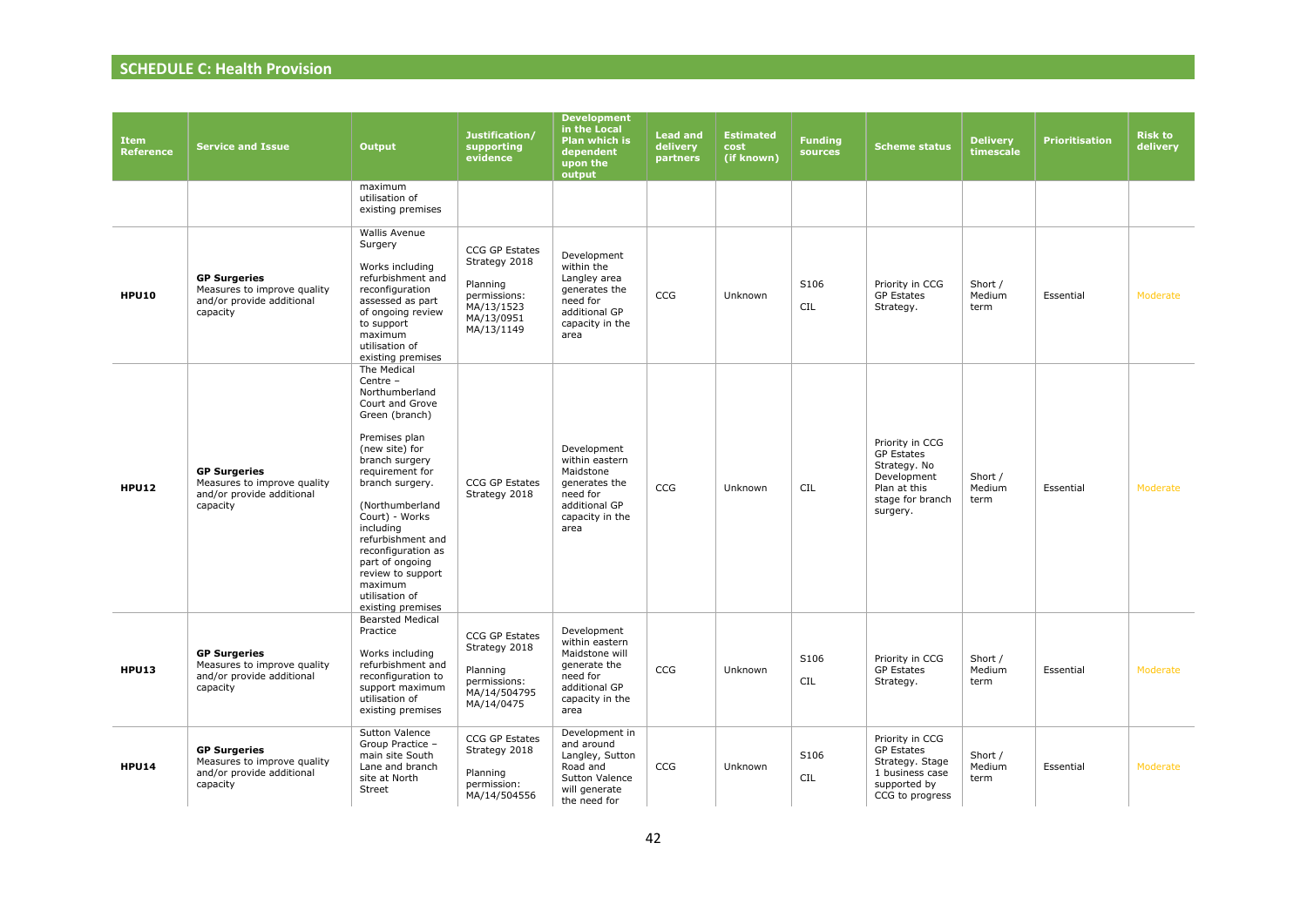## SCHEDULE C: Health Provision

| Item Reference | Service and Issue | Output | Justification/ supporting evidence | Development in the Local Plan which is dependent upon the output | Lead and delivery partners | Estimated cost (if known) | Funding sources | Scheme status | Delivery timescale | Prioritisation | Risk to delivery |
|---|---|---|---|---|---|---|---|---|---|---|---|
| | | maximum utilisation of existing premises | | | | | | | | | |
| **HPU10** | **GP Surgeries** Measures to improve quality and/or provide additional capacity | Wallis Avenue Surgery<br><br>Works including refurbishment and reconfiguration assessed as part of ongoing review to support maximum utilisation of existing premises | CCG GP Estates Strategy 2018<br><br>Planning permissions: MA/13/1523 MA/13/0951 MA/13/1149 | Development within the Langley area generates the need for additional GP capacity in the area | CCG | Unknown | S106<br><br>CIL | Priority in CCG GP Estates Strategy. | Short / Medium term | Essential | Moderate |
| **HPU12** | **GP Surgeries** Measures to improve quality and/or provide additional capacity | The Medical Centre – Northumberland Court and Grove Green (branch)<br><br>Premises plan (new site) for branch surgery requirement for branch surgery.<br><br>(Northumberland Court) - Works including refurbishment and reconfiguration as part of ongoing review to support maximum utilisation of existing premises | CCG GP Estates Strategy 2018 | Development within eastern Maidstone generates the need for additional GP capacity in the area | CCG | Unknown | CIL | Priority in CCG GP Estates Strategy. No Development Plan at this stage for branch surgery. | Short / Medium term | Essential | Moderate |
| **HPU13** | **GP Surgeries** Measures to improve quality and/or provide additional capacity | Bearsted Medical Practice<br><br>Works including refurbishment and reconfiguration to support maximum utilisation of existing premises | CCG GP Estates Strategy 2018<br><br>Planning permissions: MA/14/504795 MA/14/0475 | Development within eastern Maidstone will generate the need for additional GP capacity in the area | CCG | Unknown | S106<br><br>CIL | Priority in CCG GP Estates Strategy. | Short / Medium term | Essential | Moderate |
| **HPU14** | **GP Surgeries** Measures to improve quality and/or provide additional capacity | Sutton Valence Group Practice – main site South Lane and branch site at North Street | CCG GP Estates Strategy 2018<br><br>Planning permission: MA/14/504556 | Development in and around Langley, Sutton Road and Sutton Valence will generate the need for | CCG | Unknown | S106<br><br>CIL | Priority in CCG GP Estates Strategy. Stage 1 business case supported by CCG to progress | Short / Medium term | Essential | Moderate |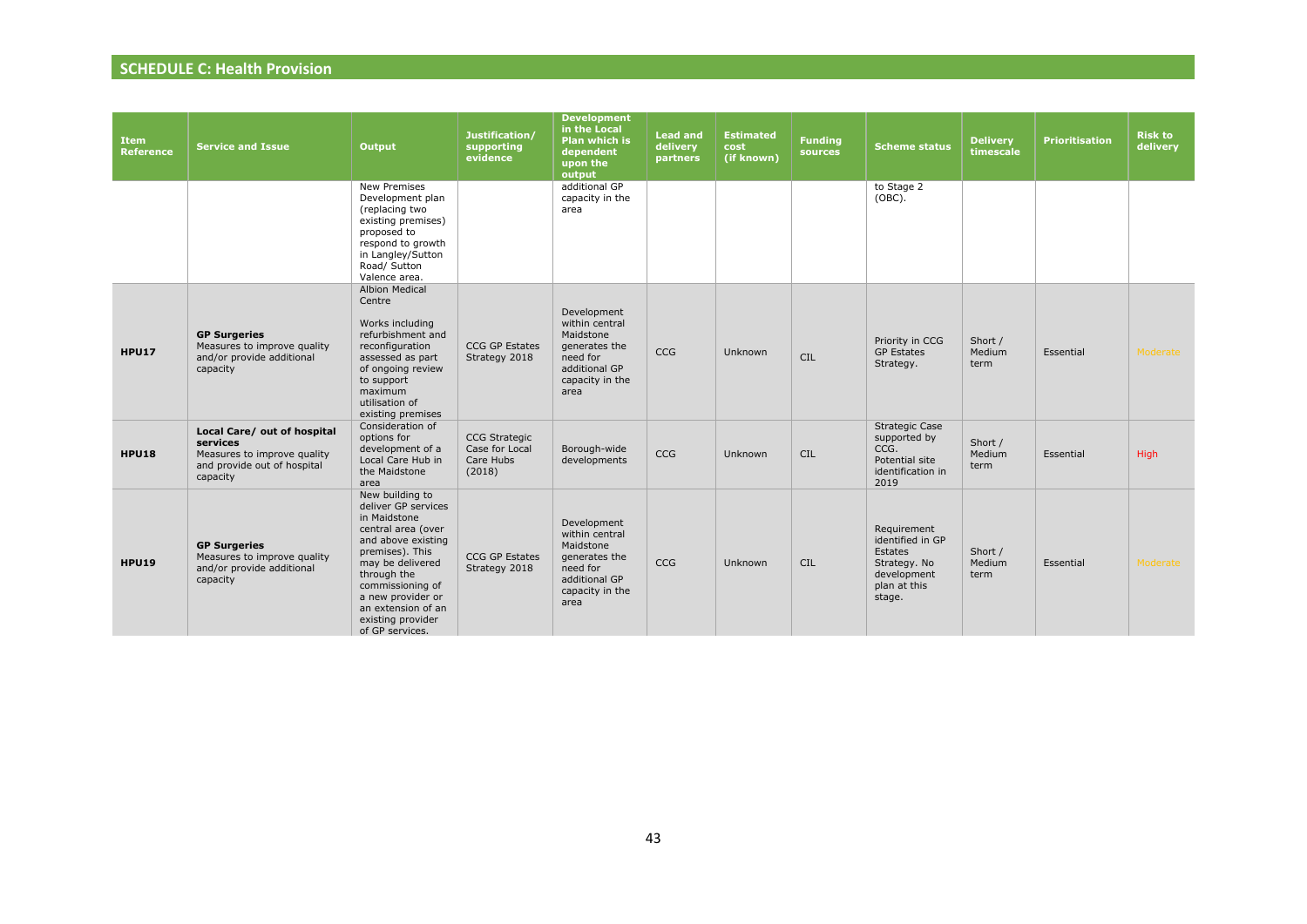## SCHEDULE C: Health Provision

| Item Reference | Service and Issue | Output | Justification/ supporting evidence | Development in the Local Plan which is dependent upon the output | Lead and delivery partners | Estimated cost (if known) | Funding sources | Scheme status | Delivery timescale | Prioritisation | Risk to delivery |
|---|---|---|---|---|---|---|---|---|---|---|---|
| | | New Premises Development plan (replacing two existing premises) proposed to respond to growth in Langley/Sutton Road/ Sutton Valence area. | | additional GP capacity in the area | | | | to Stage 2 (OBC). | | | |
| **HPU17** | **GP Surgeries** Measures to improve quality and/or provide additional capacity | Albion Medical Centre<br><br>Works including refurbishment and reconfiguration assessed as part of ongoing review to support maximum utilisation of existing premises | CCG GP Estates Strategy 2018 | Development within central Maidstone generates the need for additional GP capacity in the area | CCG | Unknown | CIL | Priority in CCG GP Estates Strategy. | Short / Medium term | Essential | Moderate |
| **HPU18** | **Local Care/ out of hospital services** Measures to improve quality and provide out of hospital capacity | Consideration of options for development of a Local Care Hub in the Maidstone area | CCG Strategic Case for Local Care Hubs (2018) | Borough-wide developments | CCG | Unknown | CIL | Strategic Case supported by CCG. Potential site identification in 2019 | Short / Medium term | Essential | High |
| **HPU19** | **GP Surgeries** Measures to improve quality and/or provide additional capacity | New building to deliver GP services in Maidstone central area (over and above existing premises). This may be delivered through the commissioning of a new provider or an extension of an existing provider of GP services. | CCG GP Estates Strategy 2018 | Development within central Maidstone generates the need for additional GP capacity in the area | CCG | Unknown | CIL | Requirement identified in GP Estates Strategy. No development plan at this stage. | Short / Medium term | Essential | Moderate |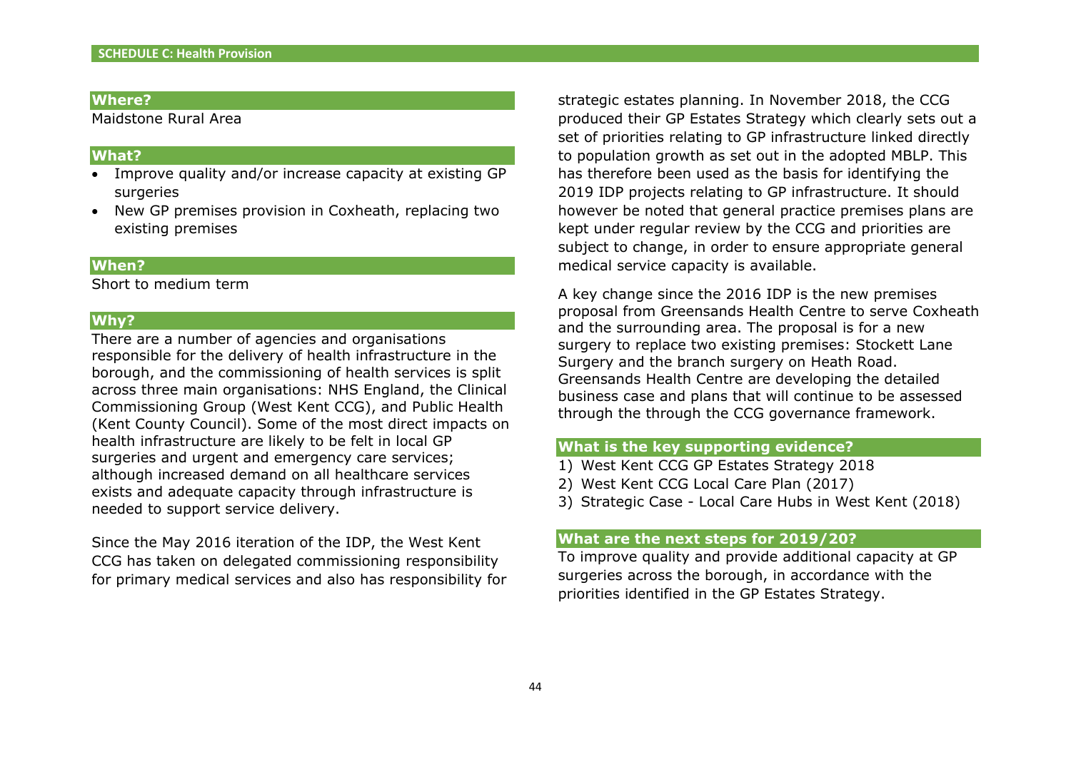## SCHEDULE C: Health Provision

### Where?

Maidstone Rural Area

### What?

- Improve quality and/or increase capacity at existing GP surgeries
- New GP premises provision in Coxheath, replacing two existing premises

### When?

Short to medium term

### Why?

There are a number of agencies and organisations responsible for the delivery of health infrastructure in the borough, and the commissioning of health services is split across three main organisations: NHS England, the Clinical Commissioning Group (West Kent CCG), and Public Health (Kent County Council). Some of the most direct impacts on health infrastructure are likely to be felt in local GP surgeries and urgent and emergency care services; although increased demand on all healthcare services exists and adequate capacity through infrastructure is needed to support service delivery.

Since the May 2016 iteration of the IDP, the West Kent CCG has taken on delegated commissioning responsibility for primary medical services and also has responsibility for strategic estates planning. In November 2018, the CCG produced their GP Estates Strategy which clearly sets out a set of priorities relating to GP infrastructure linked directly to population growth as set out in the adopted MBLP. This has therefore been used as the basis for identifying the 2019 IDP projects relating to GP infrastructure. It should however be noted that general practice premises plans are kept under regular review by the CCG and priorities are subject to change, in order to ensure appropriate general medical service capacity is available.

A key change since the 2016 IDP is the new premises proposal from Greensands Health Centre to serve Coxheath and the surrounding area. The proposal is for a new surgery to replace two existing premises: Stockett Lane Surgery and the branch surgery on Heath Road. Greensands Health Centre are developing the detailed business case and plans that will continue to be assessed through the through the CCG governance framework.

### What is the key supporting evidence?

1) West Kent CCG GP Estates Strategy 2018
2) West Kent CCG Local Care Plan (2017)
3) Strategic Case - Local Care Hubs in West Kent (2018)

### What are the next steps for 2019/20?

To improve quality and provide additional capacity at GP surgeries across the borough, in accordance with the priorities identified in the GP Estates Strategy.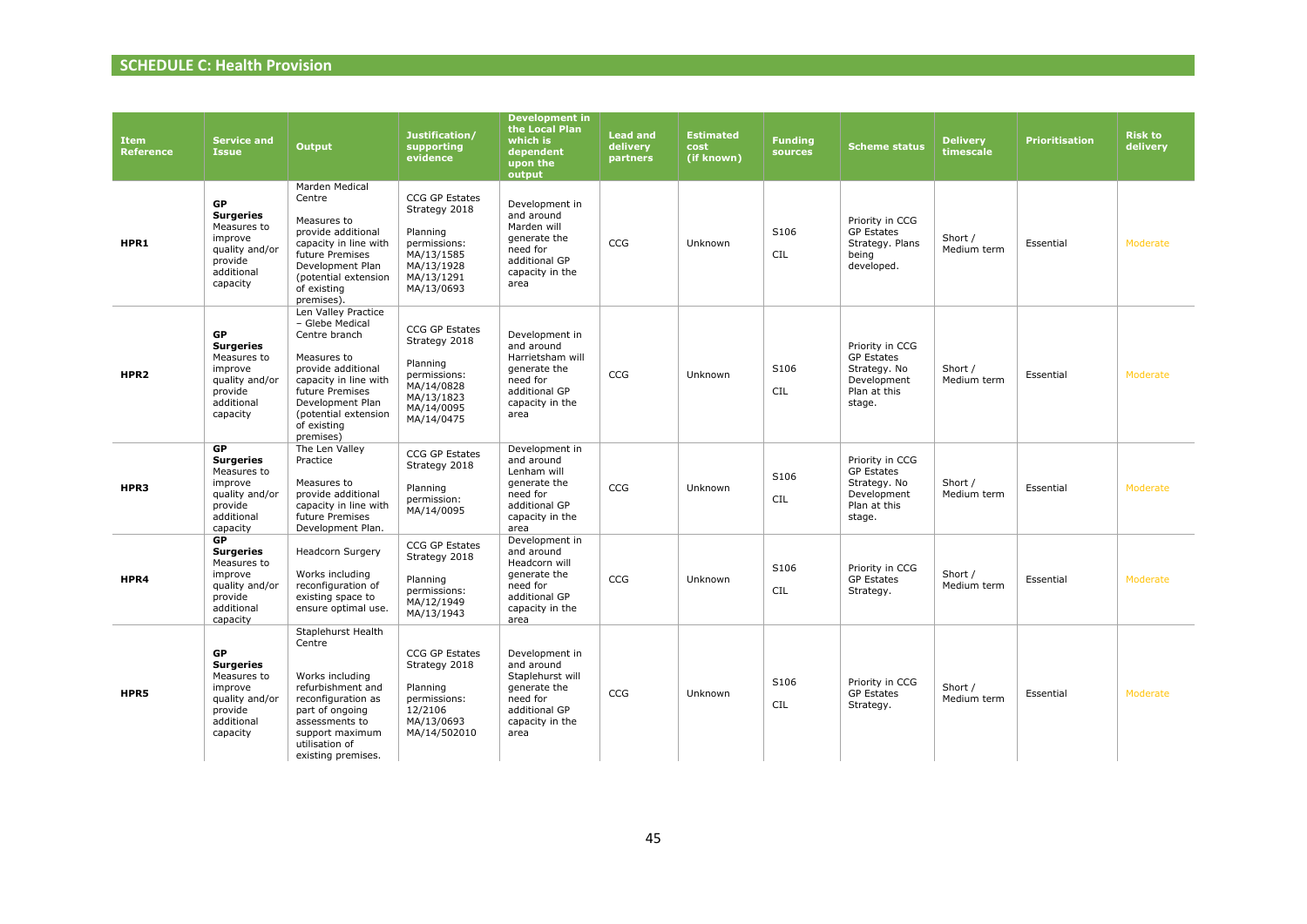## SCHEDULE C: Health Provision

| Item Reference | Service and Issue | Output | Justification/ supporting evidence | Development in the Local Plan which is dependent upon the output | Lead and delivery partners | Estimated cost (if known) | Funding sources | Scheme status | Delivery timescale | Prioritisation | Risk to delivery |
|---|---|---|---|---|---|---|---|---|---|---|---|
| **HPR1** | **GP Surgeries** Measures to improve quality and/or provide additional capacity | Marden Medical Centre<br><br>Measures to provide additional capacity in line with future Premises Development Plan (potential extension of existing premises). | CCG GP Estates Strategy 2018<br><br>Planning permissions: MA/13/1585 MA/13/1928 MA/13/1291 MA/13/0693 | Development in and around Marden will generate the need for additional GP capacity in the area | CCG | Unknown | S106<br><br>CIL | Priority in CCG GP Estates Strategy. Plans being developed. | Short / Medium term | Essential | Moderate |
| **HPR2** | **GP Surgeries** Measures to improve quality and/or provide additional capacity | Len Valley Practice – Glebe Medical Centre branch<br><br>Measures to provide additional capacity in line with future Premises Development Plan (potential extension of existing premises) | CCG GP Estates Strategy 2018<br><br>Planning permissions: MA/14/0828 MA/13/1823 MA/14/0095 MA/14/0475 | Development in and around Harrietsham will generate the need for additional GP capacity in the area | CCG | Unknown | S106<br><br>CIL | Priority in CCG GP Estates Strategy. No Development Plan at this stage. | Short / Medium term | Essential | Moderate |
| **HPR3** | **GP Surgeries** Measures to improve quality and/or provide additional capacity | The Len Valley Practice<br><br>Measures to provide additional capacity in line with future Premises Development Plan. | CCG GP Estates Strategy 2018<br><br>Planning permission: MA/14/0095 | Development in and around Lenham will generate the need for additional GP capacity in the area | CCG | Unknown | S106<br><br>CIL | Priority in CCG GP Estates Strategy. No Development Plan at this stage. | Short / Medium term | Essential | Moderate |
| **HPR4** | **GP Surgeries** Measures to improve quality and/or provide additional capacity | Headcorn Surgery<br><br>Works including reconfiguration of existing space to ensure optimal use. | CCG GP Estates Strategy 2018<br><br>Planning permissions: MA/12/1949 MA/13/1943 | Development in and around Headcorn will generate the need for additional GP capacity in the area | CCG | Unknown | S106<br><br>CIL | Priority in CCG GP Estates Strategy. | Short / Medium term | Essential | Moderate |
| **HPR5** | **GP Surgeries** Measures to improve quality and/or provide additional capacity | Staplehurst Health Centre<br><br>Works including refurbishment and reconfiguration as part of ongoing assessments to support maximum utilisation of existing premises. | CCG GP Estates Strategy 2018<br><br>Planning permissions: 12/2106 MA/13/0693 MA/14/502010 | Development in and around Staplehurst will generate the need for additional GP capacity in the area | CCG | Unknown | S106<br><br>CIL | Priority in CCG GP Estates Strategy. | Short / Medium term | Essential | Moderate |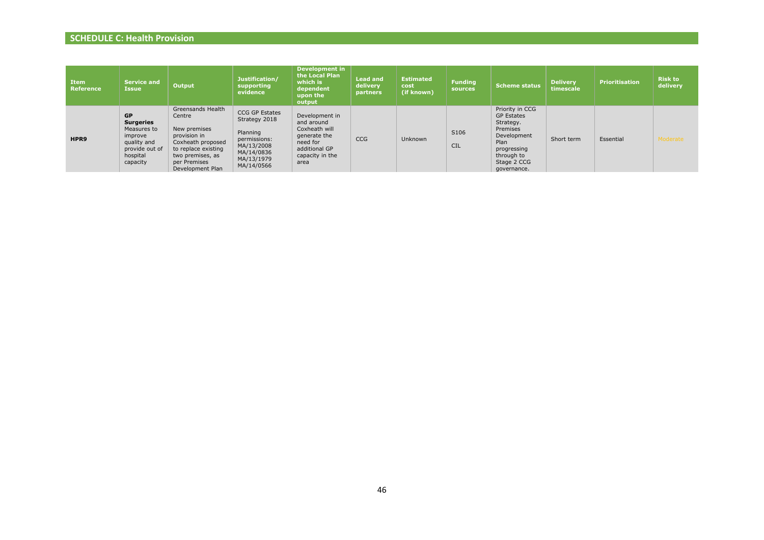## SCHEDULE C: Health Provision

| Item Reference | Service and Issue | Output | Justification/ supporting evidence | Development in the Local Plan which is dependent upon the output | Lead and delivery partners | Estimated cost (if known) | Funding sources | Scheme status | Delivery timescale | Prioritisation | Risk to delivery |
|---|---|---|---|---|---|---|---|---|---|---|---|
| **HPR9** | **GP Surgeries** Measures to improve quality and provide out of hospital capacity | Greensands Health Centre<br><br>New premises provision in Coxheath proposed to replace existing two premises, as per Premises Development Plan | CCG GP Estates Strategy 2018<br><br>Planning permissions: MA/13/2008 MA/14/0836 MA/13/1979 MA/14/0566 | Development in and around Coxheath will generate the need for additional GP capacity in the area | CCG | Unknown | S106<br><br>CIL | Priority in CCG GP Estates Strategy. Premises Development Plan progressing through to Stage 2 CCG governance. | Short term | Essential | Moderate |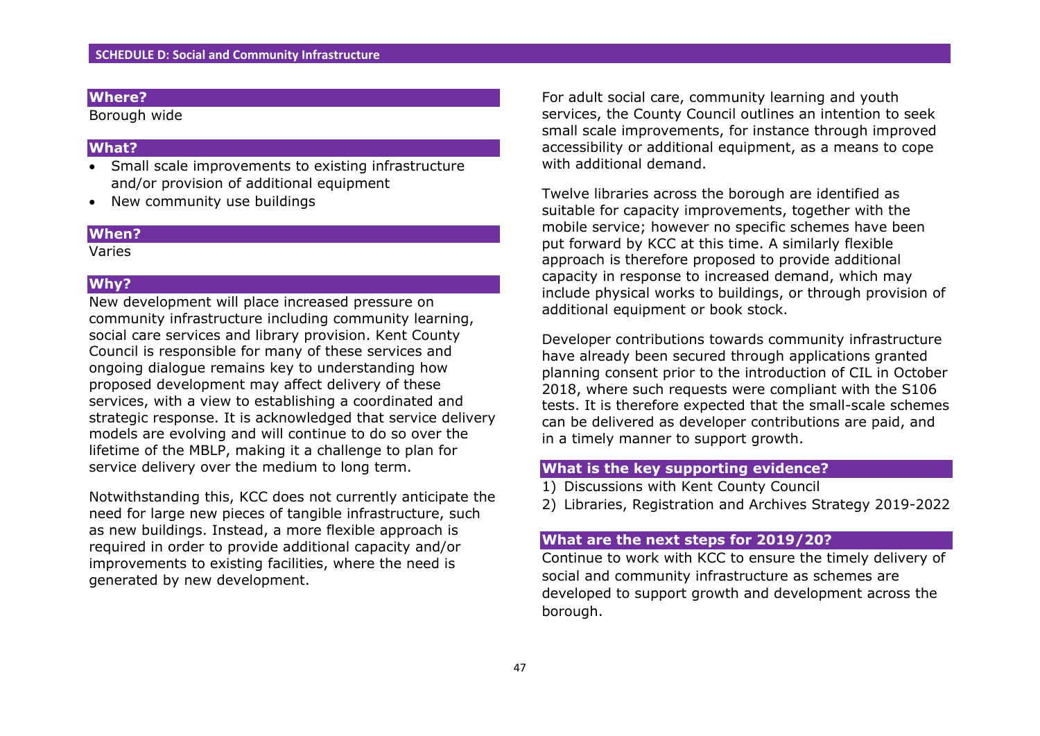## SCHEDULE D: Social and Community Infrastructure

### Where?

Borough wide

### What?

- Small scale improvements to existing infrastructure and/or provision of additional equipment
- New community use buildings

### When?

Varies

### Why?

New development will place increased pressure on community infrastructure including community learning, social care services and library provision. Kent County Council is responsible for many of these services and ongoing dialogue remains key to understanding how proposed development may affect delivery of these services, with a view to establishing a coordinated and strategic response. It is acknowledged that service delivery models are evolving and will continue to do so over the lifetime of the MBLP, making it a challenge to plan for service delivery over the medium to long term.

Notwithstanding this, KCC does not currently anticipate the need for large new pieces of tangible infrastructure, such as new buildings. Instead, a more flexible approach is required in order to provide additional capacity and/or improvements to existing facilities, where the need is generated by new development.

For adult social care, community learning and youth services, the County Council outlines an intention to seek small scale improvements, for instance through improved accessibility or additional equipment, as a means to cope with additional demand.

Twelve libraries across the borough are identified as suitable for capacity improvements, together with the mobile service; however no specific schemes have been put forward by KCC at this time. A similarly flexible approach is therefore proposed to provide additional capacity in response to increased demand, which may include physical works to buildings, or through provision of additional equipment or book stock.

Developer contributions towards community infrastructure have already been secured through applications granted planning consent prior to the introduction of CIL in October 2018, where such requests were compliant with the S106 tests. It is therefore expected that the small-scale schemes can be delivered as developer contributions are paid, and in a timely manner to support growth.

### What is the key supporting evidence?

1) Discussions with Kent County Council
2) Libraries, Registration and Archives Strategy 2019-2022

### What are the next steps for 2019/20?

Continue to work with KCC to ensure the timely delivery of social and community infrastructure as schemes are developed to support growth and development across the borough.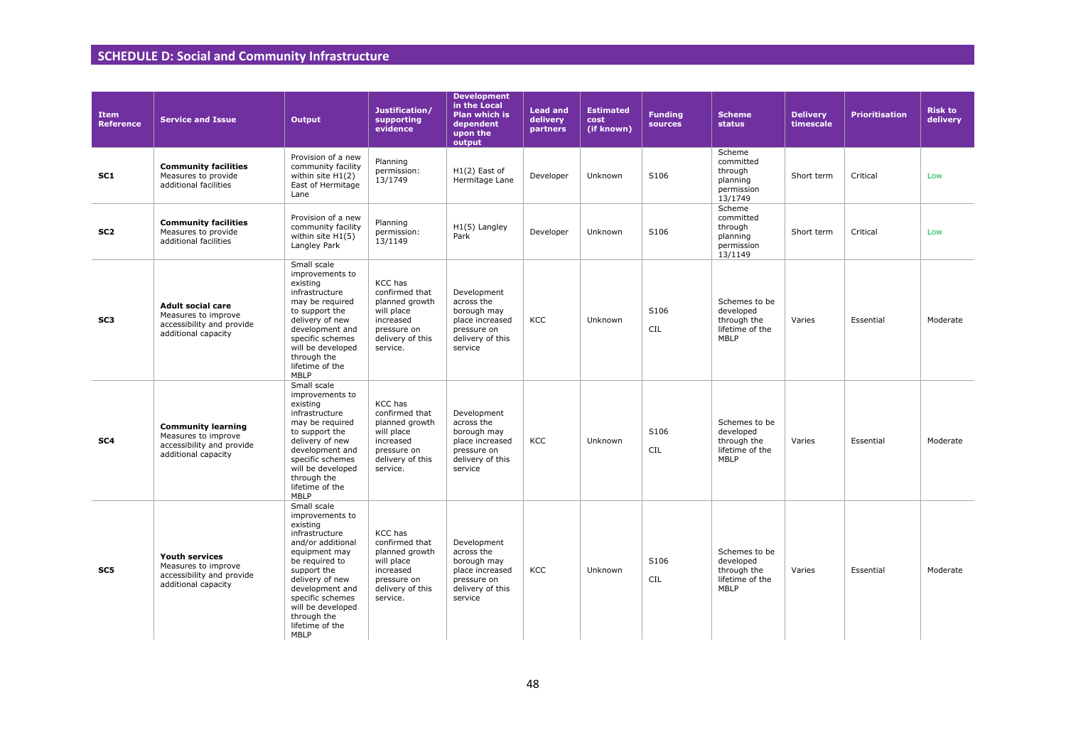## SCHEDULE D: Social and Community Infrastructure

| Item Reference | Service and Issue | Output | Justification/ supporting evidence | Development in the Local Plan which is dependent upon the output | Lead and delivery partners | Estimated cost (if known) | Funding sources | Scheme status | Delivery timescale | Prioritisation | Risk to delivery |
|---|---|---|---|---|---|---|---|---|---|---|---|
| SC1 | **Community facilities** Measures to provide additional facilities | Provision of a new community facility within site H1(2) East of Hermitage Lane | Planning permission: 13/1749 | H1(2) East of Hermitage Lane | Developer | Unknown | S106 | Scheme committed through planning permission 13/1749 | Short term | Critical | Low |
| SC2 | **Community facilities** Measures to provide additional facilities | Provision of a new community facility within site H1(5) Langley Park | Planning permission: 13/1149 | H1(5) Langley Park | Developer | Unknown | S106 | Scheme committed through planning permission 13/1149 | Short term | Critical | Low |
| SC3 | **Adult social care** Measures to improve accessibility and provide additional capacity | Small scale improvements to existing infrastructure may be required to support the delivery of new development and specific schemes will be developed through the lifetime of the MBLP | KCC has confirmed that planned growth will place increased pressure on delivery of this service. | Development across the borough may place increased pressure on delivery of this service | KCC | Unknown | S106 CIL | Schemes to be developed through the lifetime of the MBLP | Varies | Essential | Moderate |
| SC4 | **Community learning** Measures to improve accessibility and provide additional capacity | Small scale improvements to existing infrastructure may be required to support the delivery of new development and specific schemes will be developed through the lifetime of the MBLP | KCC has confirmed that planned growth will place increased pressure on delivery of this service. | Development across the borough may place increased pressure on delivery of this service | KCC | Unknown | S106 CIL | Schemes to be developed through the lifetime of the MBLP | Varies | Essential | Moderate |
| SC5 | **Youth services** Measures to improve accessibility and provide additional capacity | Small scale improvements to existing infrastructure and/or additional equipment may be required to support the delivery of new development and specific schemes will be developed through the lifetime of the MBLP | KCC has confirmed that planned growth will place increased pressure on delivery of this service. | Development across the borough may place increased pressure on delivery of this service | KCC | Unknown | S106 CIL | Schemes to be developed through the lifetime of the MBLP | Varies | Essential | Moderate |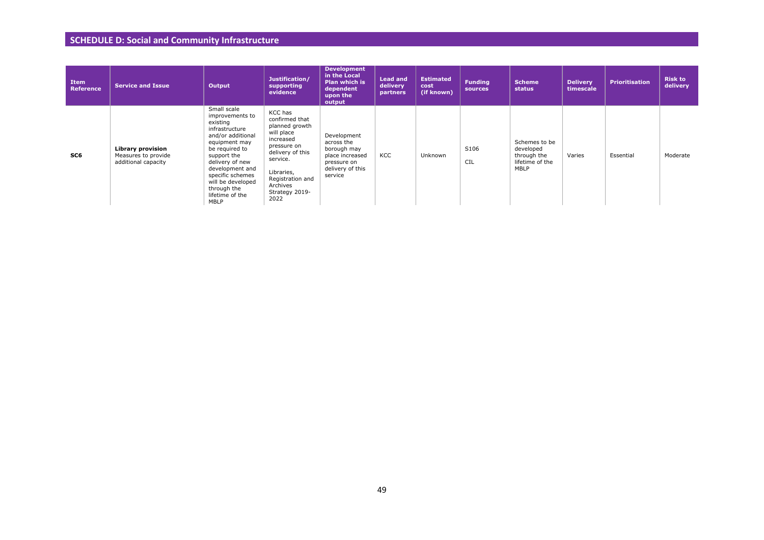## SCHEDULE D: Social and Community Infrastructure

| Item Reference | Service and Issue | Output | Justification/ supporting evidence | Development in the Local Plan which is dependent upon the output | Lead and delivery partners | Estimated cost (if known) | Funding sources | Scheme status | Delivery timescale | Prioritisation | Risk to delivery |
|---|---|---|---|---|---|---|---|---|---|---|---|
| **SC6** | **Library provision** Measures to provide additional capacity | Small scale improvements to existing infrastructure and/or additional equipment may be required to support the delivery of new development and specific schemes will be developed through the lifetime of the MBLP | KCC has confirmed that planned growth will place increased pressure on delivery of this service. Libraries, Registration and Archives Strategy 2019-2022 | Development across the borough may place increased pressure on delivery of this service | KCC | Unknown | S106 CIL | Schemes to be developed through the lifetime of the MBLP | Varies | Essential | Moderate |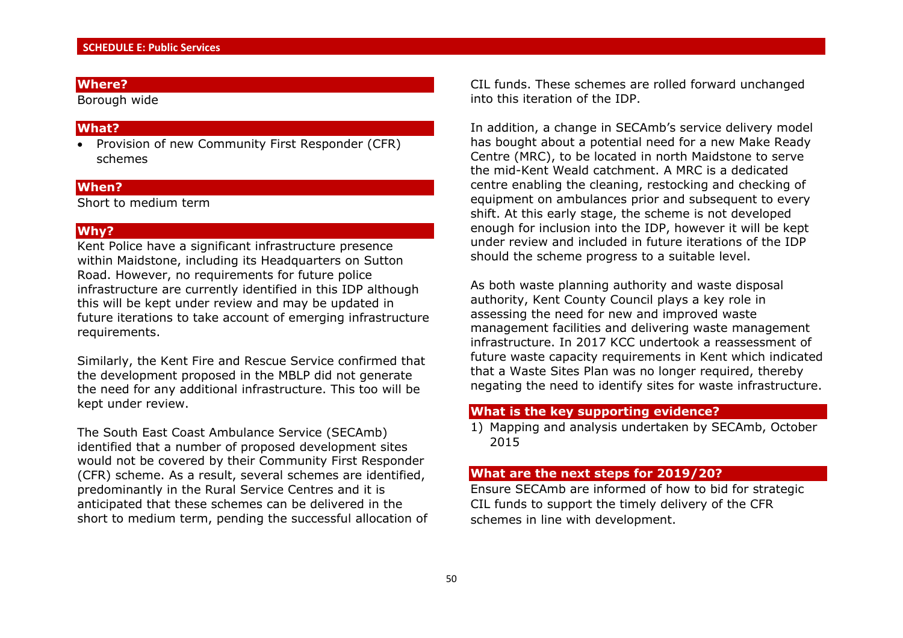## SCHEDULE E: Public Services

### Where?

Borough wide

### What?

- Provision of new Community First Responder (CFR) schemes

### When?

Short to medium term

### Why?

Kent Police have a significant infrastructure presence within Maidstone, including its Headquarters on Sutton Road. However, no requirements for future police infrastructure are currently identified in this IDP although this will be kept under review and may be updated in future iterations to take account of emerging infrastructure requirements.

Similarly, the Kent Fire and Rescue Service confirmed that the development proposed in the MBLP did not generate the need for any additional infrastructure. This too will be kept under review.

The South East Coast Ambulance Service (SECAmb) identified that a number of proposed development sites would not be covered by their Community First Responder (CFR) scheme. As a result, several schemes are identified, predominantly in the Rural Service Centres and it is anticipated that these schemes can be delivered in the short to medium term, pending the successful allocation of CIL funds. These schemes are rolled forward unchanged into this iteration of the IDP.

In addition, a change in SECAmb's service delivery model has bought about a potential need for a new Make Ready Centre (MRC), to be located in north Maidstone to serve the mid-Kent Weald catchment. A MRC is a dedicated centre enabling the cleaning, restocking and checking of equipment on ambulances prior and subsequent to every shift. At this early stage, the scheme is not developed enough for inclusion into the IDP, however it will be kept under review and included in future iterations of the IDP should the scheme progress to a suitable level.

As both waste planning authority and waste disposal authority, Kent County Council plays a key role in assessing the need for new and improved waste management facilities and delivering waste management infrastructure. In 2017 KCC undertook a reassessment of future waste capacity requirements in Kent which indicated that a Waste Sites Plan was no longer required, thereby negating the need to identify sites for waste infrastructure.

### What is the key supporting evidence?

1) Mapping and analysis undertaken by SECAmb, October 2015

### What are the next steps for 2019/20?

Ensure SECAmb are informed of how to bid for strategic CIL funds to support the timely delivery of the CFR schemes in line with development.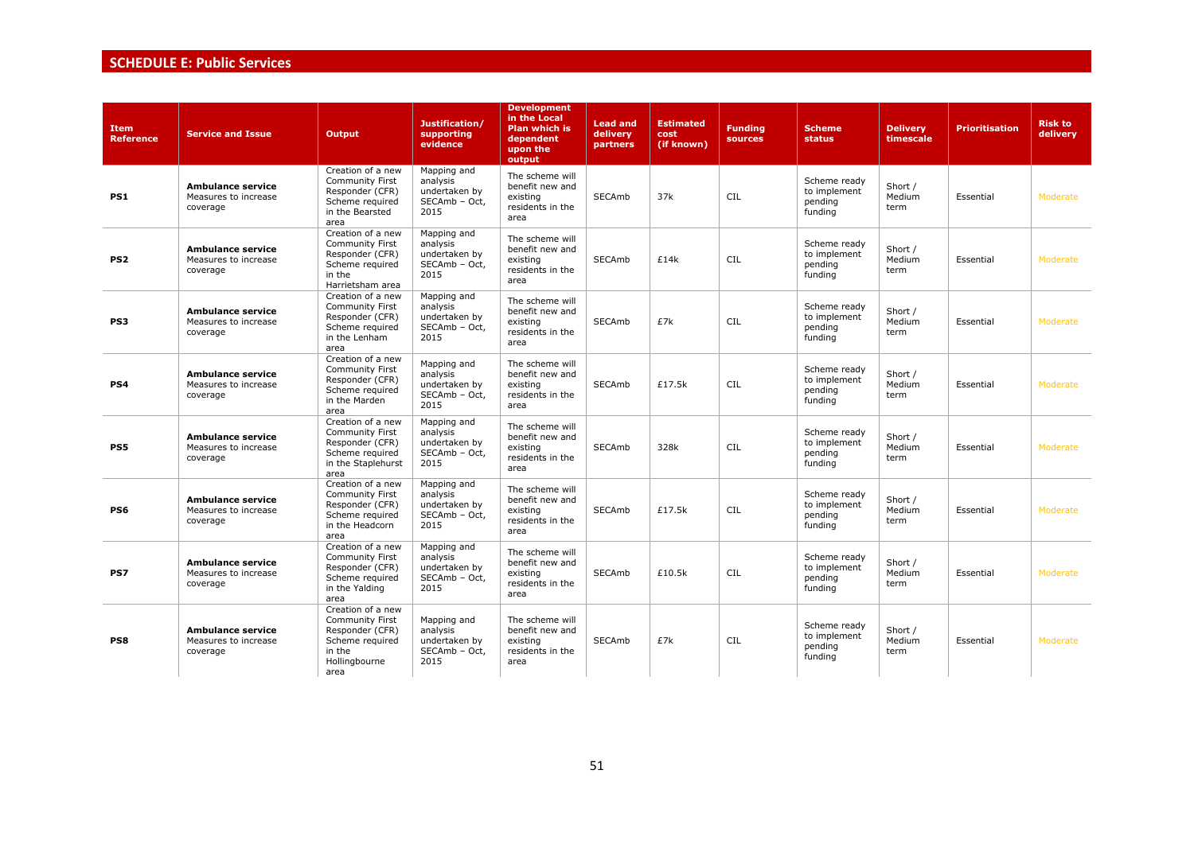## SCHEDULE E: Public Services

| Item Reference | Service and Issue | Output | Justification/ supporting evidence | Development in the Local Plan which is dependent upon the output | Lead and delivery partners | Estimated cost (if known) | Funding sources | Scheme status | Delivery timescale | Prioritisation | Risk to delivery |
|---|---|---|---|---|---|---|---|---|---|---|---|
| **PS1** | **Ambulance service** Measures to increase coverage | Creation of a new Community First Responder (CFR) Scheme required in the Bearsted area | Mapping and analysis undertaken by SECAmb – Oct, 2015 | The scheme will benefit new and existing residents in the area | SECAmb | 37k | CIL | Scheme ready to implement pending funding | Short / Medium term | Essential | Moderate |
| **PS2** | **Ambulance service** Measures to increase coverage | Creation of a new Community First Responder (CFR) Scheme required in the Harrietsham area | Mapping and analysis undertaken by SECAmb – Oct, 2015 | The scheme will benefit new and existing residents in the area | SECAmb | £14k | CIL | Scheme ready to implement pending funding | Short / Medium term | Essential | Moderate |
| **PS3** | **Ambulance service** Measures to increase coverage | Creation of a new Community First Responder (CFR) Scheme required in the Lenham area | Mapping and analysis undertaken by SECAmb – Oct, 2015 | The scheme will benefit new and existing residents in the area | SECAmb | £7k | CIL | Scheme ready to implement pending funding | Short / Medium term | Essential | Moderate |
| **PS4** | **Ambulance service** Measures to increase coverage | Creation of a new Community First Responder (CFR) Scheme required in the Marden area | Mapping and analysis undertaken by SECAmb – Oct, 2015 | The scheme will benefit new and existing residents in the area | SECAmb | £17.5k | CIL | Scheme ready to implement pending funding | Short / Medium term | Essential | Moderate |
| **PS5** | **Ambulance service** Measures to increase coverage | Creation of a new Community First Responder (CFR) Scheme required in the Staplehurst area | Mapping and analysis undertaken by SECAmb – Oct, 2015 | The scheme will benefit new and existing residents in the area | SECAmb | 328k | CIL | Scheme ready to implement pending funding | Short / Medium term | Essential | Moderate |
| **PS6** | **Ambulance service** Measures to increase coverage | Creation of a new Community First Responder (CFR) Scheme required in the Headcorn area | Mapping and analysis undertaken by SECAmb – Oct, 2015 | The scheme will benefit new and existing residents in the area | SECAmb | £17.5k | CIL | Scheme ready to implement pending funding | Short / Medium term | Essential | Moderate |
| **PS7** | **Ambulance service** Measures to increase coverage | Creation of a new Community First Responder (CFR) Scheme required in the Yalding area | Mapping and analysis undertaken by SECAmb – Oct, 2015 | The scheme will benefit new and existing residents in the area | SECAmb | £10.5k | CIL | Scheme ready to implement pending funding | Short / Medium term | Essential | Moderate |
| **PS8** | **Ambulance service** Measures to increase coverage | Creation of a new Community First Responder (CFR) Scheme required in the Hollingbourne area | Mapping and analysis undertaken by SECAmb – Oct, 2015 | The scheme will benefit new and existing residents in the area | SECAmb | £7k | CIL | Scheme ready to implement pending funding | Short / Medium term | Essential | Moderate |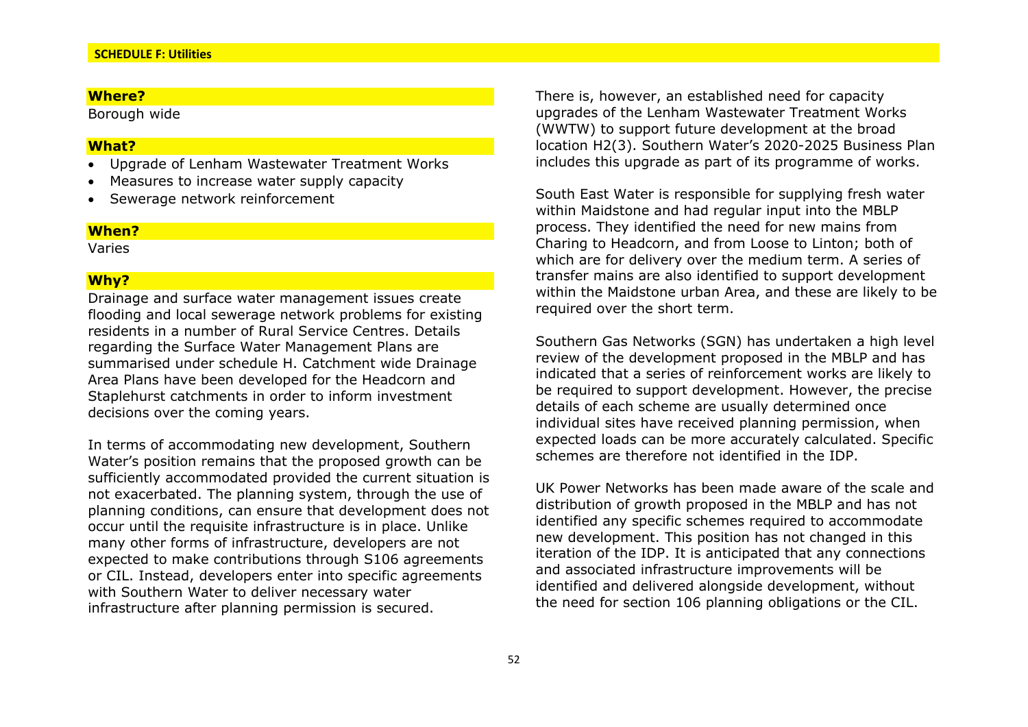## SCHEDULE F: Utilities

### Where?

Borough wide

### What?

- Upgrade of Lenham Wastewater Treatment Works
- Measures to increase water supply capacity
- Sewerage network reinforcement

### When?

Varies

### Why?

Drainage and surface water management issues create flooding and local sewerage network problems for existing residents in a number of Rural Service Centres. Details regarding the Surface Water Management Plans are summarised under schedule H. Catchment wide Drainage Area Plans have been developed for the Headcorn and Staplehurst catchments in order to inform investment decisions over the coming years.

In terms of accommodating new development, Southern Water's position remains that the proposed growth can be sufficiently accommodated provided the current situation is not exacerbated. The planning system, through the use of planning conditions, can ensure that development does not occur until the requisite infrastructure is in place. Unlike many other forms of infrastructure, developers are not expected to make contributions through S106 agreements or CIL. Instead, developers enter into specific agreements with Southern Water to deliver necessary water infrastructure after planning permission is secured.

There is, however, an established need for capacity upgrades of the Lenham Wastewater Treatment Works (WWTW) to support future development at the broad location H2(3). Southern Water's 2020-2025 Business Plan includes this upgrade as part of its programme of works.

South East Water is responsible for supplying fresh water within Maidstone and had regular input into the MBLP process. They identified the need for new mains from Charing to Headcorn, and from Loose to Linton; both of which are for delivery over the medium term. A series of transfer mains are also identified to support development within the Maidstone urban Area, and these are likely to be required over the short term.

Southern Gas Networks (SGN) has undertaken a high level review of the development proposed in the MBLP and has indicated that a series of reinforcement works are likely to be required to support development. However, the precise details of each scheme are usually determined once individual sites have received planning permission, when expected loads can be more accurately calculated. Specific schemes are therefore not identified in the IDP.

UK Power Networks has been made aware of the scale and distribution of growth proposed in the MBLP and has not identified any specific schemes required to accommodate new development. This position has not changed in this iteration of the IDP. It is anticipated that any connections and associated infrastructure improvements will be identified and delivered alongside development, without the need for section 106 planning obligations or the CIL.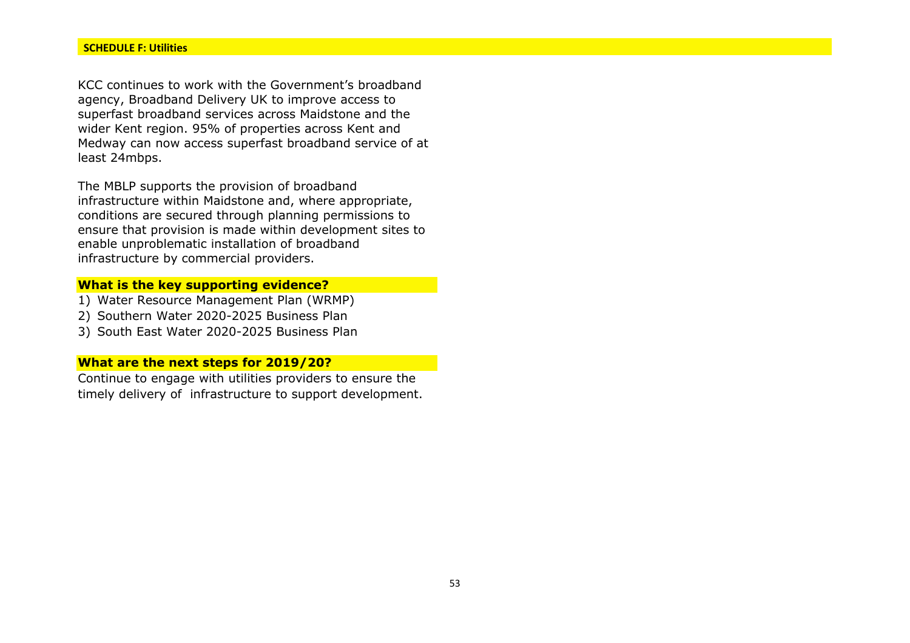## SCHEDULE F: Utilities

KCC continues to work with the Government's broadband agency, Broadband Delivery UK to improve access to superfast broadband services across Maidstone and the wider Kent region. 95% of properties across Kent and Medway can now access superfast broadband service of at least 24mbps.

The MBLP supports the provision of broadband infrastructure within Maidstone and, where appropriate, conditions are secured through planning permissions to ensure that provision is made within development sites to enable unproblematic installation of broadband infrastructure by commercial providers.

### What is the key supporting evidence?

1) Water Resource Management Plan (WRMP)
2) Southern Water 2020-2025 Business Plan
3) South East Water 2020-2025 Business Plan

### What are the next steps for 2019/20?

Continue to engage with utilities providers to ensure the timely delivery of infrastructure to support development.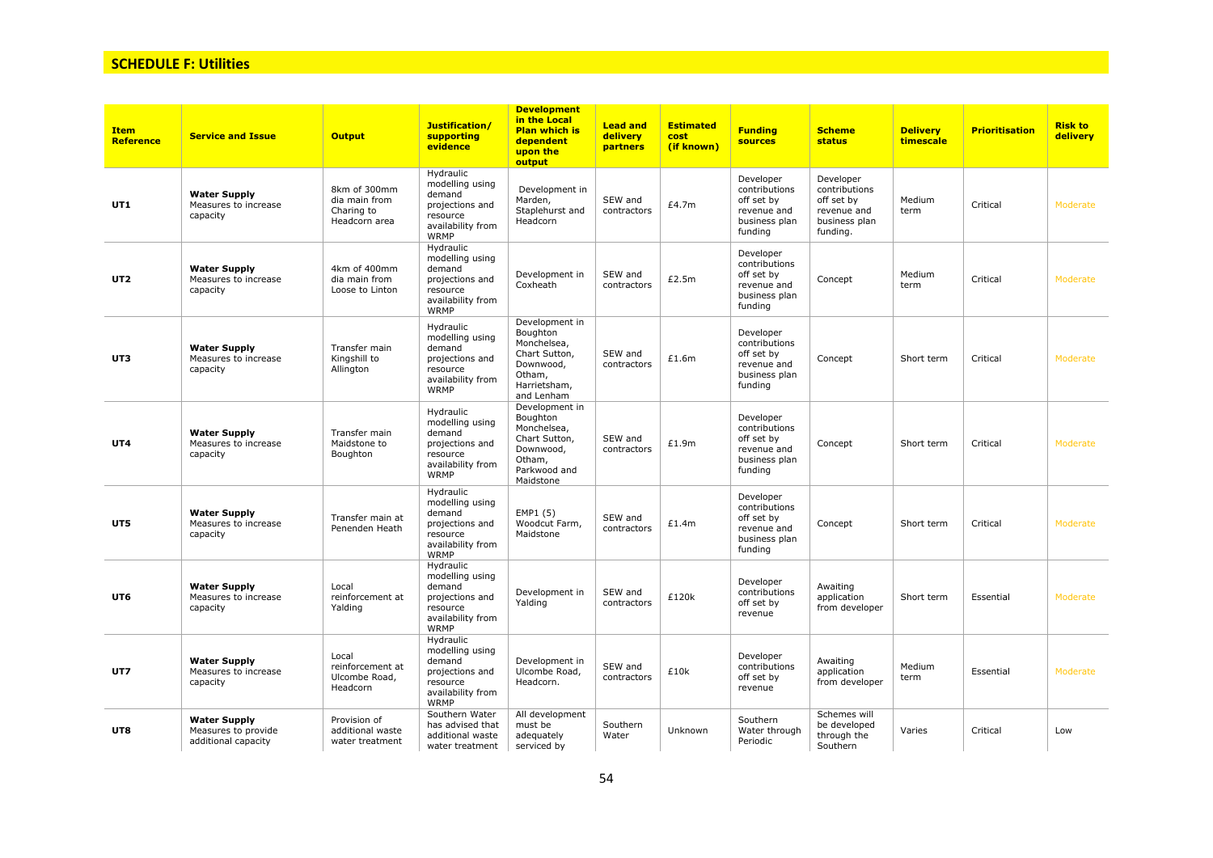## SCHEDULE F: Utilities

| Item Reference | Service and Issue | Output | Justification/ supporting evidence | Development in the Local Plan which is dependent upon the output | Lead and delivery partners | Estimated cost (if known) | Funding sources | Scheme status | Delivery timescale | Prioritisation | Risk to delivery |
|---|---|---|---|---|---|---|---|---|---|---|---|
| UT1 | **Water Supply** Measures to increase capacity | 8km of 300mm dia main from Charing to Headcorn area | Hydraulic modelling using demand projections and resource availability from WRMP | Development in Marden, Staplehurst and Headcorn | SEW and contractors | £4.7m | Developer contributions off set by revenue and business plan funding | Developer contributions off set by revenue and business plan funding. | Medium term | Critical | Moderate |
| UT2 | **Water Supply** Measures to increase capacity | 4km of 400mm dia main from Loose to Linton | Hydraulic modelling using demand projections and resource availability from WRMP | Development in Coxheath | SEW and contractors | £2.5m | Developer contributions off set by revenue and business plan funding | Concept | Medium term | Critical | Moderate |
| UT3 | **Water Supply** Measures to increase capacity | Transfer main Kingshill to Allington | Hydraulic modelling using demand projections and resource availability from WRMP | Development in Boughton Monchelsea, Chart Sutton, Downwood, Otham, Harrietsham, and Lenham | SEW and contractors | £1.6m | Developer contributions off set by revenue and business plan funding | Concept | Short term | Critical | Moderate |
| UT4 | **Water Supply** Measures to increase capacity | Transfer main Maidstone to Boughton | Hydraulic modelling using demand projections and resource availability from WRMP | Development in Boughton Monchelsea, Chart Sutton, Downwood, Otham, Parkwood and Maidstone | SEW and contractors | £1.9m | Developer contributions off set by revenue and business plan funding | Concept | Short term | Critical | Moderate |
| UT5 | **Water Supply** Measures to increase capacity | Transfer main at Penenden Heath | Hydraulic modelling using demand projections and resource availability from WRMP | EMP1 (5) Woodcut Farm, Maidstone | SEW and contractors | £1.4m | Developer contributions off set by revenue and business plan funding | Concept | Short term | Critical | Moderate |
| UT6 | **Water Supply** Measures to increase capacity | Local reinforcement at Yalding | Hydraulic modelling using demand projections and resource availability from WRMP | Development in Yalding | SEW and contractors | £120k | Developer contributions off set by revenue | Awaiting application from developer | Short term | Essential | Moderate |
| UT7 | **Water Supply** Measures to increase capacity | Local reinforcement at Ulcombe Road, Headcorn | Hydraulic modelling using demand projections and resource availability from WRMP | Development in Ulcombe Road, Headcorn. | SEW and contractors | £10k | Developer contributions off set by revenue | Awaiting application from developer | Medium term | Essential | Moderate |
| UT8 | **Water Supply** Measures to provide additional capacity | Provision of additional waste water treatment | Southern Water has advised that additional waste water treatment | All development must be adequately serviced by | Southern Water | Unknown | Southern Water through Periodic | Schemes will be developed through the Southern | Varies | Critical | Low |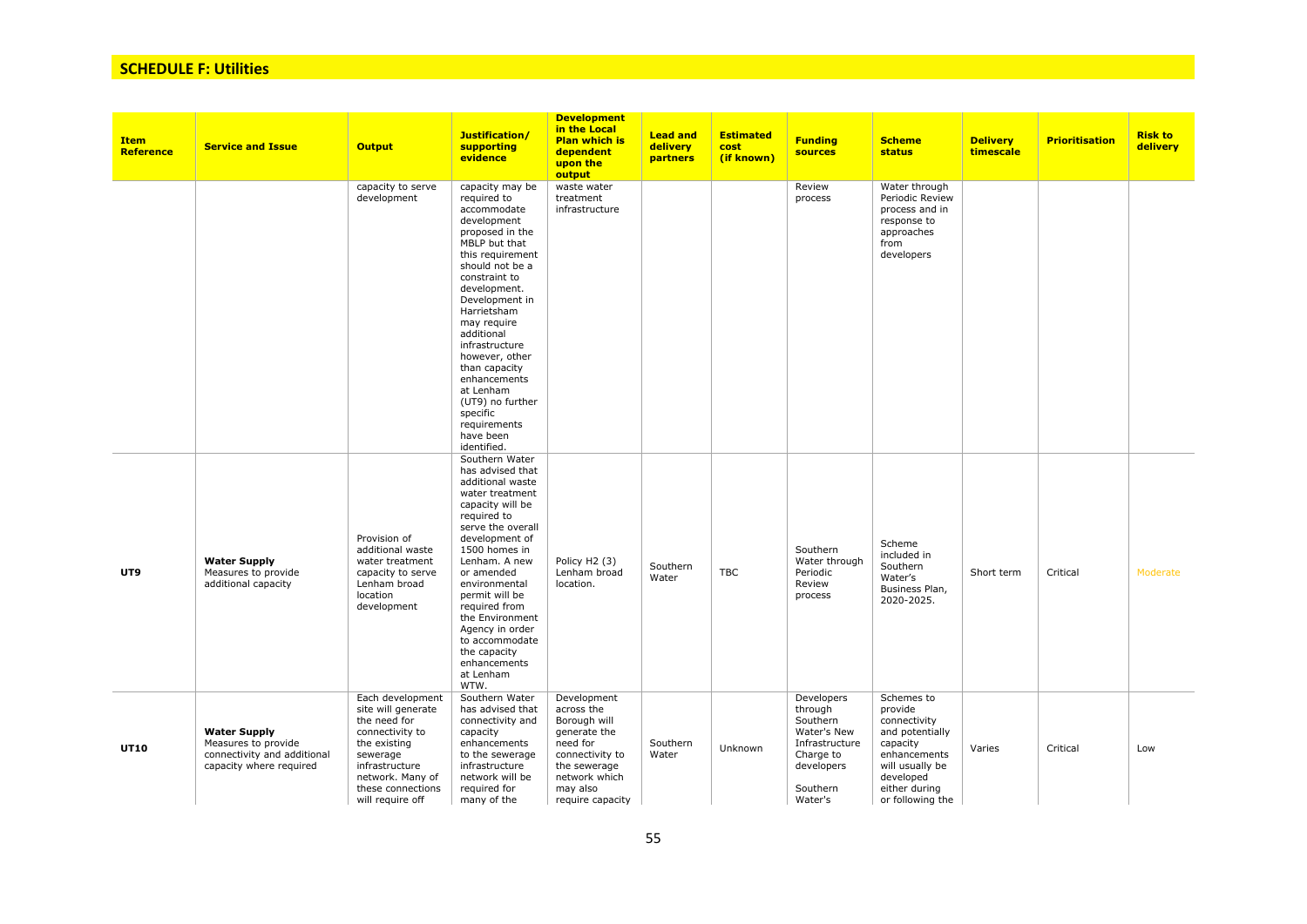## SCHEDULE F: Utilities

| Item Reference | Service and Issue | Output | Justification/ supporting evidence | Development in the Local Plan which is dependent upon the output | Lead and delivery partners | Estimated cost (if known) | Funding sources | Scheme status | Delivery timescale | Prioritisation | Risk to delivery |
|---|---|---|---|---|---|---|---|---|---|---|---|
| | | capacity to serve development | capacity may be required to accommodate development proposed in the MBLP but that this requirement should not be a constraint to development. Development in Harrietsham may require additional infrastructure however, other than capacity enhancements at Lenham (UT9) no further specific requirements have been identified. | waste water treatment infrastructure | | | Review process | Water through Periodic Review process and in response to approaches from developers | | | |
| **UT9** | **Water Supply** Measures to provide additional capacity | Provision of additional waste water treatment capacity to serve Lenham broad location development | Southern Water has advised that additional waste water treatment capacity will be required to serve the overall development of 1500 homes in Lenham. A new or amended environmental permit will be required from the Environment Agency in order to accommodate the capacity enhancements at Lenham WTW. | Policy H2 (3) Lenham broad location. | Southern Water | TBC | Southern Water through Periodic Review process | Scheme included in Southern Water's Business Plan, 2020-2025. | Short term | Critical | Moderate |
| **UT10** | **Water Supply** Measures to provide connectivity and additional capacity where required | Each development site will generate the need for connectivity to the existing sewerage infrastructure network. Many of these connections will require off | Southern Water has advised that connectivity and capacity enhancements to the sewerage infrastructure network will be required for many of the | Development across the Borough will generate the need for connectivity to the sewerage network which may also require capacity | Southern Water | Unknown | Developers through Southern Water's New Infrastructure Charge to developers<br><br>Southern Water's | Schemes to provide connectivity and potentially capacity enhancements will usually be developed either during or following the | Varies | Critical | Low |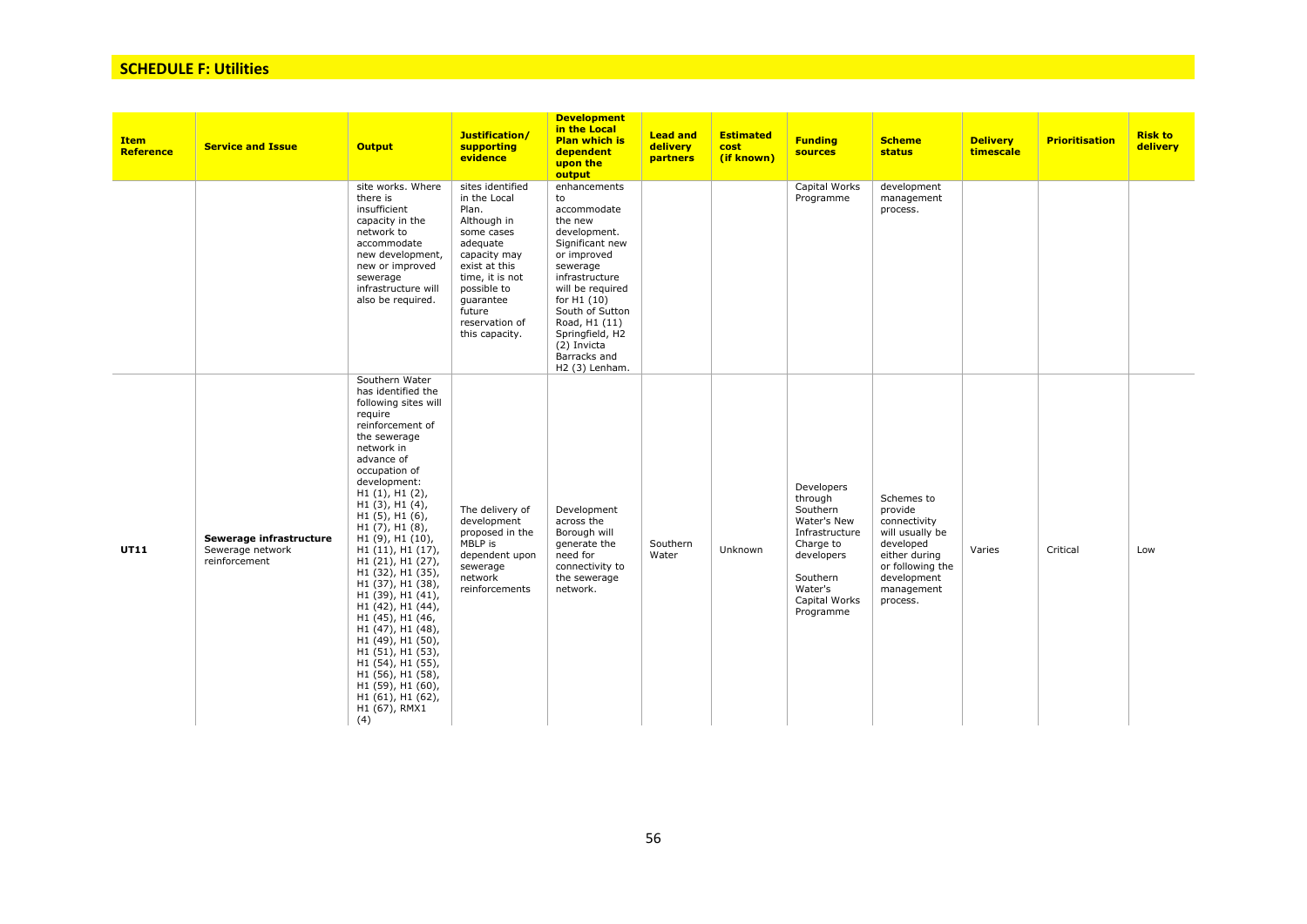## SCHEDULE F: Utilities

| Item Reference | Service and Issue | Output | Justification/ supporting evidence | Development in the Local Plan which is dependent upon the output | Lead and delivery partners | Estimated cost (if known) | Funding sources | Scheme status | Delivery timescale | Prioritisation | Risk to delivery |
|---|---|---|---|---|---|---|---|---|---|---|---|
| | | site works. Where there is insufficient capacity in the network to accommodate new development, new or improved sewerage infrastructure will also be required. | sites identified in the Local Plan. Although in some cases adequate capacity may exist at this time, it is not possible to guarantee future reservation of this capacity. | enhancements to accommodate the new development. Significant new or improved sewerage infrastructure will be required for H1 (10) South of Sutton Road, H1 (11) Springfield, H2 (2) Invicta Barracks and H2 (3) Lenham. | | | Capital Works Programme | development management process. | | | |
| **UT11** | **Sewerage infrastructure** Sewerage network reinforcement | Southern Water has identified the following sites will require reinforcement of the sewerage network in advance of occupation of development: H1 (1), H1 (2), H1 (3), H1 (4), H1 (5), H1 (6), H1 (7), H1 (8), H1 (9), H1 (10), H1 (11), H1 (17), H1 (21), H1 (27), H1 (32), H1 (35), H1 (37), H1 (38), H1 (39), H1 (41), H1 (42), H1 (44), H1 (45), H1 (46, H1 (47), H1 (48), H1 (49), H1 (50), H1 (51), H1 (53), H1 (54), H1 (55), H1 (56), H1 (58), H1 (59), H1 (60), H1 (61), H1 (62), H1 (67), RMX1 (4) | The delivery of development proposed in the MBLP is dependent upon sewerage network reinforcements | Development across the Borough will generate the need for connectivity to the sewerage network. | Southern Water | Unknown | Developers through Southern Water's New Infrastructure Charge to developers<br><br>Southern Water's Capital Works Programme | Schemes to provide connectivity will usually be developed either during or following the development management process. | Varies | Critical | Low |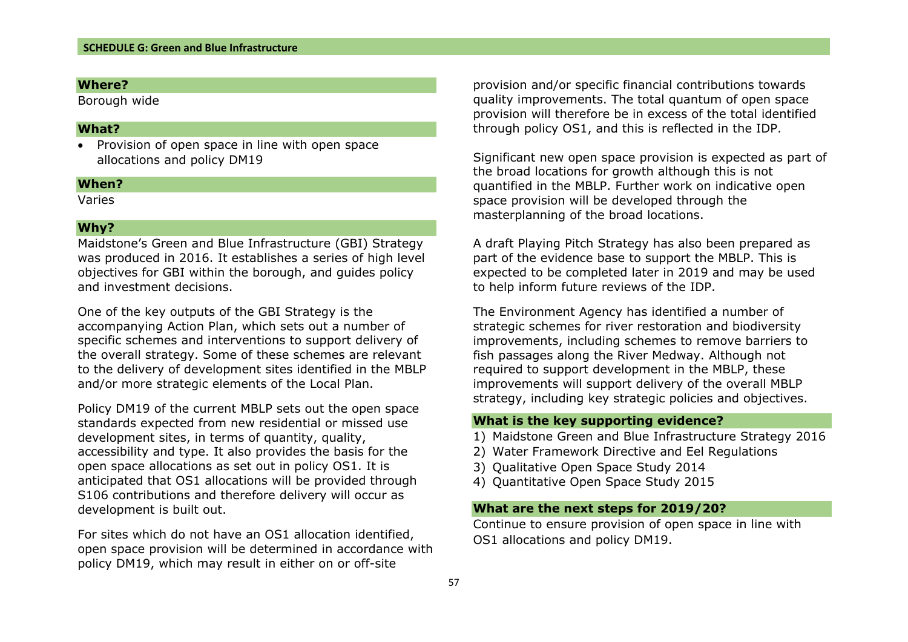## SCHEDULE G: Green and Blue Infrastructure

**Where?**

Borough wide

**What?**

- Provision of open space in line with open space allocations and policy DM19

**When?**

Varies

**Why?**

Maidstone's Green and Blue Infrastructure (GBI) Strategy was produced in 2016. It establishes a series of high level objectives for GBI within the borough, and guides policy and investment decisions.

One of the key outputs of the GBI Strategy is the accompanying Action Plan, which sets out a number of specific schemes and interventions to support delivery of the overall strategy. Some of these schemes are relevant to the delivery of development sites identified in the MBLP and/or more strategic elements of the Local Plan.

Policy DM19 of the current MBLP sets out the open space standards expected from new residential or missed use development sites, in terms of quantity, quality, accessibility and type. It also provides the basis for the open space allocations as set out in policy OS1. It is anticipated that OS1 allocations will be provided through S106 contributions and therefore delivery will occur as development is built out.

For sites which do not have an OS1 allocation identified, open space provision will be determined in accordance with policy DM19, which may result in either on or off-site provision and/or specific financial contributions towards quality improvements. The total quantum of open space provision will therefore be in excess of the total identified through policy OS1, and this is reflected in the IDP.

Significant new open space provision is expected as part of the broad locations for growth although this is not quantified in the MBLP. Further work on indicative open space provision will be developed through the masterplanning of the broad locations.

A draft Playing Pitch Strategy has also been prepared as part of the evidence base to support the MBLP. This is expected to be completed later in 2019 and may be used to help inform future reviews of the IDP.

The Environment Agency has identified a number of strategic schemes for river restoration and biodiversity improvements, including schemes to remove barriers to fish passages along the River Medway. Although not required to support development in the MBLP, these improvements will support delivery of the overall MBLP strategy, including key strategic policies and objectives.

**What is the key supporting evidence?**

1) Maidstone Green and Blue Infrastructure Strategy 2016
2) Water Framework Directive and Eel Regulations
3) Qualitative Open Space Study 2014
4) Quantitative Open Space Study 2015

**What are the next steps for 2019/20?**

Continue to ensure provision of open space in line with OS1 allocations and policy DM19.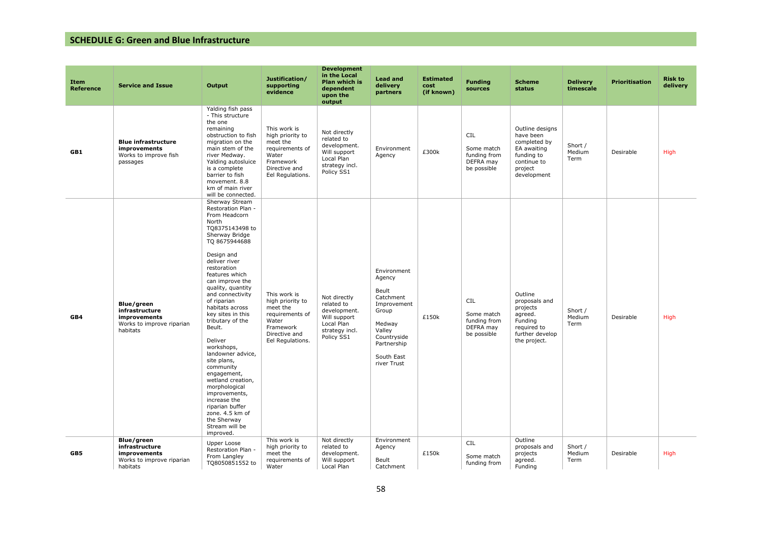## SCHEDULE G: Green and Blue Infrastructure

| Item Reference | Service and Issue | Output | Justification/ supporting evidence | Development in the Local Plan which is dependent upon the output | Lead and delivery partners | Estimated cost (if known) | Funding sources | Scheme status | Delivery timescale | Prioritisation | Risk to delivery |
|---|---|---|---|---|---|---|---|---|---|---|---|
| GB1 | **Blue infrastructure improvements** Works to improve fish passages | Yalding fish pass - This structure the one remaining obstruction to fish migration on the main stem of the river Medway. Yalding autosluice is a complete barrier to fish movement. 8.8 km of main river will be connected. | This work is high priority to meet the requirements of Water Framework Directive and Eel Regulations. | Not directly related to development. Will support Local Plan strategy incl. Policy SS1 | Environment Agency | £300k | CIL<br><br>Some match funding from DEFRA may be possible | Outline designs have been completed by EA awaiting funding to continue to project development | Short / Medium Term | Desirable | High |
| GB4 | **Blue/green infrastructure improvements** Works to improve riparian habitats | Sherway Stream Restoration Plan - From Headcorn North TQ8375143498 to Sherway Bridge TQ 8675944688<br><br>Design and deliver river restoration features which can improve the quality, quantity and connectivity of riparian habitats across key sites in this tributary of the Beult.<br><br>Deliver workshops, landowner advice, site plans, community engagement, wetland creation, morphological improvements, increase the riparian buffer zone. 4.5 km of the Sherway Stream will be improved. | This work is high priority to meet the requirements of Water Framework Directive and Eel Regulations. | Not directly related to development. Will support Local Plan strategy incl. Policy SS1 | Environment Agency<br><br>Beult Catchment Improvement Group<br><br>Medway Valley Countryside Partnership<br><br>South East river Trust | £150k | CIL<br><br>Some match funding from DEFRA may be possible | Outline proposals and projects agreed. Funding required to further develop the project. | Short / Medium Term | Desirable | High |
| GB5 | **Blue/green infrastructure improvements** Works to improve riparian habitats | Upper Loose Restoration Plan - From Langley TQ8050851552 to | This work is high priority to meet the requirements of Water | Not directly related to development. Will support Local Plan | Environment Agency<br><br>Beult Catchment | £150k | CIL<br><br>Some match funding from | Outline proposals and projects agreed. Funding | Short / Medium Term | Desirable | High |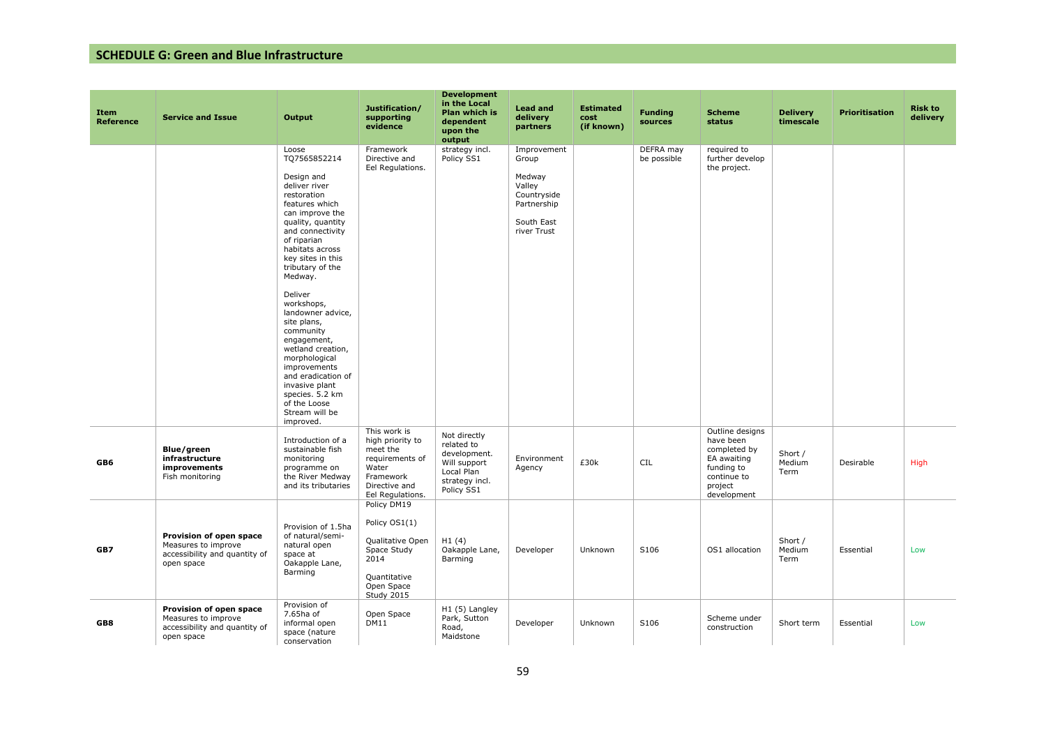## SCHEDULE G: Green and Blue Infrastructure

| Item Reference | Service and Issue | Output | Justification/ supporting evidence | Development in the Local Plan which is dependent upon the output | Lead and delivery partners | Estimated cost (if known) | Funding sources | Scheme status | Delivery timescale | Prioritisation | Risk to delivery |
|---|---|---|---|---|---|---|---|---|---|---|---|
| | | Loose TQ7565852214<br><br>Design and deliver river restoration features which can improve the quality, quantity and connectivity of riparian habitats across key sites in this tributary of the Medway.<br><br>Deliver workshops, landowner advice, site plans, community engagement, wetland creation, morphological improvements and eradication of invasive plant species. 5.2 km of the Loose Stream will be improved. | Framework Directive and Eel Regulations. | strategy incl. Policy SS1 | Improvement Group<br><br>Medway Valley Countryside Partnership<br><br>South East river Trust | | DEFRA may be possible | required to further develop the project. | | | |
| GB6 | **Blue/green infrastructure improvements**<br>Fish monitoring | Introduction of a sustainable fish monitoring programme on the River Medway and its tributaries | This work is high priority to meet the requirements of Water Framework Directive and Eel Regulations. | Not directly related to development. Will support Local Plan strategy incl. Policy SS1 | Environment Agency | £30k | CIL | Outline designs have been completed by EA awaiting funding to continue to project development | Short / Medium Term | Desirable | High |
| GB7 | **Provision of open space**<br>Measures to improve accessibility and quantity of open space | Provision of 1.5ha of natural/semi-natural open space at Oakapple Lane, Barming | Policy DM19<br><br>Policy OS1(1)<br><br>Qualitative Open Space Study 2014<br><br>Quantitative Open Space Study 2015 | H1 (4) Oakapple Lane, Barming | Developer | Unknown | S106 | OS1 allocation | Short / Medium Term | Essential | Low |
| GB8 | **Provision of open space**<br>Measures to improve accessibility and quantity of open space | Provision of 7.65ha of informal open space (nature conservation | Open Space DM11 | H1 (5) Langley Park, Sutton Road, Maidstone | Developer | Unknown | S106 | Scheme under construction | Short term | Essential | Low |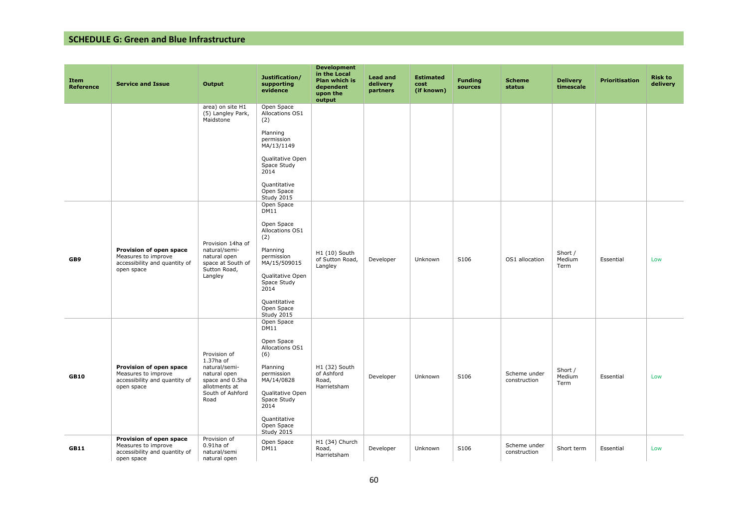## SCHEDULE G: Green and Blue Infrastructure

| Item Reference | Service and Issue | Output | Justification/ supporting evidence | Development in the Local Plan which is dependent upon the output | Lead and delivery partners | Estimated cost (if known) | Funding sources | Scheme status | Delivery timescale | Prioritisation | Risk to delivery |
|---|---|---|---|---|---|---|---|---|---|---|---|
| | | area) on site H1 (5) Langley Park, Maidstone | Open Space Allocations OS1 (2)<br><br>Planning permission MA/13/1149<br><br>Qualitative Open Space Study 2014<br><br>Quantitative Open Space Study 2015 | | | | | | | | |
| **GB9** | **Provision of open space** Measures to improve accessibility and quantity of open space | Provision 14ha of natural/semi-natural open space at South of Sutton Road, Langley | Open Space DM11<br><br>Open Space Allocations OS1 (2)<br><br>Planning permission MA/15/509015<br><br>Qualitative Open Space Study 2014<br><br>Quantitative Open Space Study 2015 | H1 (10) South of Sutton Road, Langley | Developer | Unknown | S106 | OS1 allocation | Short / Medium Term | Essential | Low |
| **GB10** | **Provision of open space** Measures to improve accessibility and quantity of open space | Provision of 1.37ha of natural/semi-natural open space and 0.5ha allotments at South of Ashford Road | Open Space DM11<br><br>Open Space Allocations OS1 (6)<br><br>Planning permission MA/14/0828<br><br>Qualitative Open Space Study 2014<br><br>Quantitative Open Space Study 2015 | H1 (32) South of Ashford Road, Harrietsham | Developer | Unknown | S106 | Scheme under construction | Short / Medium Term | Essential | Low |
| **GB11** | **Provision of open space** Measures to improve accessibility and quantity of open space | Provision of 0.91ha of natural/semi natural open | Open Space DM11 | H1 (34) Church Road, Harrietsham | Developer | Unknown | S106 | Scheme under construction | Short term | Essential | Low |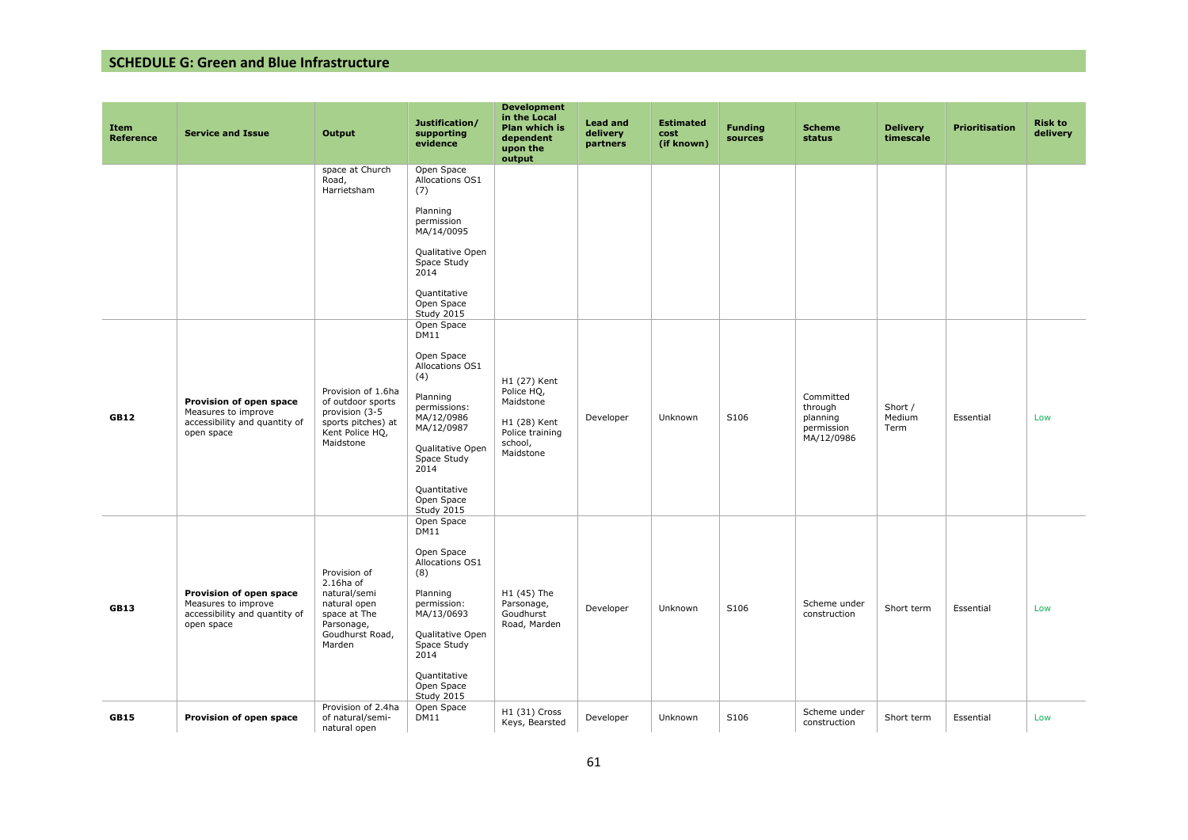## SCHEDULE G: Green and Blue Infrastructure

| Item Reference | Service and Issue | Output | Justification/ supporting evidence | Development in the Local Plan which is dependent upon the output | Lead and delivery partners | Estimated cost (if known) | Funding sources | Scheme status | Delivery timescale | Prioritisation | Risk to delivery |
|---|---|---|---|---|---|---|---|---|---|---|---|
| | | space at Church Road, Harrietsham | Open Space Allocations OS1 (7)<br><br>Planning permission MA/14/0095<br><br>Qualitative Open Space Study 2014<br><br>Quantitative Open Space Study 2015 | | | | | | | | |
| **GB12** | **Provision of open space** Measures to improve accessibility and quantity of open space | Provision of 1.6ha of outdoor sports provision (3-5 sports pitches) at Kent Police HQ, Maidstone | Open Space DM11<br><br>Open Space Allocations OS1 (4)<br><br>Planning permissions: MA/12/0986 MA/12/0987<br><br>Qualitative Open Space Study 2014<br><br>Quantitative Open Space Study 2015 | H1 (27) Kent Police HQ, Maidstone<br><br>H1 (28) Kent Police training school, Maidstone | Developer | Unknown | S106 | Committed through planning permission MA/12/0986 | Short / Medium Term | Essential | Low |
| **GB13** | **Provision of open space** Measures to improve accessibility and quantity of open space | Provision of 2.16ha of natural/semi natural open space at The Parsonage, Goudhurst Road, Marden | Open Space DM11<br><br>Open Space Allocations OS1 (8)<br><br>Planning permission: MA/13/0693<br><br>Qualitative Open Space Study 2014<br><br>Quantitative Open Space Study 2015 | H1 (45) The Parsonage, Goudhurst Road, Marden | Developer | Unknown | S106 | Scheme under construction | Short term | Essential | Low |
| **GB15** | **Provision of open space** | Provision of 2.4ha of natural/semi-natural open | Open Space DM11 | H1 (31) Cross Keys, Bearsted | Developer | Unknown | S106 | Scheme under construction | Short term | Essential | Low |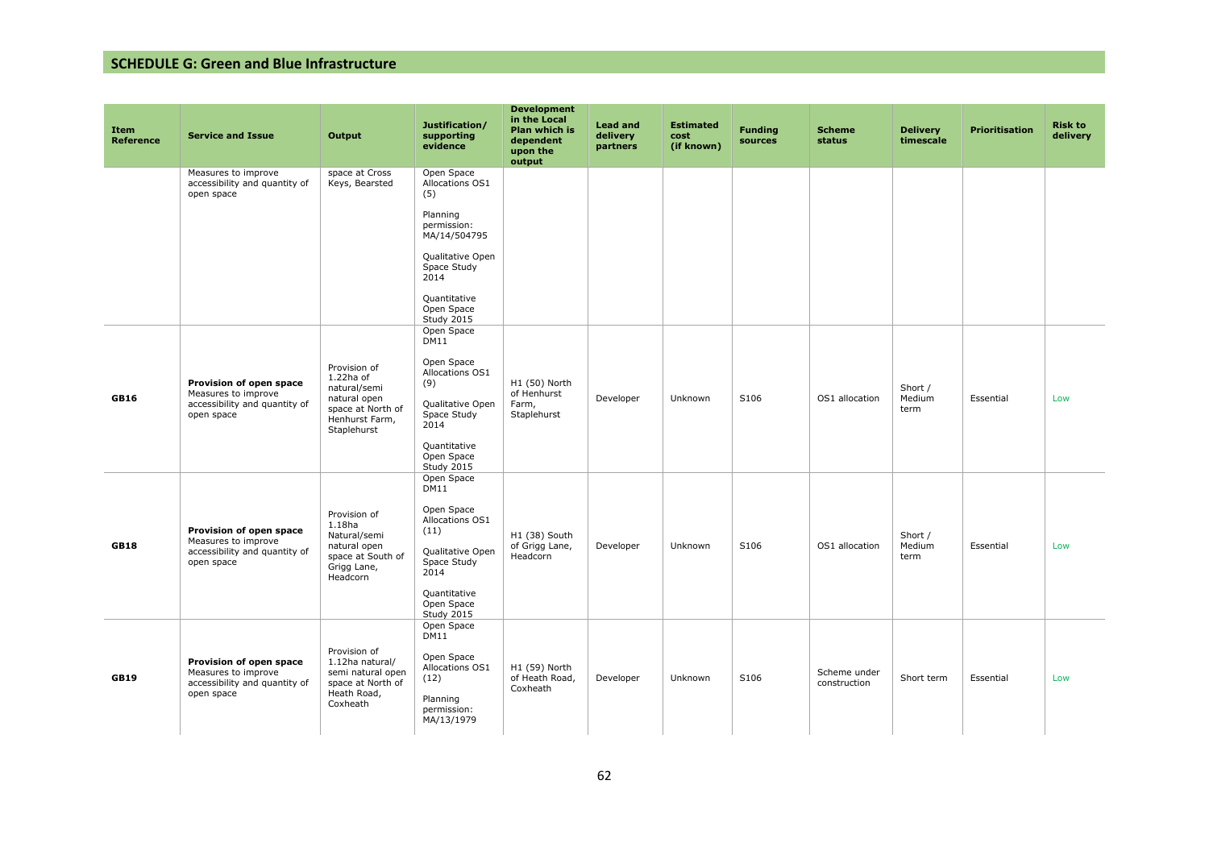## SCHEDULE G: Green and Blue Infrastructure

| Item Reference | Service and Issue | Output | Justification/ supporting evidence | Development in the Local Plan which is dependent upon the output | Lead and delivery partners | Estimated cost (if known) | Funding sources | Scheme status | Delivery timescale | Prioritisation | Risk to delivery |
|---|---|---|---|---|---|---|---|---|---|---|---|
| | Measures to improve accessibility and quantity of open space | space at Cross Keys, Bearsted | Open Space Allocations OS1 (5)<br><br>Planning permission: MA/14/504795<br><br>Qualitative Open Space Study 2014<br><br>Quantitative Open Space Study 2015 | | | | | | | | |
| GB16 | **Provision of open space** Measures to improve accessibility and quantity of open space | Provision of 1.22ha of natural/semi natural open space at North of Henhurst Farm, Staplehurst | Open Space DM11<br><br>Open Space Allocations OS1 (9)<br><br>Qualitative Open Space Study 2014<br><br>Quantitative Open Space Study 2015 | H1 (50) North of Henhurst Farm, Staplehurst | Developer | Unknown | S106 | OS1 allocation | Short / Medium term | Essential | Low |
| GB18 | **Provision of open space** Measures to improve accessibility and quantity of open space | Provision of 1.18ha Natural/semi natural open space at South of Grigg Lane, Headcorn | Open Space DM11<br><br>Open Space Allocations OS1 (11)<br><br>Qualitative Open Space Study 2014<br><br>Quantitative Open Space Study 2015 | H1 (38) South of Grigg Lane, Headcorn | Developer | Unknown | S106 | OS1 allocation | Short / Medium term | Essential | Low |
| GB19 | **Provision of open space** Measures to improve accessibility and quantity of open space | Provision of 1.12ha natural/ semi natural open space at North of Heath Road, Coxheath | Open Space DM11<br><br>Open Space Allocations OS1 (12)<br><br>Planning permission: MA/13/1979 | H1 (59) North of Heath Road, Coxheath | Developer | Unknown | S106 | Scheme under construction | Short term | Essential | Low |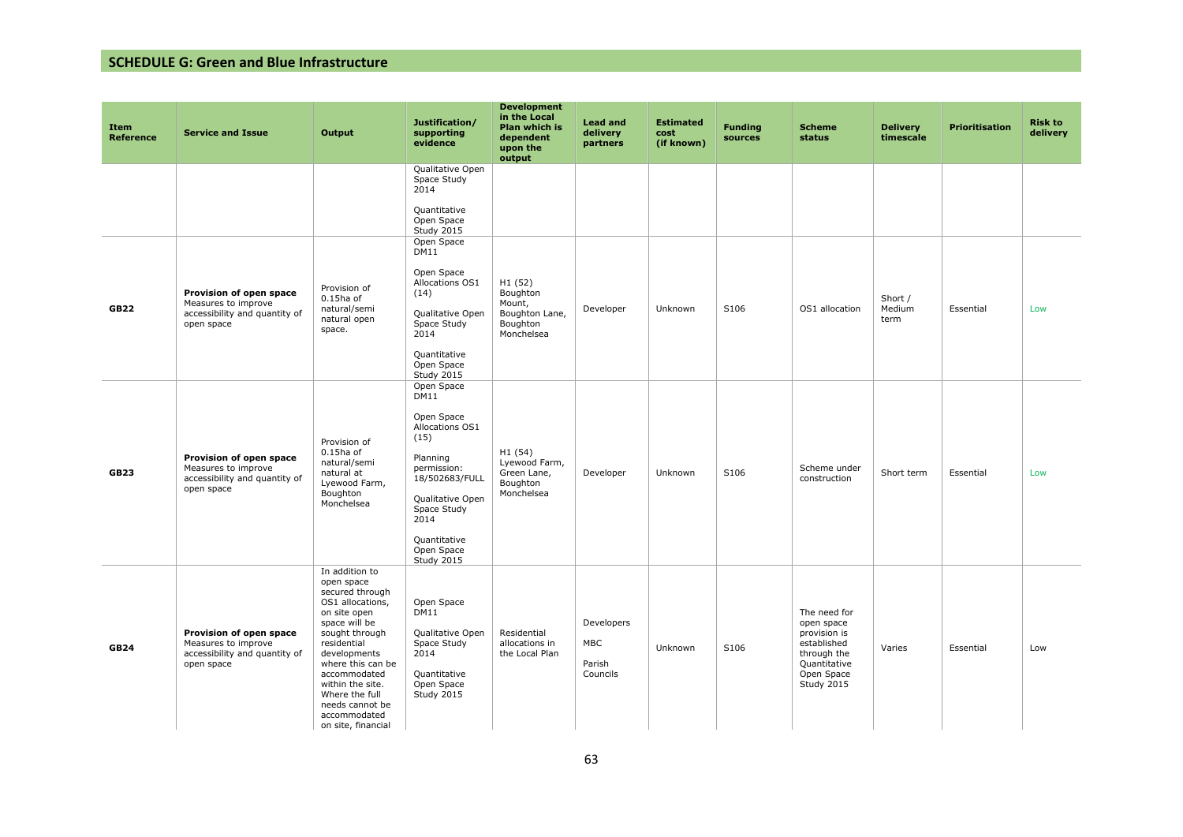## SCHEDULE G: Green and Blue Infrastructure

| Item Reference | Service and Issue | Output | Justification/ supporting evidence | Development in the Local Plan which is dependent upon the output | Lead and delivery partners | Estimated cost (if known) | Funding sources | Scheme status | Delivery timescale | Prioritisation | Risk to delivery |
|---|---|---|---|---|---|---|---|---|---|---|---|
| | | | Qualitative Open Space Study 2014<br><br>Quantitative Open Space Study 2015 | | | | | | | | |
| GB22 | **Provision of open space** Measures to improve accessibility and quantity of open space | Provision of 0.15ha of natural/semi natural open space. | Open Space DM11<br><br>Open Space Allocations OS1 (14)<br><br>Qualitative Open Space Study 2014<br><br>Quantitative Open Space Study 2015 | H1 (52) Boughton Mount, Boughton Lane, Boughton Monchelsea | Developer | Unknown | S106 | OS1 allocation | Short / Medium term | Essential | Low |
| GB23 | **Provision of open space** Measures to improve accessibility and quantity of open space | Provision of 0.15ha of natural/semi natural at Lyewood Farm, Boughton Monchelsea | Open Space DM11<br><br>Open Space Allocations OS1 (15)<br><br>Planning permission: 18/502683/FULL<br><br>Qualitative Open Space Study 2014<br><br>Quantitative Open Space Study 2015 | H1 (54) Lyewood Farm, Green Lane, Boughton Monchelsea | Developer | Unknown | S106 | Scheme under construction | Short term | Essential | Low |
| GB24 | **Provision of open space** Measures to improve accessibility and quantity of open space | In addition to open space secured through OS1 allocations, on site open space will be sought through residential developments where this can be accommodated within the site. Where the full needs cannot be accommodated on site, financial | Open Space DM11<br><br>Qualitative Open Space Study 2014<br><br>Quantitative Open Space Study 2015 | Residential allocations in the Local Plan | Developers<br><br>MBC<br><br>Parish Councils | Unknown | S106 | The need for open space provision is established through the Quantitative Open Space Study 2015 | Varies | Essential | Low |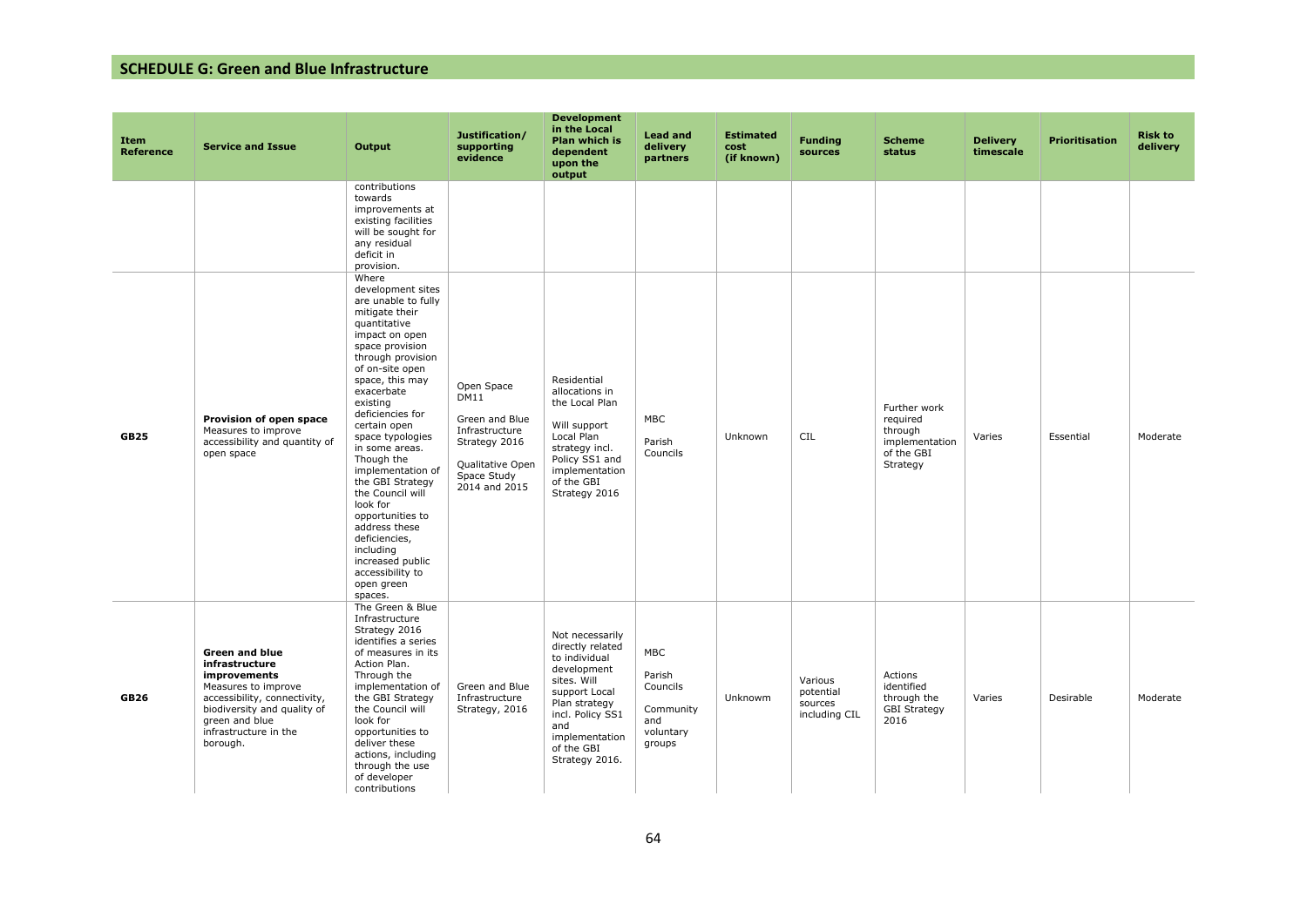## SCHEDULE G: Green and Blue Infrastructure

| Item Reference | Service and Issue | Output | Justification/ supporting evidence | Development in the Local Plan which is dependent upon the output | Lead and delivery partners | Estimated cost (if known) | Funding sources | Scheme status | Delivery timescale | Prioritisation | Risk to delivery |
|---|---|---|---|---|---|---|---|---|---|---|---|
| | | contributions towards improvements at existing facilities will be sought for any residual deficit in provision. | | | | | | | | | |
| GB25 | **Provision of open space** Measures to improve accessibility and quantity of open space | Where development sites are unable to fully mitigate their quantitative impact on open space provision through provision of on-site open space, this may exacerbate existing deficiencies for certain open space typologies in some areas. Though the implementation of the GBI Strategy the Council will look for opportunities to address these deficiencies, including increased public accessibility to open green spaces. | Open Space DM11<br><br>Green and Blue Infrastructure Strategy 2016<br><br>Qualitative Open Space Study 2014 and 2015 | Residential allocations in the Local Plan<br><br>Will support Local Plan strategy incl. Policy SS1 and implementation of the GBI Strategy 2016 | MBC<br><br>Parish Councils | Unknown | CIL | Further work required through implementation of the GBI Strategy | Varies | Essential | Moderate |
| GB26 | **Green and blue infrastructure improvements** Measures to improve accessibility, connectivity, biodiversity and quality of green and blue infrastructure in the borough. | The Green & Blue Infrastructure Strategy 2016 identifies a series of measures in its Action Plan. Through the implementation of the GBI Strategy the Council will look for opportunities to deliver these actions, including through the use of developer contributions | Green and Blue Infrastructure Strategy, 2016 | Not necessarily directly related to individual development sites. Will support Local Plan strategy incl. Policy SS1 and implementation of the GBI Strategy 2016. | MBC<br><br>Parish Councils<br><br>Community and voluntary groups | Unknowm | Various potential sources including CIL | Actions identified through the GBI Strategy 2016 | Varies | Desirable | Moderate |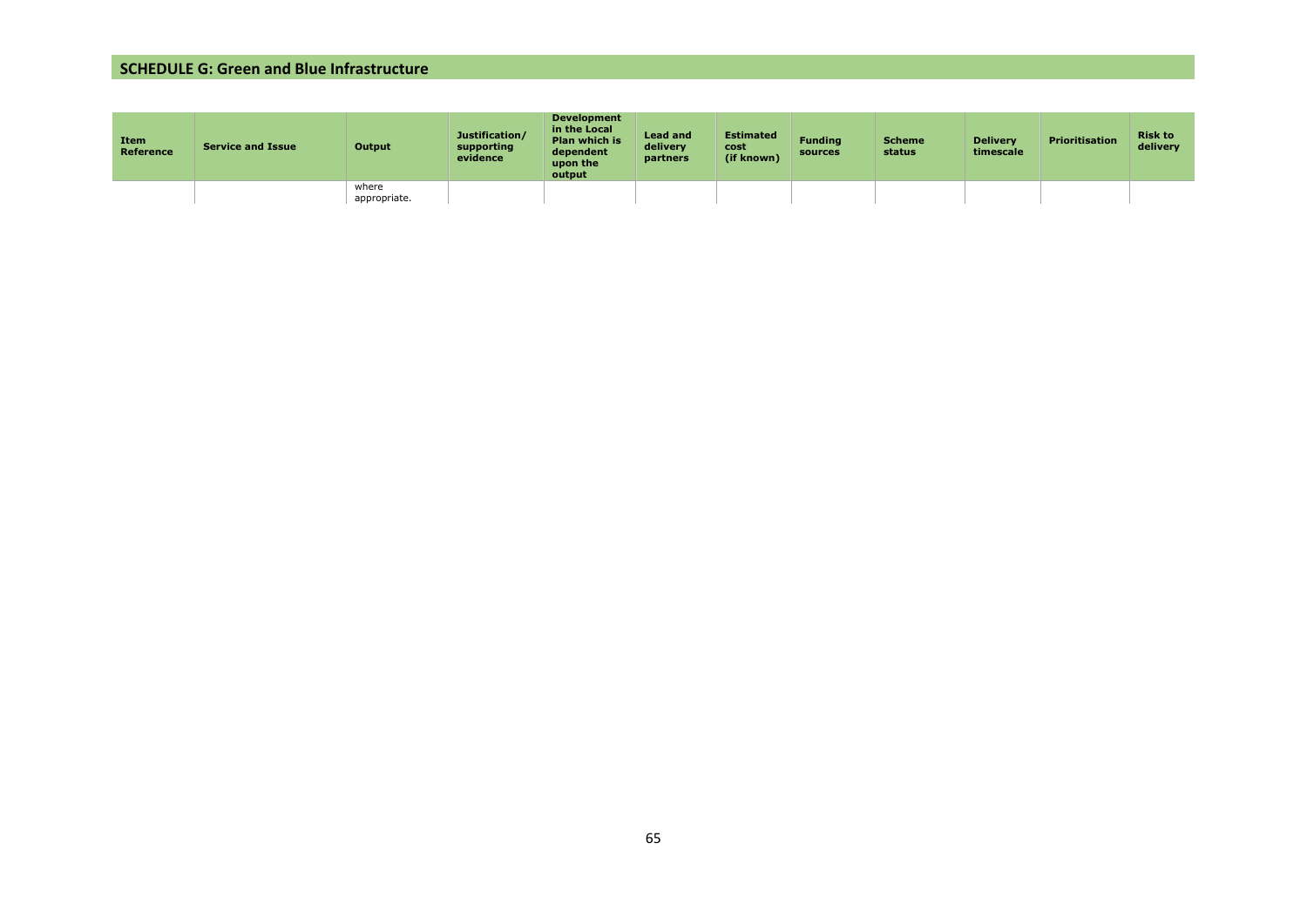## SCHEDULE G: Green and Blue Infrastructure

| Item Reference | Service and Issue | Output | Justification/ supporting evidence | Development in the Local Plan which is dependent upon the output | Lead and delivery partners | Estimated cost (if known) | Funding sources | Scheme status | Delivery timescale | Prioritisation | Risk to delivery |
|---|---|---|---|---|---|---|---|---|---|---|---|
| | | where appropriate. | | | | | | | | | |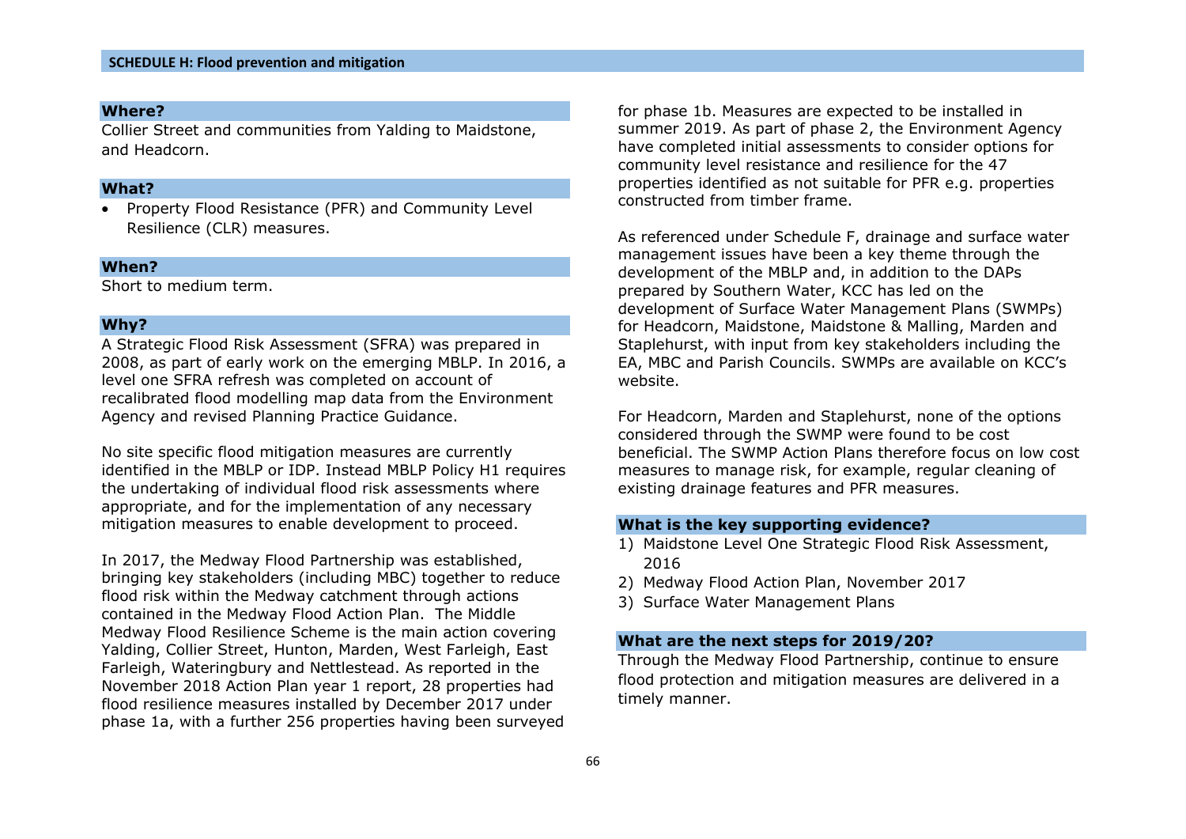## SCHEDULE H: Flood prevention and mitigation

### Where?

Collier Street and communities from Yalding to Maidstone, and Headcorn.

### What?

- Property Flood Resistance (PFR) and Community Level Resilience (CLR) measures.

### When?

Short to medium term.

### Why?

A Strategic Flood Risk Assessment (SFRA) was prepared in 2008, as part of early work on the emerging MBLP. In 2016, a level one SFRA refresh was completed on account of recalibrated flood modelling map data from the Environment Agency and revised Planning Practice Guidance.

No site specific flood mitigation measures are currently identified in the MBLP or IDP. Instead MBLP Policy H1 requires the undertaking of individual flood risk assessments where appropriate, and for the implementation of any necessary mitigation measures to enable development to proceed.

In 2017, the Medway Flood Partnership was established, bringing key stakeholders (including MBC) together to reduce flood risk within the Medway catchment through actions contained in the Medway Flood Action Plan. The Middle Medway Flood Resilience Scheme is the main action covering Yalding, Collier Street, Hunton, Marden, West Farleigh, East Farleigh, Wateringbury and Nettlestead. As reported in the November 2018 Action Plan year 1 report, 28 properties had flood resilience measures installed by December 2017 under phase 1a, with a further 256 properties having been surveyed for phase 1b. Measures are expected to be installed in summer 2019. As part of phase 2, the Environment Agency have completed initial assessments to consider options for community level resistance and resilience for the 47 properties identified as not suitable for PFR e.g. properties constructed from timber frame.

As referenced under Schedule F, drainage and surface water management issues have been a key theme through the development of the MBLP and, in addition to the DAPs prepared by Southern Water, KCC has led on the development of Surface Water Management Plans (SWMPs) for Headcorn, Maidstone, Maidstone & Malling, Marden and Staplehurst, with input from key stakeholders including the EA, MBC and Parish Councils. SWMPs are available on KCC's website.

For Headcorn, Marden and Staplehurst, none of the options considered through the SWMP were found to be cost beneficial. The SWMP Action Plans therefore focus on low cost measures to manage risk, for example, regular cleaning of existing drainage features and PFR measures.

### What is the key supporting evidence?

1) Maidstone Level One Strategic Flood Risk Assessment, 2016
2) Medway Flood Action Plan, November 2017
3) Surface Water Management Plans

### What are the next steps for 2019/20?

Through the Medway Flood Partnership, continue to ensure flood protection and mitigation measures are delivered in a timely manner.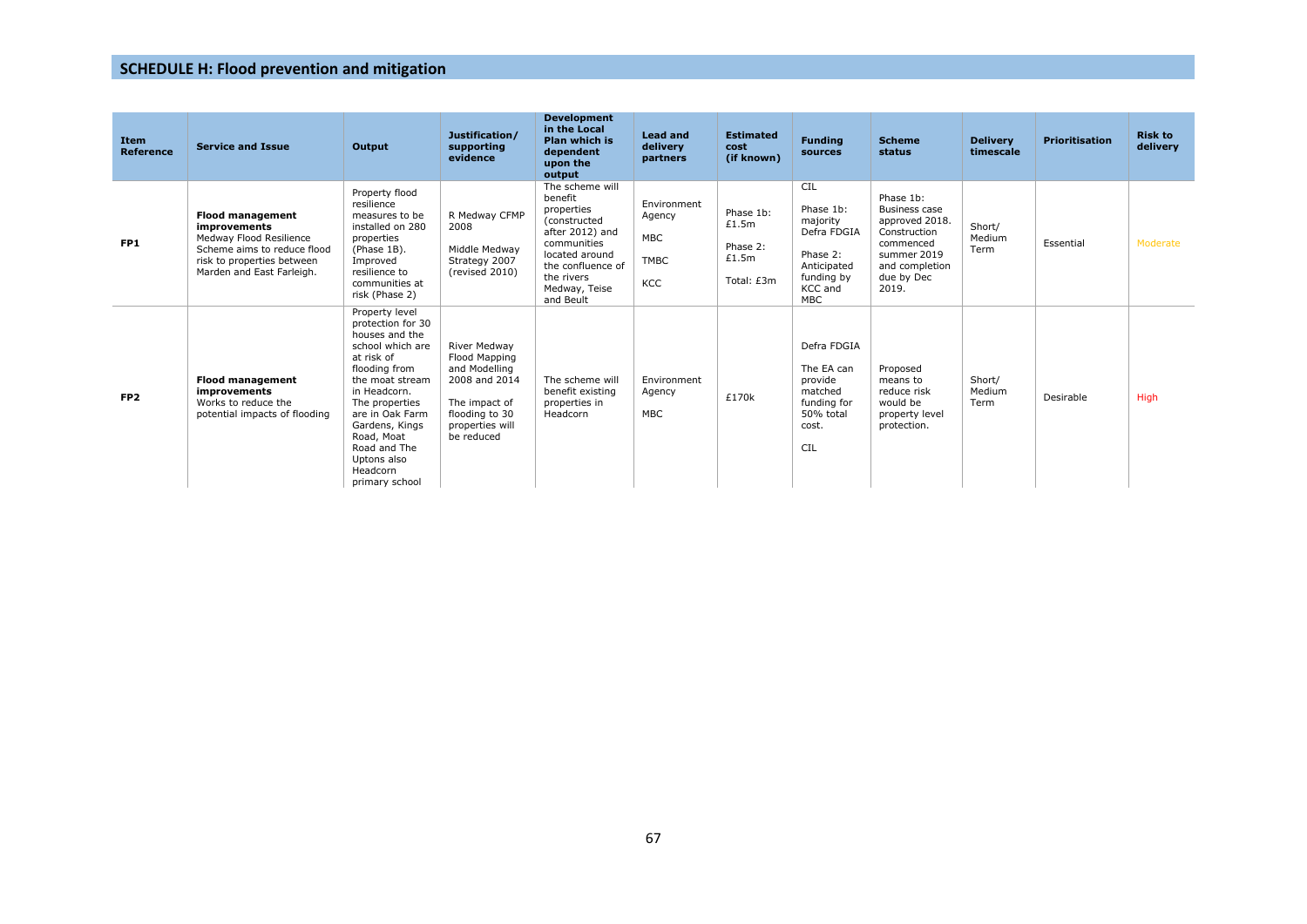## SCHEDULE H: Flood prevention and mitigation

| Item Reference | Service and Issue | Output | Justification/ supporting evidence | Development in the Local Plan which is dependent upon the output | Lead and delivery partners | Estimated cost (if known) | Funding sources | Scheme status | Delivery timescale | Prioritisation | Risk to delivery |
|---|---|---|---|---|---|---|---|---|---|---|---|
| **FP1** | **Flood management improvements** Medway Flood Resilience Scheme aims to reduce flood risk to properties between Marden and East Farleigh. | Property flood resilience measures to be installed on 280 properties (Phase 1B). Improved resilience to communities at risk (Phase 2) | R Medway CFMP 2008<br><br>Middle Medway Strategy 2007 (revised 2010) | The scheme will benefit properties (constructed after 2012) and communities located around the confluence of the rivers Medway, Teise and Beult | Environment Agency<br><br>MBC<br><br>TMBC<br><br>KCC | Phase 1b: £1.5m<br><br>Phase 2: £1.5m<br><br>Total: £3m | CIL<br><br>Phase 1b: majority Defra FDGIA<br><br>Phase 2: Anticipated funding by KCC and MBC | Phase 1b: Business case approved 2018. Construction commenced summer 2019 and completion due by Dec 2019. | Short/ Medium Term | Essential | Moderate |
| **FP2** | **Flood management improvements** Works to reduce the potential impacts of flooding | Property level protection for 30 houses and the school which are at risk of flooding from the moat stream in Headcorn. The properties are in Oak Farm Gardens, Kings Road, Moat Road and The Uptons also Headcorn primary school | River Medway Flood Mapping and Modelling 2008 and 2014<br><br>The impact of flooding to 30 properties will be reduced | The scheme will benefit existing properties in Headcorn | Environment Agency<br><br>MBC | £170k | Defra FDGIA<br><br>The EA can provide matched funding for 50% total cost.<br><br>CIL | Proposed means to reduce risk would be property level protection. | Short/ Medium Term | Desirable | High |